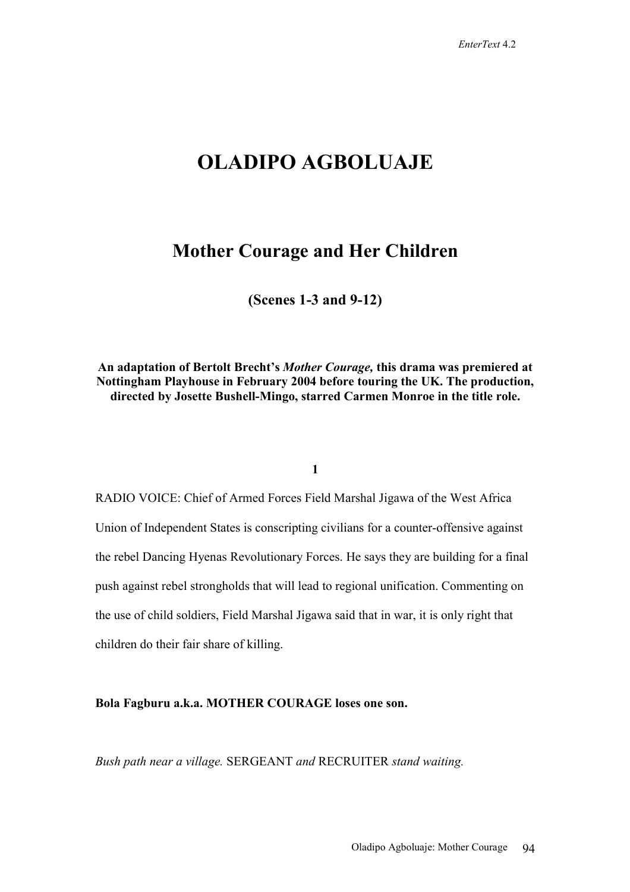# OLADIPO AGBOLUAJE

## Mother Courage and Her Children

**(Scenes 1-3 and 9-12)**

**An adaptation of Bertolt Brecht's *Mother Courage,* this drama was premiered at Nottingham Playhouse in February 2004 before touring the UK. The production, directed by Josette Bushell-Mingo, starred Carmen Monroe in the title role.**

**1**

RADIO VOICE: Chief of Armed Forces Field Marshal Jigawa of the West Africa Union of Independent States is conscripting civilians for a counter-offensive against the rebel Dancing Hyenas Revolutionary Forces. He says they are building for a final push against rebel strongholds that will lead to regional unification. Commenting on the use of child soldiers, Field Marshal Jigawa said that in war, it is only right that children do their fair share of killing.

**Bola Fagburu a.k.a. MOTHER COURAGE loses one son.**

*Bush path near a village.* SERGEANT *and* RECRUITER *stand waiting.*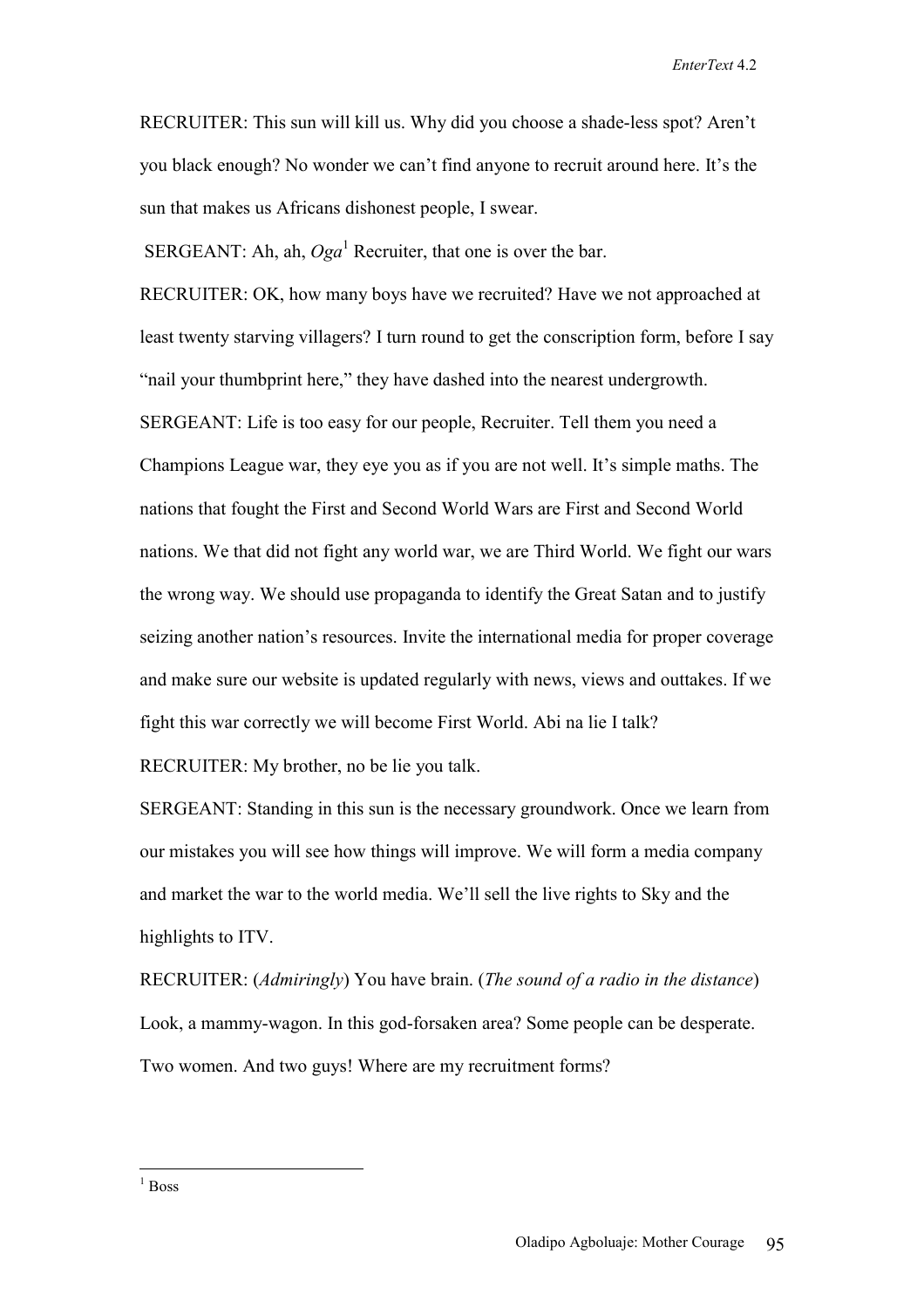RECRUITER: This sun will kill us. Why did you choose a shade-less spot? Aren't you black enough? No wonder we can't find anyone to recruit around here. It's the sun that makes us Africans dishonest people, I swear.

SERGEANT: Ah, ah, *Oga*[1] Recruiter, that one is over the bar.

RECRUITER: OK, how many boys have we recruited? Have we not approached at least twenty starving villagers? I turn round to get the conscription form, before I say "nail your thumbprint here," they have dashed into the nearest undergrowth.

SERGEANT: Life is too easy for our people, Recruiter. Tell them you need a Champions League war, they eye you as if you are not well. It's simple maths. The nations that fought the First and Second World Wars are First and Second World nations. We that did not fight any world war, we are Third World. We fight our wars the wrong way. We should use propaganda to identify the Great Satan and to justify seizing another nation's resources. Invite the international media for proper coverage and make sure our website is updated regularly with news, views and outtakes. If we fight this war correctly we will become First World. Abi na lie I talk?

RECRUITER: My brother, no be lie you talk.

SERGEANT: Standing in this sun is the necessary groundwork. Once we learn from our mistakes you will see how things will improve. We will form a media company and market the war to the world media. We'll sell the live rights to Sky and the highlights to ITV.

RECRUITER: (*Admiringly*) You have brain. (*The sound of a radio in the distance*) Look, a mammy-wagon. In this god-forsaken area? Some people can be desperate. Two women. And two guys! Where are my recruitment forms?

---

[1] Boss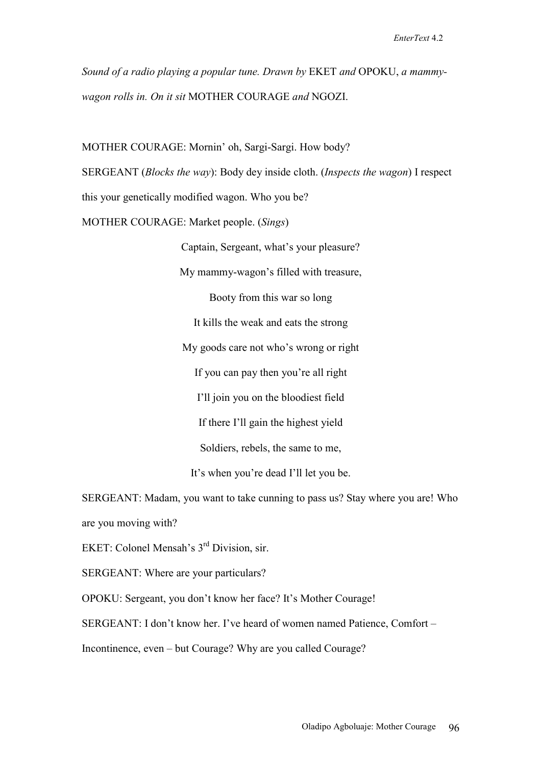*Sound of a radio playing a popular tune. Drawn by* EKET *and* OPOKU, *a mammy-wagon rolls in. On it sit* MOTHER COURAGE *and* NGOZI.

MOTHER COURAGE: Mornin' oh, Sargi-Sargi. How body?

SERGEANT (*Blocks the way*): Body dey inside cloth. (*Inspects the wagon*) I respect this your genetically modified wagon. Who you be?

MOTHER COURAGE: Market people. (*Sings*)

> Captain, Sergeant, what's your pleasure?
>
> My mammy-wagon's filled with treasure,
>
> Booty from this war so long
>
> It kills the weak and eats the strong
>
> My goods care not who's wrong or right
>
> If you can pay then you're all right
>
> I'll join you on the bloodiest field
>
> If there I'll gain the highest yield
>
> Soldiers, rebels, the same to me,
>
> It's when you're dead I'll let you be.

SERGEANT: Madam, you want to take cunning to pass us? Stay where you are! Who are you moving with?

EKET: Colonel Mensah's 3rd Division, sir.

SERGEANT: Where are your particulars?

OPOKU: Sergeant, you don't know her face? It's Mother Courage!

SERGEANT: I don't know her. I've heard of women named Patience, Comfort – Incontinence, even – but Courage? Why are you called Courage?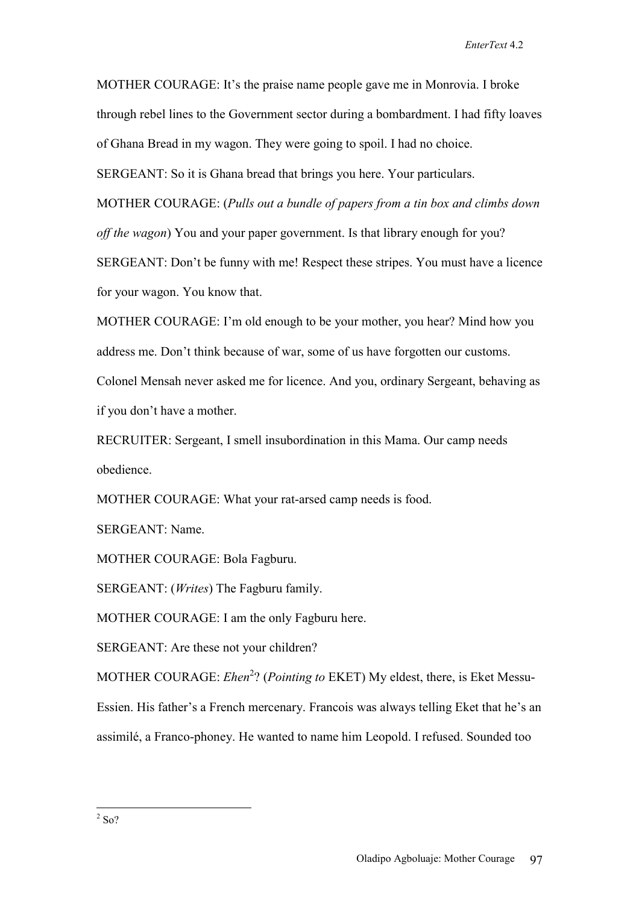MOTHER COURAGE: It's the praise name people gave me in Monrovia. I broke through rebel lines to the Government sector during a bombardment. I had fifty loaves of Ghana Bread in my wagon. They were going to spoil. I had no choice.

SERGEANT: So it is Ghana bread that brings you here. Your particulars.

MOTHER COURAGE: (*Pulls out a bundle of papers from a tin box and climbs down off the wagon*) You and your paper government. Is that library enough for you?

SERGEANT: Don't be funny with me! Respect these stripes. You must have a licence for your wagon. You know that.

MOTHER COURAGE: I'm old enough to be your mother, you hear? Mind how you address me. Don't think because of war, some of us have forgotten our customs. Colonel Mensah never asked me for licence. And you, ordinary Sergeant, behaving as if you don't have a mother.

RECRUITER: Sergeant, I smell insubordination in this Mama. Our camp needs obedience.

MOTHER COURAGE: What your rat-arsed camp needs is food.

SERGEANT: Name.

MOTHER COURAGE: Bola Fagburu.

SERGEANT: (*Writes*) The Fagburu family.

MOTHER COURAGE: I am the only Fagburu here.

SERGEANT: Are these not your children?

MOTHER COURAGE: *Ehen*[2]? (*Pointing to* EKET) My eldest, there, is Eket Messu-Essien. His father's a French mercenary. Francois was always telling Eket that he's an assimilé, a Franco-phoney. He wanted to name him Leopold. I refused. Sounded too

---

[2] So?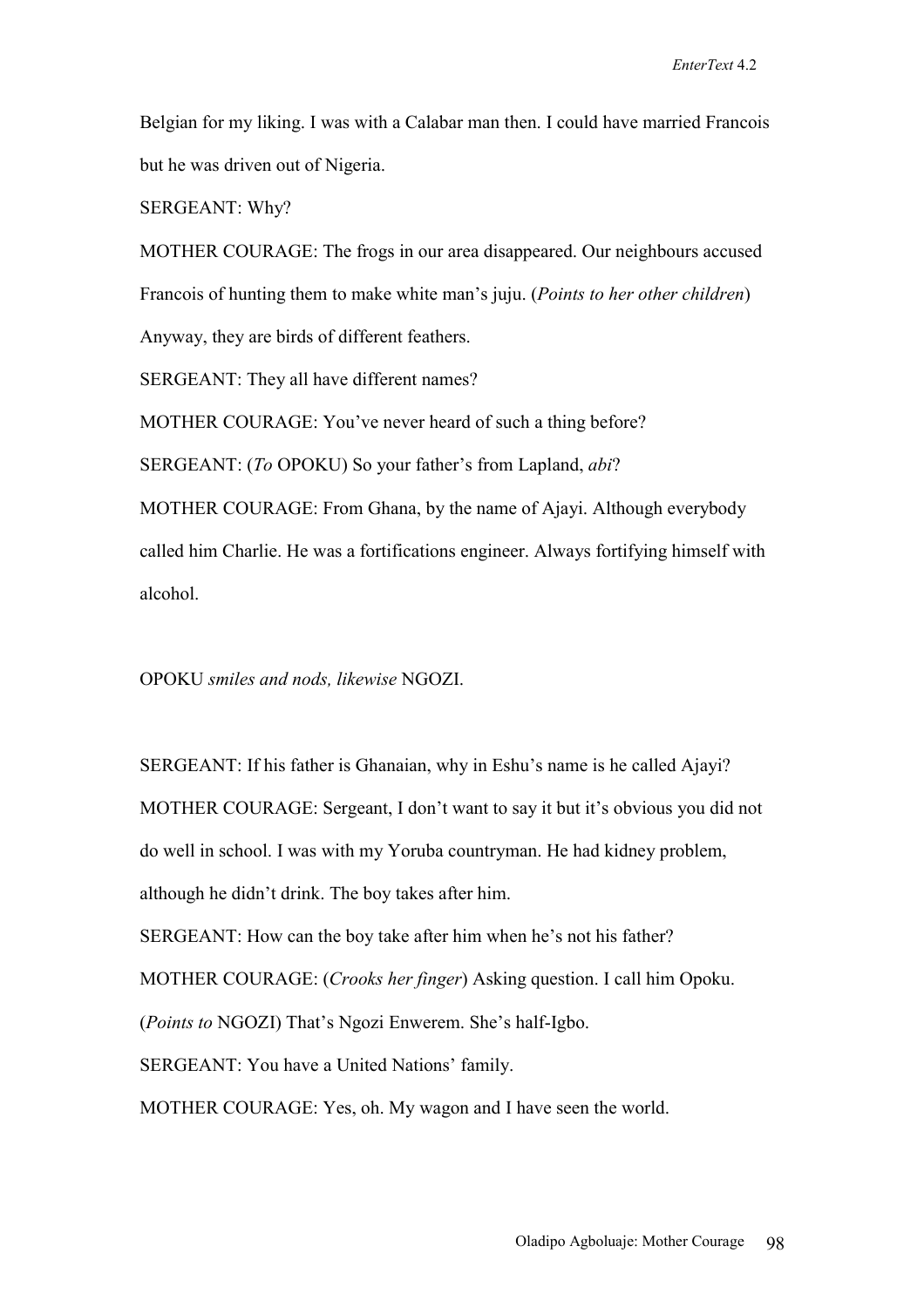Belgian for my liking. I was with a Calabar man then. I could have married Francois but he was driven out of Nigeria.

SERGEANT: Why?

MOTHER COURAGE: The frogs in our area disappeared. Our neighbours accused Francois of hunting them to make white man's juju. (*Points to her other children*) Anyway, they are birds of different feathers.

SERGEANT: They all have different names?

MOTHER COURAGE: You've never heard of such a thing before?

SERGEANT: (*To* OPOKU) So your father's from Lapland, *abi*?

MOTHER COURAGE: From Ghana, by the name of Ajayi. Although everybody called him Charlie. He was a fortifications engineer. Always fortifying himself with alcohol.

OPOKU *smiles and nods, likewise* NGOZI.

SERGEANT: If his father is Ghanaian, why in Eshu's name is he called Ajayi?

MOTHER COURAGE: Sergeant, I don't want to say it but it's obvious you did not do well in school. I was with my Yoruba countryman. He had kidney problem, although he didn't drink. The boy takes after him.

SERGEANT: How can the boy take after him when he's not his father?

MOTHER COURAGE: (*Crooks her finger*) Asking question. I call him Opoku. (*Points to* NGOZI) That's Ngozi Enwerem. She's half-Igbo.

SERGEANT: You have a United Nations' family.

MOTHER COURAGE: Yes, oh. My wagon and I have seen the world.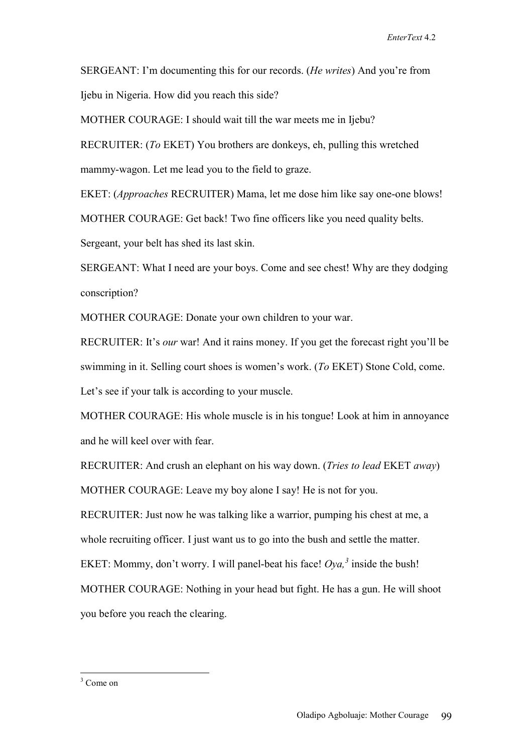SERGEANT: I'm documenting this for our records. (*He writes*) And you're from Ijebu in Nigeria. How did you reach this side?

MOTHER COURAGE: I should wait till the war meets me in Ijebu?

RECRUITER: (*To* EKET) You brothers are donkeys, eh, pulling this wretched mammy-wagon. Let me lead you to the field to graze.

EKET: (*Approaches* RECRUITER) Mama, let me dose him like say one-one blows!

MOTHER COURAGE: Get back! Two fine officers like you need quality belts. Sergeant, your belt has shed its last skin.

SERGEANT: What I need are your boys. Come and see chest! Why are they dodging conscription?

MOTHER COURAGE: Donate your own children to your war.

RECRUITER: It's *our* war! And it rains money. If you get the forecast right you'll be swimming in it. Selling court shoes is women's work. (*To* EKET) Stone Cold, come. Let's see if your talk is according to your muscle.

MOTHER COURAGE: His whole muscle is in his tongue! Look at him in annoyance and he will keel over with fear.

RECRUITER: And crush an elephant on his way down. (*Tries to lead* EKET *away*)

MOTHER COURAGE: Leave my boy alone I say! He is not for you.

RECRUITER: Just now he was talking like a warrior, pumping his chest at me, a whole recruiting officer. I just want us to go into the bush and settle the matter.

EKET: Mommy, don't worry. I will panel-beat his face! *Oya,*[3] inside the bush!

MOTHER COURAGE: Nothing in your head but fight. He has a gun. He will shoot you before you reach the clearing.

---

[3] Come on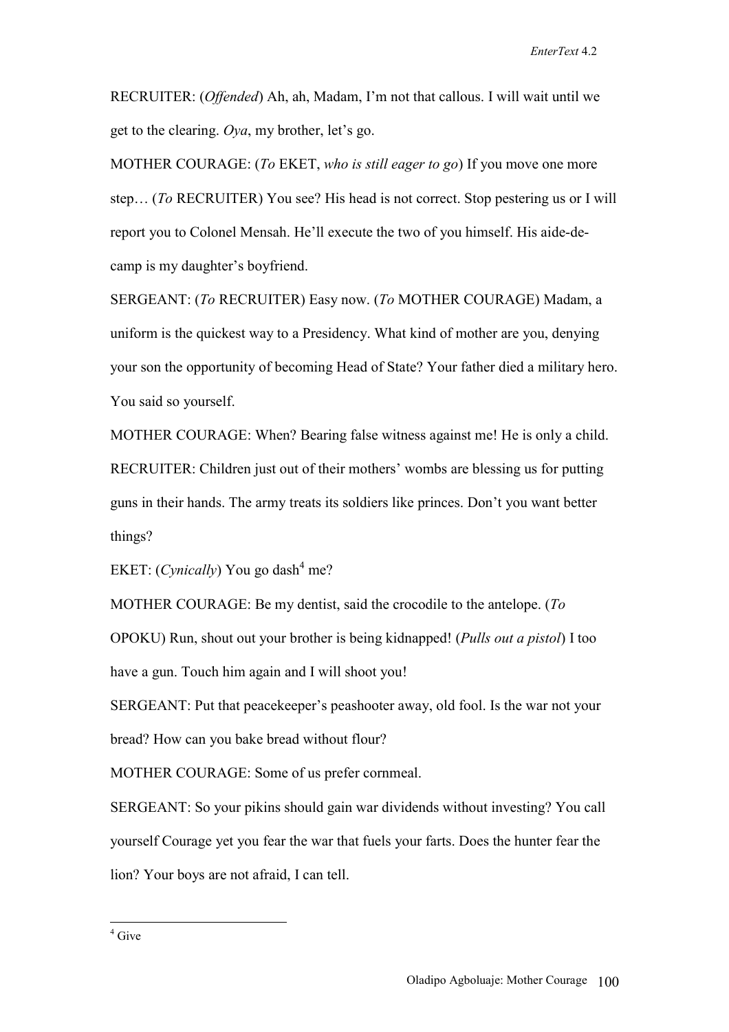RECRUITER: (*Offended*) Ah, ah, Madam, I'm not that callous. I will wait until we get to the clearing. *Oya*, my brother, let's go.

MOTHER COURAGE: (*To* EKET, *who is still eager to go*) If you move one more step… (*To* RECRUITER) You see? His head is not correct. Stop pestering us or I will report you to Colonel Mensah. He'll execute the two of you himself. His aide-de-camp is my daughter's boyfriend.

SERGEANT: (*To* RECRUITER) Easy now. (*To* MOTHER COURAGE) Madam, a uniform is the quickest way to a Presidency. What kind of mother are you, denying your son the opportunity of becoming Head of State? Your father died a military hero. You said so yourself.

MOTHER COURAGE: When? Bearing false witness against me! He is only a child.

RECRUITER: Children just out of their mothers' wombs are blessing us for putting guns in their hands. The army treats its soldiers like princes. Don't you want better things?

EKET: (*Cynically*) You go dash[4] me?

MOTHER COURAGE: Be my dentist, said the crocodile to the antelope. (*To* OPOKU) Run, shout out your brother is being kidnapped! (*Pulls out a pistol*) I too have a gun. Touch him again and I will shoot you!

SERGEANT: Put that peacekeeper's peashooter away, old fool. Is the war not your bread? How can you bake bread without flour?

MOTHER COURAGE: Some of us prefer cornmeal.

SERGEANT: So your pikins should gain war dividends without investing? You call yourself Courage yet you fear the war that fuels your farts. Does the hunter fear the lion? Your boys are not afraid, I can tell.

---

[4] Give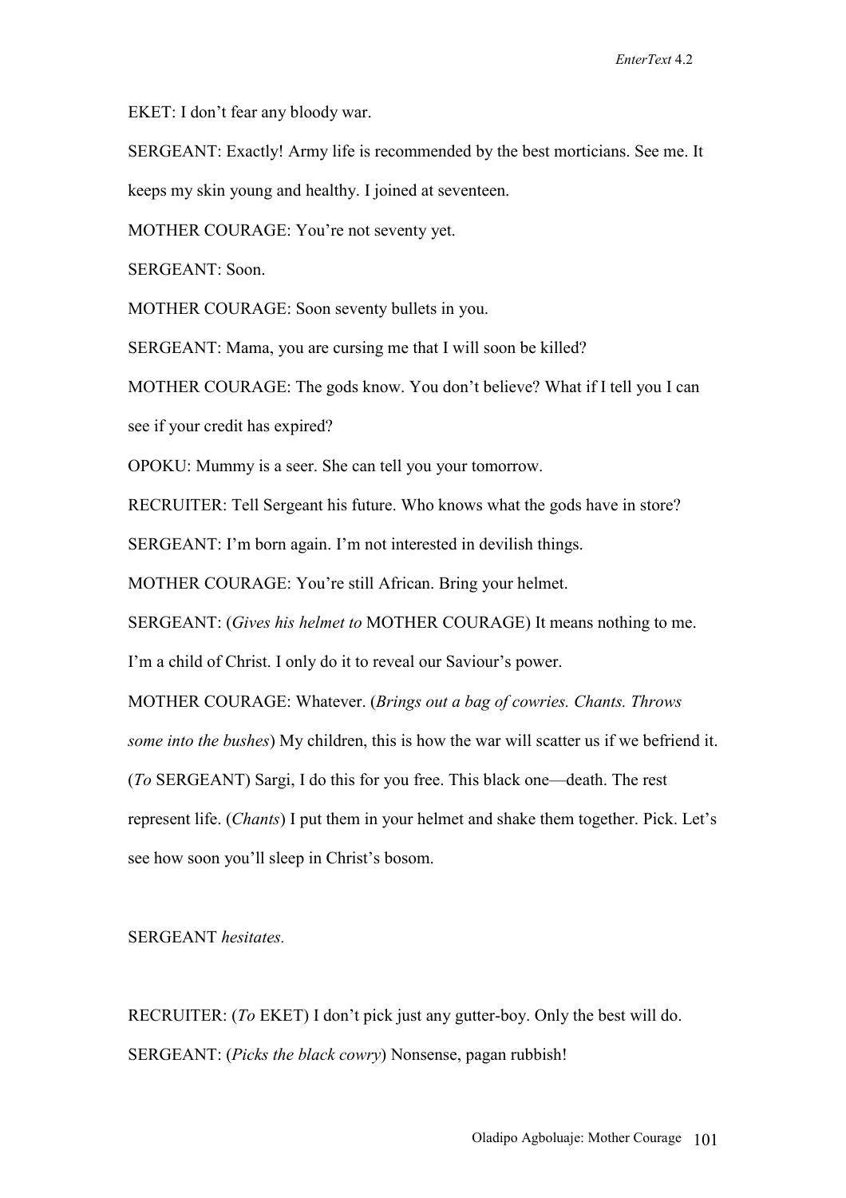EKET: I don't fear any bloody war.

SERGEANT: Exactly! Army life is recommended by the best morticians. See me. It keeps my skin young and healthy. I joined at seventeen.

MOTHER COURAGE: You're not seventy yet.

SERGEANT: Soon.

MOTHER COURAGE: Soon seventy bullets in you.

SERGEANT: Mama, you are cursing me that I will soon be killed?

MOTHER COURAGE: The gods know. You don't believe? What if I tell you I can see if your credit has expired?

OPOKU: Mummy is a seer. She can tell you your tomorrow.

RECRUITER: Tell Sergeant his future. Who knows what the gods have in store?

SERGEANT: I'm born again. I'm not interested in devilish things.

MOTHER COURAGE: You're still African. Bring your helmet.

SERGEANT: (*Gives his helmet to* MOTHER COURAGE) It means nothing to me. I'm a child of Christ. I only do it to reveal our Saviour's power.

MOTHER COURAGE: Whatever. (*Brings out a bag of cowries. Chants. Throws some into the bushes*) My children, this is how the war will scatter us if we befriend it. (*To* SERGEANT) Sargi, I do this for you free. This black one—death. The rest represent life. (*Chants*) I put them in your helmet and shake them together. Pick. Let's see how soon you'll sleep in Christ's bosom.

SERGEANT *hesitates.*

RECRUITER: (*To* EKET) I don't pick just any gutter-boy. Only the best will do.

SERGEANT: (*Picks the black cowry*) Nonsense, pagan rubbish!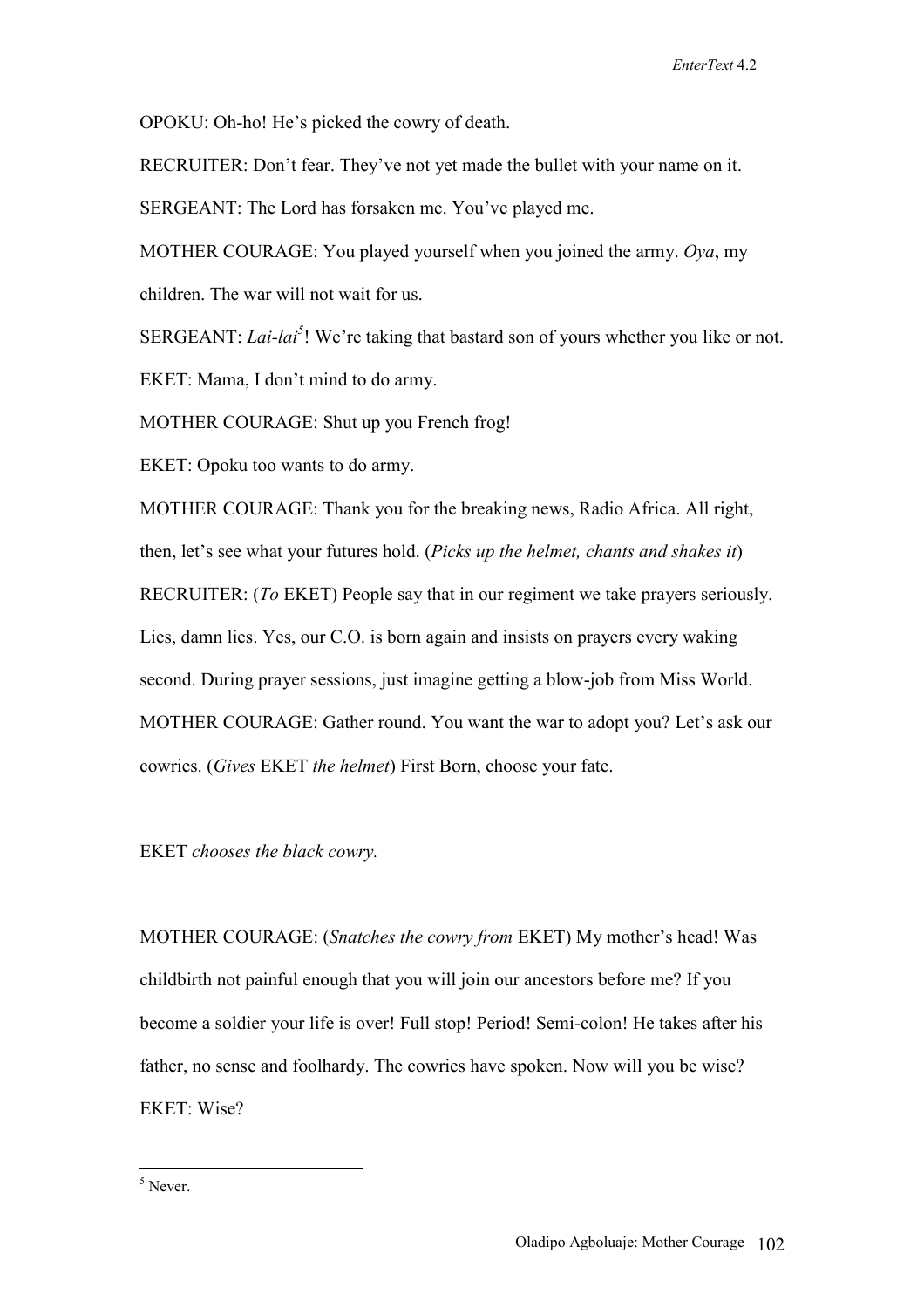OPOKU: Oh-ho! He's picked the cowry of death.

RECRUITER: Don't fear. They've not yet made the bullet with your name on it.

SERGEANT: The Lord has forsaken me. You've played me.

MOTHER COURAGE: You played yourself when you joined the army. *Oya*, my children. The war will not wait for us.

SERGEANT: *Lai-lai*[5]! We're taking that bastard son of yours whether you like or not.

EKET: Mama, I don't mind to do army.

MOTHER COURAGE: Shut up you French frog!

EKET: Opoku too wants to do army.

MOTHER COURAGE: Thank you for the breaking news, Radio Africa. All right, then, let's see what your futures hold. (*Picks up the helmet, chants and shakes it*)

RECRUITER: (*To* EKET) People say that in our regiment we take prayers seriously. Lies, damn lies. Yes, our C.O. is born again and insists on prayers every waking second. During prayer sessions, just imagine getting a blow-job from Miss World.

MOTHER COURAGE: Gather round. You want the war to adopt you? Let's ask our cowries. (*Gives* EKET *the helmet*) First Born, choose your fate.

EKET *chooses the black cowry.*

MOTHER COURAGE: (*Snatches the cowry from* EKET) My mother's head! Was childbirth not painful enough that you will join our ancestors before me? If you become a soldier your life is over! Full stop! Period! Semi-colon! He takes after his father, no sense and foolhardy. The cowries have spoken. Now will you be wise?

EKET: Wise?

---

[5] Never.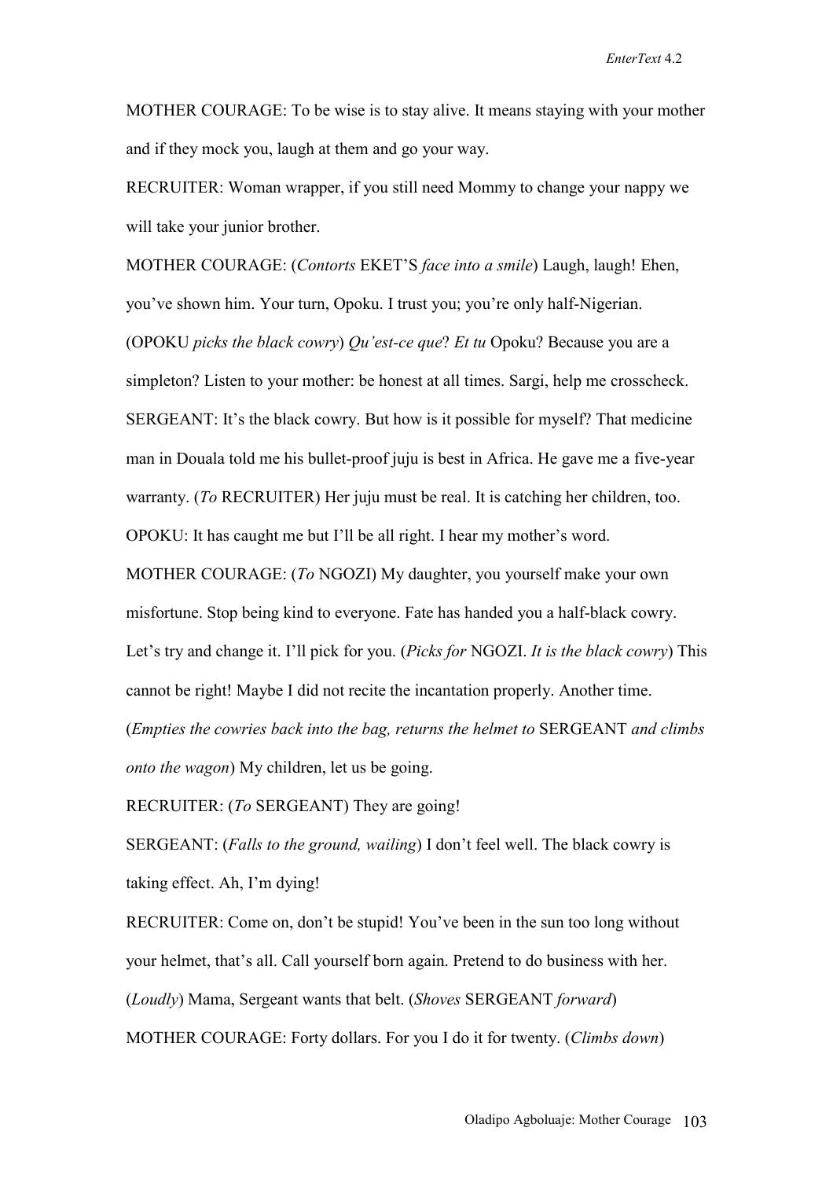MOTHER COURAGE: To be wise is to stay alive. It means staying with your mother and if they mock you, laugh at them and go your way.

RECRUITER: Woman wrapper, if you still need Mommy to change your nappy we will take your junior brother.

MOTHER COURAGE: (*Contorts* EKET'S *face into a smile*) Laugh, laugh! Ehen, you've shown him. Your turn, Opoku. I trust you; you're only half-Nigerian. (OPOKU *picks the black cowry*) *Qu'est-ce que*? *Et tu* Opoku? Because you are a simpleton? Listen to your mother: be honest at all times. Sargi, help me crosscheck.

SERGEANT: It's the black cowry. But how is it possible for myself? That medicine man in Douala told me his bullet-proof juju is best in Africa. He gave me a five-year warranty. (*To* RECRUITER) Her juju must be real. It is catching her children, too.

OPOKU: It has caught me but I'll be all right. I hear my mother's word.

MOTHER COURAGE: (*To* NGOZI) My daughter, you yourself make your own misfortune. Stop being kind to everyone. Fate has handed you a half-black cowry. Let's try and change it. I'll pick for you. (*Picks for* NGOZI. *It is the black cowry*) This cannot be right! Maybe I did not recite the incantation properly. Another time. (*Empties the cowries back into the bag, returns the helmet to* SERGEANT *and climbs onto the wagon*) My children, let us be going.

RECRUITER: (*To* SERGEANT) They are going!

SERGEANT: (*Falls to the ground, wailing*) I don't feel well. The black cowry is taking effect. Ah, I'm dying!

RECRUITER: Come on, don't be stupid! You've been in the sun too long without your helmet, that's all. Call yourself born again. Pretend to do business with her. (*Loudly*) Mama, Sergeant wants that belt. (*Shoves* SERGEANT *forward*)

MOTHER COURAGE: Forty dollars. For you I do it for twenty. (*Climbs down*)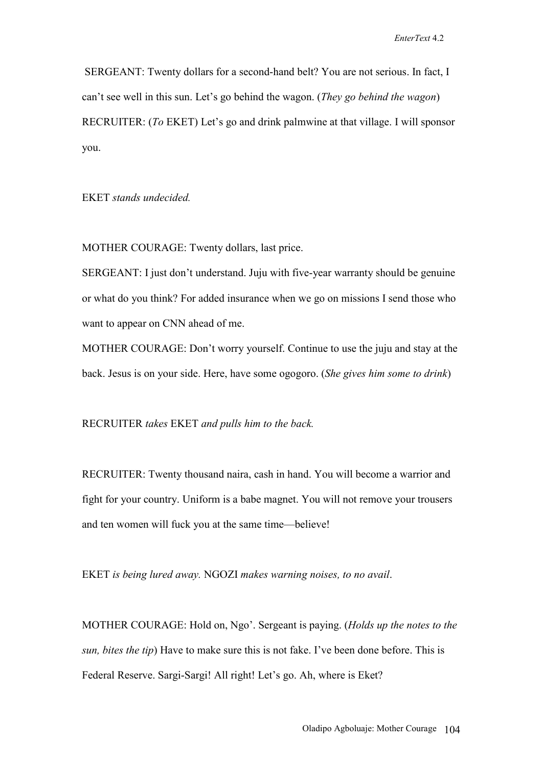SERGEANT: Twenty dollars for a second-hand belt? You are not serious. In fact, I can't see well in this sun. Let's go behind the wagon. (*They go behind the wagon*)
RECRUITER: (*To* EKET) Let's go and drink palmwine at that village. I will sponsor you.

EKET *stands undecided.*

MOTHER COURAGE: Twenty dollars, last price.
SERGEANT: I just don't understand. Juju with five-year warranty should be genuine or what do you think? For added insurance when we go on missions I send those who want to appear on CNN ahead of me.
MOTHER COURAGE: Don't worry yourself. Continue to use the juju and stay at the back. Jesus is on your side. Here, have some ogogoro. (*She gives him some to drink*)

RECRUITER *takes* EKET *and pulls him to the back.*

RECRUITER: Twenty thousand naira, cash in hand. You will become a warrior and fight for your country. Uniform is a babe magnet. You will not remove your trousers and ten women will fuck you at the same time—believe!

EKET *is being lured away.* NGOZI *makes warning noises, to no avail*.

MOTHER COURAGE: Hold on, Ngo'. Sergeant is paying. (*Holds up the notes to the sun, bites the tip*) Have to make sure this is not fake. I've been done before. This is Federal Reserve. Sargi-Sargi! All right! Let's go. Ah, where is Eket?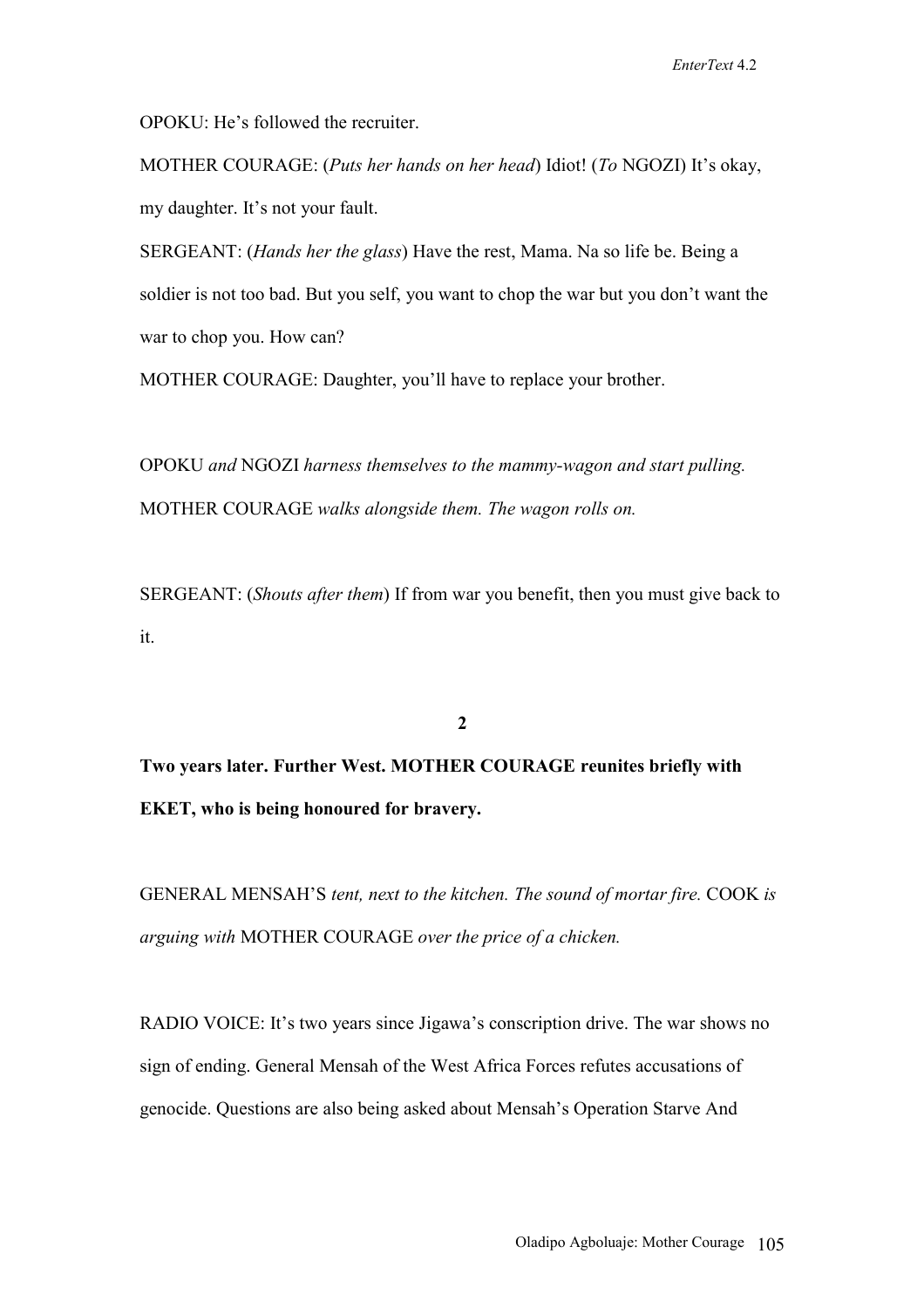OPOKU: He's followed the recruiter.

MOTHER COURAGE: (*Puts her hands on her head*) Idiot! (*To* NGOZI) It's okay, my daughter. It's not your fault.

SERGEANT: (*Hands her the glass*) Have the rest, Mama. Na so life be. Being a soldier is not too bad. But you self, you want to chop the war but you don't want the war to chop you. How can?

MOTHER COURAGE: Daughter, you'll have to replace your brother.

OPOKU *and* NGOZI *harness themselves to the mammy-wagon and start pulling.* MOTHER COURAGE *walks alongside them. The wagon rolls on.*

SERGEANT: (*Shouts after them*) If from war you benefit, then you must give back to it.

## 2

**Two years later. Further West. MOTHER COURAGE reunites briefly with EKET, who is being honoured for bravery.**

GENERAL MENSAH'S *tent, next to the kitchen. The sound of mortar fire.* COOK *is arguing with* MOTHER COURAGE *over the price of a chicken.*

RADIO VOICE: It's two years since Jigawa's conscription drive. The war shows no sign of ending. General Mensah of the West Africa Forces refutes accusations of genocide. Questions are also being asked about Mensah's Operation Starve And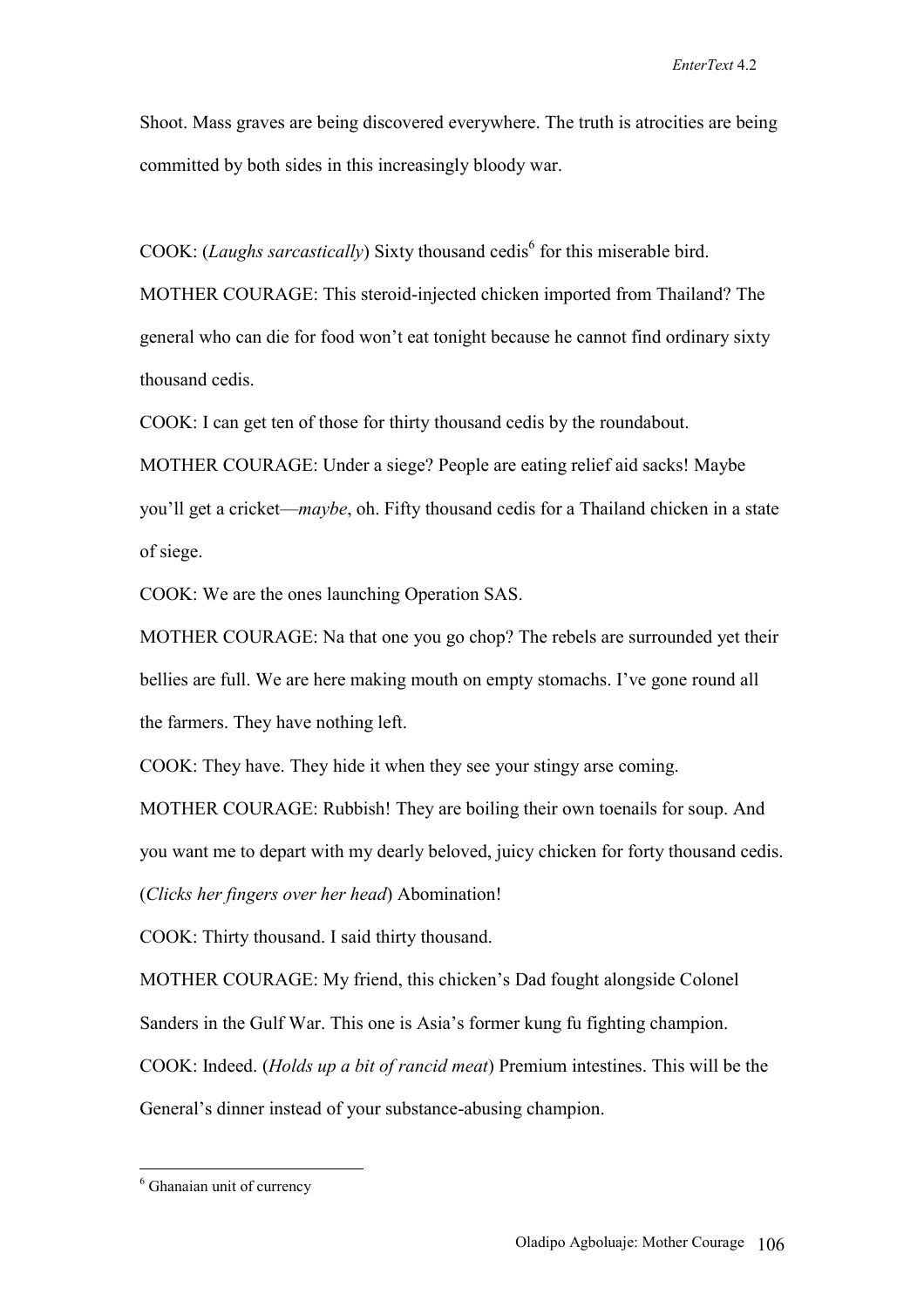Shoot. Mass graves are being discovered everywhere. The truth is atrocities are being committed by both sides in this increasingly bloody war.

COOK: (*Laughs sarcastically*) Sixty thousand cedis[6] for this miserable bird.

MOTHER COURAGE: This steroid-injected chicken imported from Thailand? The general who can die for food won't eat tonight because he cannot find ordinary sixty thousand cedis.

COOK: I can get ten of those for thirty thousand cedis by the roundabout.

MOTHER COURAGE: Under a siege? People are eating relief aid sacks! Maybe you'll get a cricket—*maybe*, oh. Fifty thousand cedis for a Thailand chicken in a state of siege.

COOK: We are the ones launching Operation SAS.

MOTHER COURAGE: Na that one you go chop? The rebels are surrounded yet their bellies are full. We are here making mouth on empty stomachs. I've gone round all the farmers. They have nothing left.

COOK: They have. They hide it when they see your stingy arse coming.

MOTHER COURAGE: Rubbish! They are boiling their own toenails for soup. And you want me to depart with my dearly beloved, juicy chicken for forty thousand cedis. (*Clicks her fingers over her head*) Abomination!

COOK: Thirty thousand. I said thirty thousand.

MOTHER COURAGE: My friend, this chicken's Dad fought alongside Colonel Sanders in the Gulf War. This one is Asia's former kung fu fighting champion.

COOK: Indeed. (*Holds up a bit of rancid meat*) Premium intestines. This will be the General's dinner instead of your substance-abusing champion.

---

[6] Ghanaian unit of currency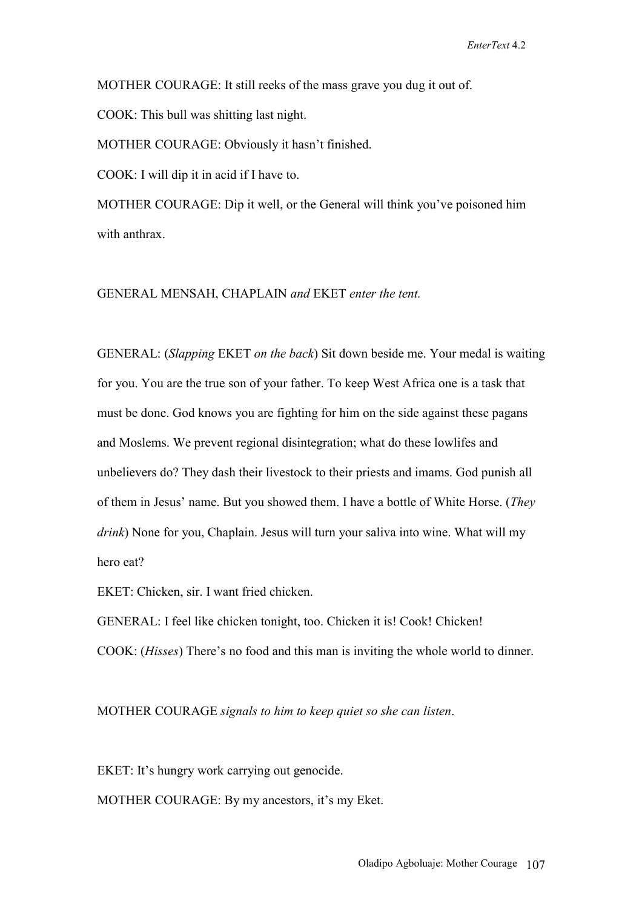MOTHER COURAGE: It still reeks of the mass grave you dug it out of.

COOK: This bull was shitting last night.

MOTHER COURAGE: Obviously it hasn't finished.

COOK: I will dip it in acid if I have to.

MOTHER COURAGE: Dip it well, or the General will think you've poisoned him with anthrax.

GENERAL MENSAH, CHAPLAIN *and* EKET *enter the tent.*

GENERAL: (*Slapping* EKET *on the back*) Sit down beside me. Your medal is waiting for you. You are the true son of your father. To keep West Africa one is a task that must be done. God knows you are fighting for him on the side against these pagans and Moslems. We prevent regional disintegration; what do these lowlifes and unbelievers do? They dash their livestock to their priests and imams. God punish all of them in Jesus' name. But you showed them. I have a bottle of White Horse. (*They drink*) None for you, Chaplain. Jesus will turn your saliva into wine. What will my hero eat?

EKET: Chicken, sir. I want fried chicken.

GENERAL: I feel like chicken tonight, too. Chicken it is! Cook! Chicken!

COOK: (*Hisses*) There's no food and this man is inviting the whole world to dinner.

MOTHER COURAGE *signals to him to keep quiet so she can listen*.

EKET: It's hungry work carrying out genocide.

MOTHER COURAGE: By my ancestors, it's my Eket.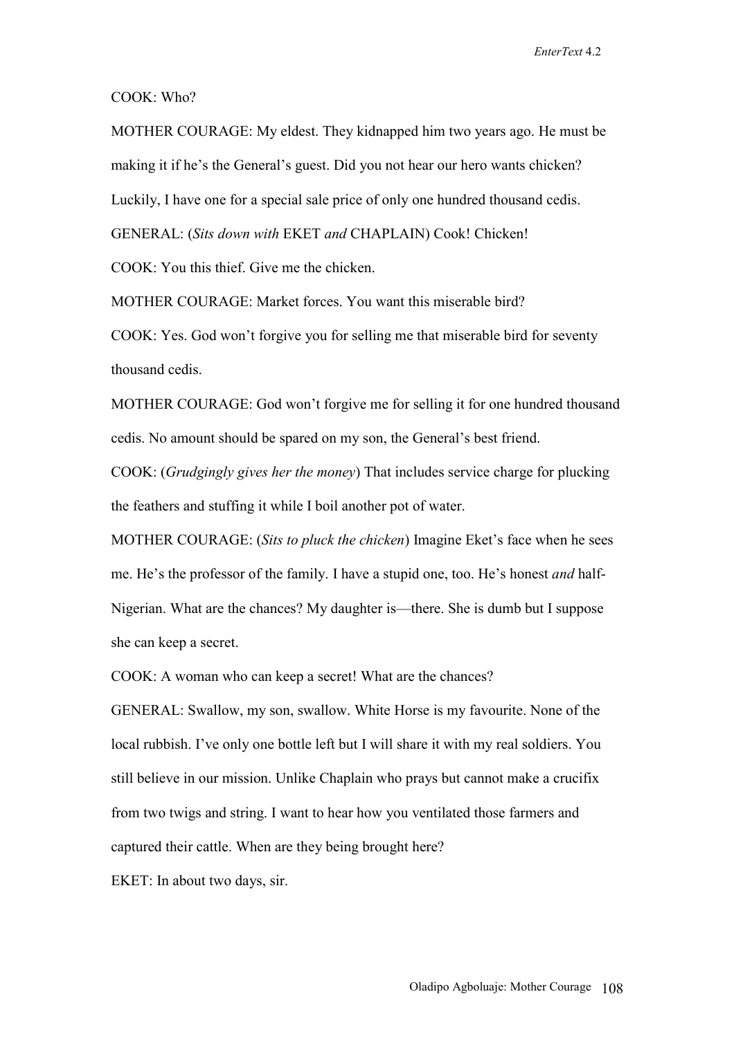COOK: Who?

MOTHER COURAGE: My eldest. They kidnapped him two years ago. He must be making it if he's the General's guest. Did you not hear our hero wants chicken? Luckily, I have one for a special sale price of only one hundred thousand cedis.

GENERAL: (*Sits down with* EKET *and* CHAPLAIN) Cook! Chicken!

COOK: You this thief. Give me the chicken.

MOTHER COURAGE: Market forces. You want this miserable bird?

COOK: Yes. God won't forgive you for selling me that miserable bird for seventy thousand cedis.

MOTHER COURAGE: God won't forgive me for selling it for one hundred thousand cedis. No amount should be spared on my son, the General's best friend.

COOK: (*Grudgingly gives her the money*) That includes service charge for plucking the feathers and stuffing it while I boil another pot of water.

MOTHER COURAGE: (*Sits to pluck the chicken*) Imagine Eket's face when he sees me. He's the professor of the family. I have a stupid one, too. He's honest *and* half-Nigerian. What are the chances? My daughter is—there. She is dumb but I suppose she can keep a secret.

COOK: A woman who can keep a secret! What are the chances?

GENERAL: Swallow, my son, swallow. White Horse is my favourite. None of the local rubbish. I've only one bottle left but I will share it with my real soldiers. You still believe in our mission. Unlike Chaplain who prays but cannot make a crucifix from two twigs and string. I want to hear how you ventilated those farmers and captured their cattle. When are they being brought here?

EKET: In about two days, sir.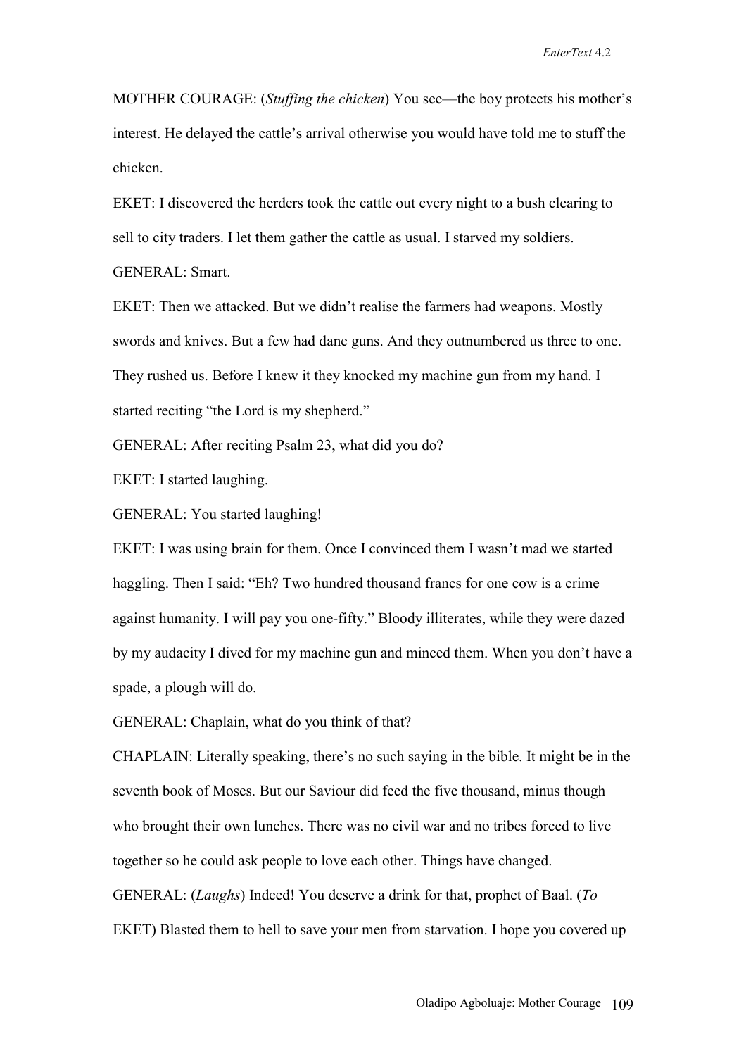MOTHER COURAGE: (*Stuffing the chicken*) You see—the boy protects his mother's interest. He delayed the cattle's arrival otherwise you would have told me to stuff the chicken.

EKET: I discovered the herders took the cattle out every night to a bush clearing to sell to city traders. I let them gather the cattle as usual. I starved my soldiers.

GENERAL: Smart.

EKET: Then we attacked. But we didn't realise the farmers had weapons. Mostly swords and knives. But a few had dane guns. And they outnumbered us three to one. They rushed us. Before I knew it they knocked my machine gun from my hand. I started reciting "the Lord is my shepherd."

GENERAL: After reciting Psalm 23, what did you do?

EKET: I started laughing.

GENERAL: You started laughing!

EKET: I was using brain for them. Once I convinced them I wasn't mad we started haggling. Then I said: "Eh? Two hundred thousand francs for one cow is a crime against humanity. I will pay you one-fifty." Bloody illiterates, while they were dazed by my audacity I dived for my machine gun and minced them. When you don't have a spade, a plough will do.

GENERAL: Chaplain, what do you think of that?

CHAPLAIN: Literally speaking, there's no such saying in the bible. It might be in the seventh book of Moses. But our Saviour did feed the five thousand, minus though who brought their own lunches. There was no civil war and no tribes forced to live together so he could ask people to love each other. Things have changed.

GENERAL: (*Laughs*) Indeed! You deserve a drink for that, prophet of Baal. (*To* EKET) Blasted them to hell to save your men from starvation. I hope you covered up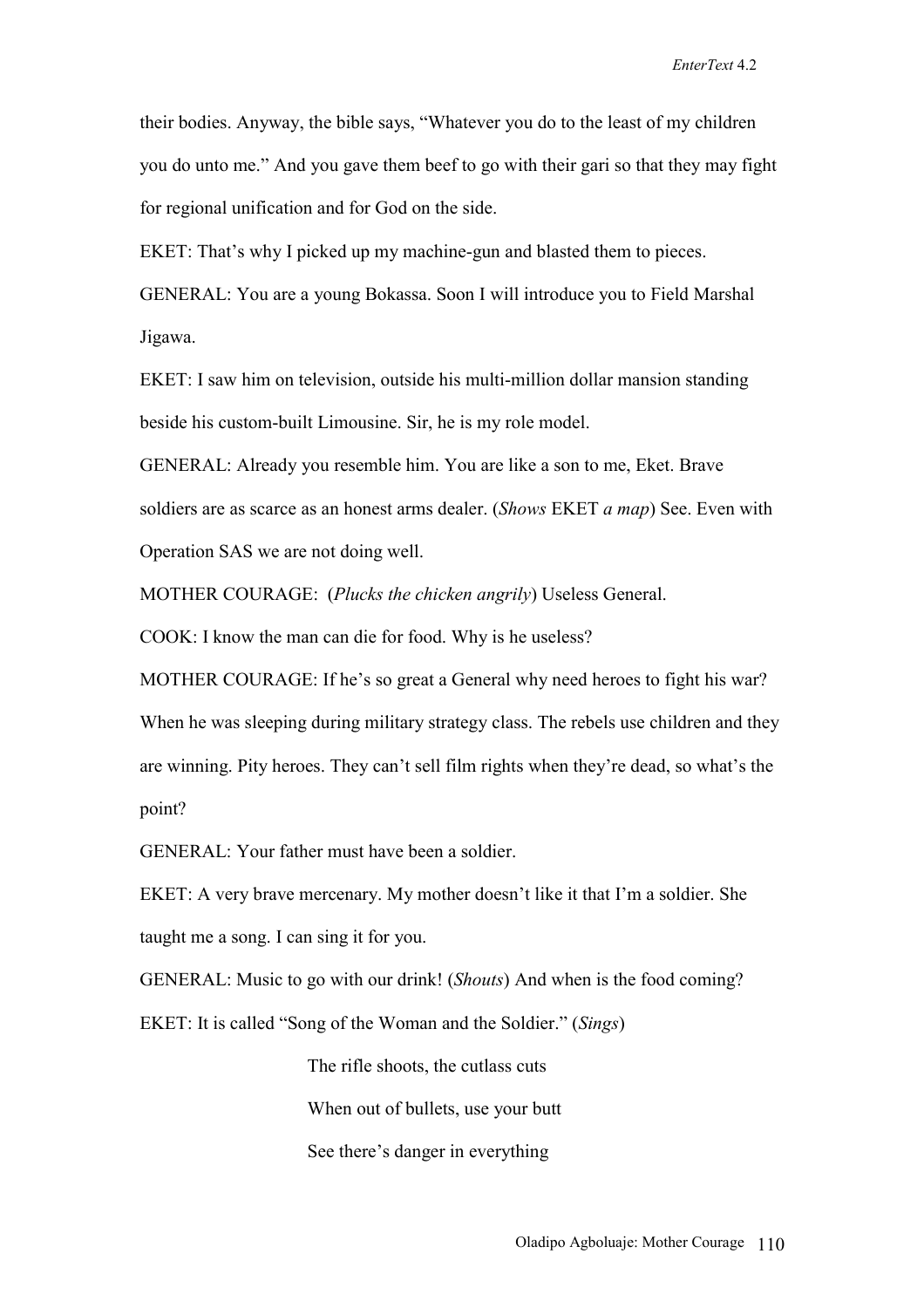their bodies. Anyway, the bible says, "Whatever you do to the least of my children you do unto me." And you gave them beef to go with their gari so that they may fight for regional unification and for God on the side.

EKET: That's why I picked up my machine-gun and blasted them to pieces.

GENERAL: You are a young Bokassa. Soon I will introduce you to Field Marshal Jigawa.

EKET: I saw him on television, outside his multi-million dollar mansion standing beside his custom-built Limousine. Sir, he is my role model.

GENERAL: Already you resemble him. You are like a son to me, Eket. Brave soldiers are as scarce as an honest arms dealer. (*Shows* EKET *a map*) See. Even with Operation SAS we are not doing well.

MOTHER COURAGE: (*Plucks the chicken angrily*) Useless General.

COOK: I know the man can die for food. Why is he useless?

MOTHER COURAGE: If he's so great a General why need heroes to fight his war? When he was sleeping during military strategy class. The rebels use children and they are winning. Pity heroes. They can't sell film rights when they're dead, so what's the point?

GENERAL: Your father must have been a soldier.

EKET: A very brave mercenary. My mother doesn't like it that I'm a soldier. She taught me a song. I can sing it for you.

GENERAL: Music to go with our drink! (*Shouts*) And when is the food coming?

EKET: It is called "Song of the Woman and the Soldier." (*Sings*)

> The rifle shoots, the cutlass cuts
>
> When out of bullets, use your butt
>
> See there's danger in everything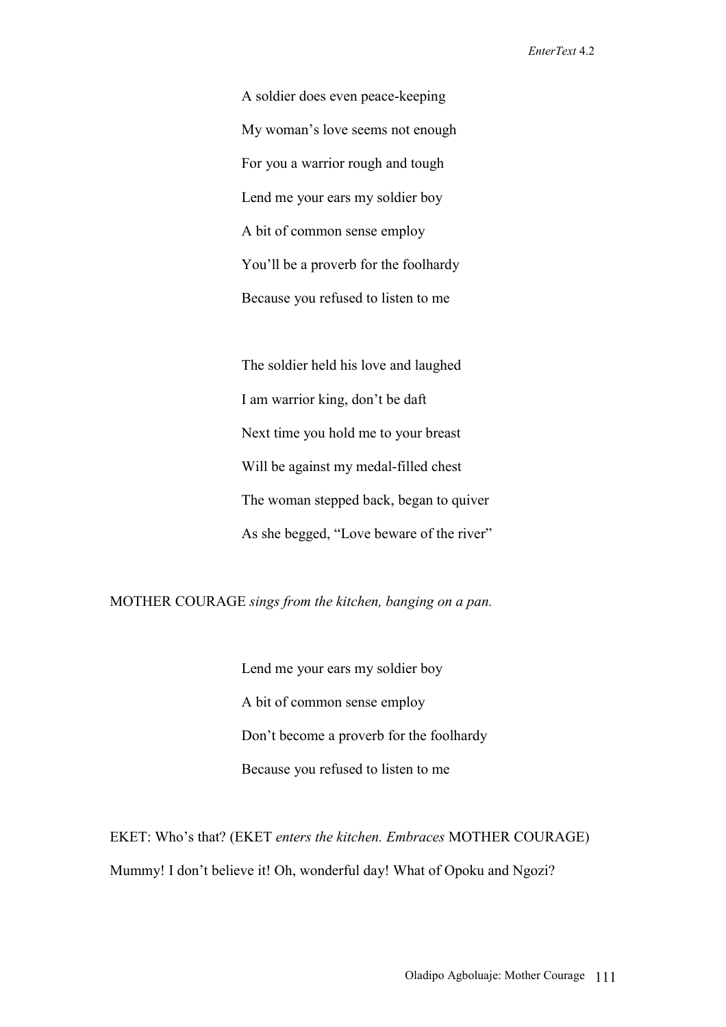A soldier does even peace-keeping
My woman's love seems not enough
For you a warrior rough and tough
Lend me your ears my soldier boy
A bit of common sense employ
You'll be a proverb for the foolhardy
Because you refused to listen to me

The soldier held his love and laughed
I am warrior king, don't be daft
Next time you hold me to your breast
Will be against my medal-filled chest
The woman stepped back, began to quiver
As she begged, "Love beware of the river"

MOTHER COURAGE *sings from the kitchen, banging on a pan.*

Lend me your ears my soldier boy
A bit of common sense employ
Don't become a proverb for the foolhardy
Because you refused to listen to me

EKET: Who's that? (EKET *enters the kitchen. Embraces* MOTHER COURAGE) Mummy! I don't believe it! Oh, wonderful day! What of Opoku and Ngozi?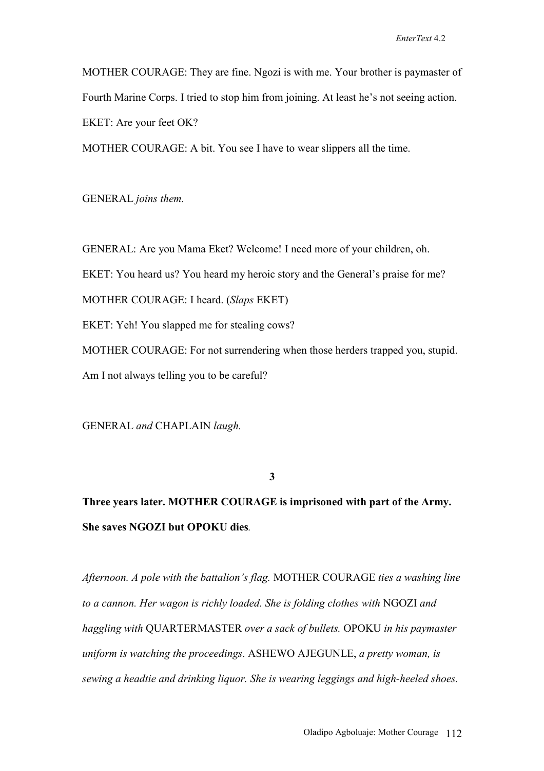MOTHER COURAGE: They are fine. Ngozi is with me. Your brother is paymaster of Fourth Marine Corps. I tried to stop him from joining. At least he's not seeing action.

EKET: Are your feet OK?

MOTHER COURAGE: A bit. You see I have to wear slippers all the time.

GENERAL *joins them.*

GENERAL: Are you Mama Eket? Welcome! I need more of your children, oh.

EKET: You heard us? You heard my heroic story and the General's praise for me?

MOTHER COURAGE: I heard. (*Slaps* EKET)

EKET: Yeh! You slapped me for stealing cows?

MOTHER COURAGE: For not surrendering when those herders trapped you, stupid. Am I not always telling you to be careful?

GENERAL *and* CHAPLAIN *laugh.*

## 3

**Three years later. MOTHER COURAGE is imprisoned with part of the Army. She saves NGOZI but OPOKU dies***.*

*Afternoon. A pole with the battalion's flag.* MOTHER COURAGE *ties a washing line to a cannon. Her wagon is richly loaded. She is folding clothes with* NGOZI *and haggling with* QUARTERMASTER *over a sack of bullets.* OPOKU *in his paymaster uniform is watching the proceedings*. ASHEWO AJEGUNLE, *a pretty woman, is sewing a headtie and drinking liquor. She is wearing leggings and high-heeled shoes.*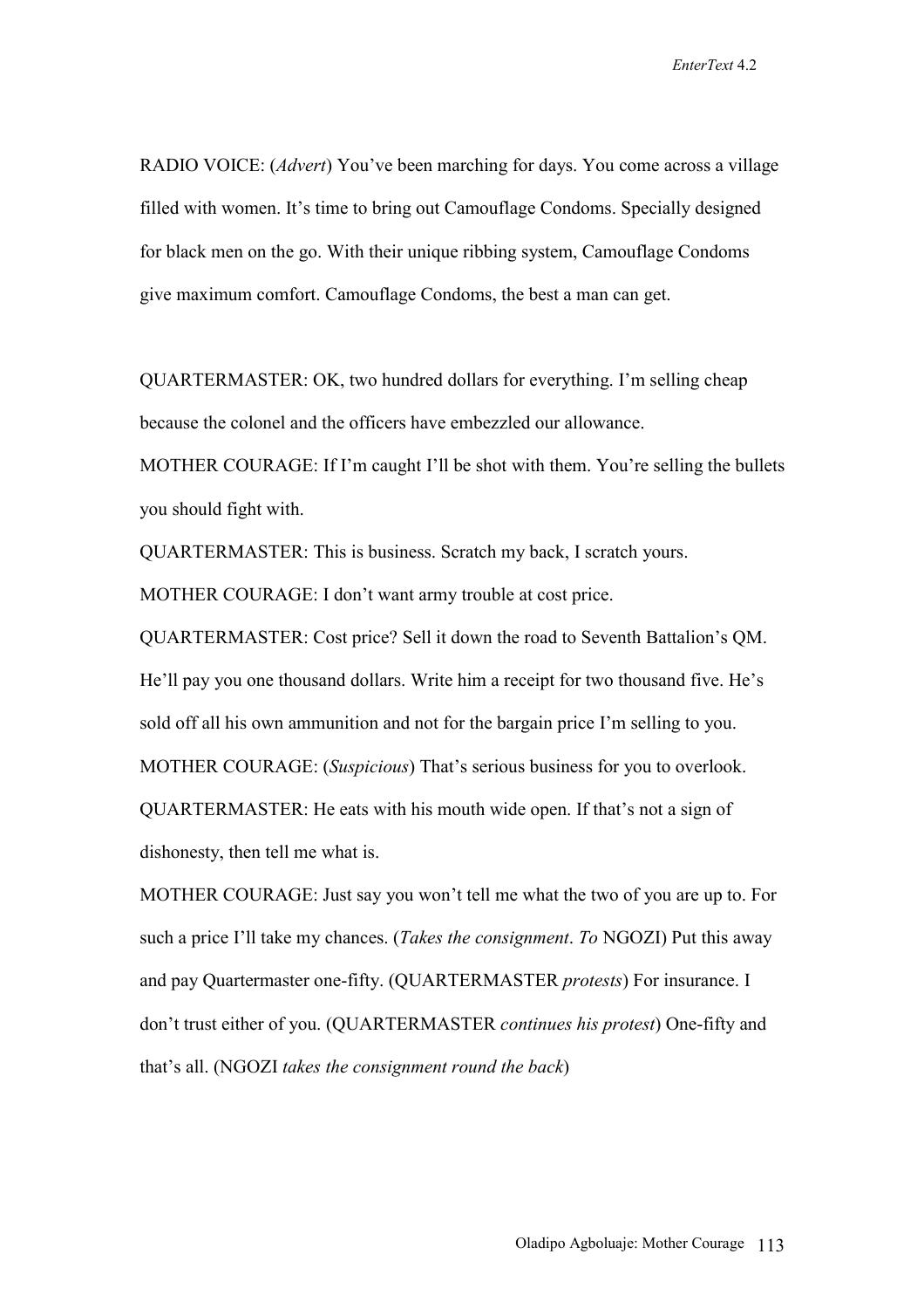RADIO VOICE: (*Advert*) You've been marching for days. You come across a village filled with women. It's time to bring out Camouflage Condoms. Specially designed for black men on the go. With their unique ribbing system, Camouflage Condoms give maximum comfort. Camouflage Condoms, the best a man can get.

QUARTERMASTER: OK, two hundred dollars for everything. I'm selling cheap because the colonel and the officers have embezzled our allowance.

MOTHER COURAGE: If I'm caught I'll be shot with them. You're selling the bullets you should fight with.

QUARTERMASTER: This is business. Scratch my back, I scratch yours.

MOTHER COURAGE: I don't want army trouble at cost price.

QUARTERMASTER: Cost price? Sell it down the road to Seventh Battalion's QM. He'll pay you one thousand dollars. Write him a receipt for two thousand five. He's sold off all his own ammunition and not for the bargain price I'm selling to you.

MOTHER COURAGE: (*Suspicious*) That's serious business for you to overlook.

QUARTERMASTER: He eats with his mouth wide open. If that's not a sign of dishonesty, then tell me what is.

MOTHER COURAGE: Just say you won't tell me what the two of you are up to. For such a price I'll take my chances. (*Takes the consignment*. *To* NGOZI) Put this away and pay Quartermaster one-fifty. (QUARTERMASTER *protests*) For insurance. I don't trust either of you. (QUARTERMASTER *continues his protest*) One-fifty and that's all. (NGOZI *takes the consignment round the back*)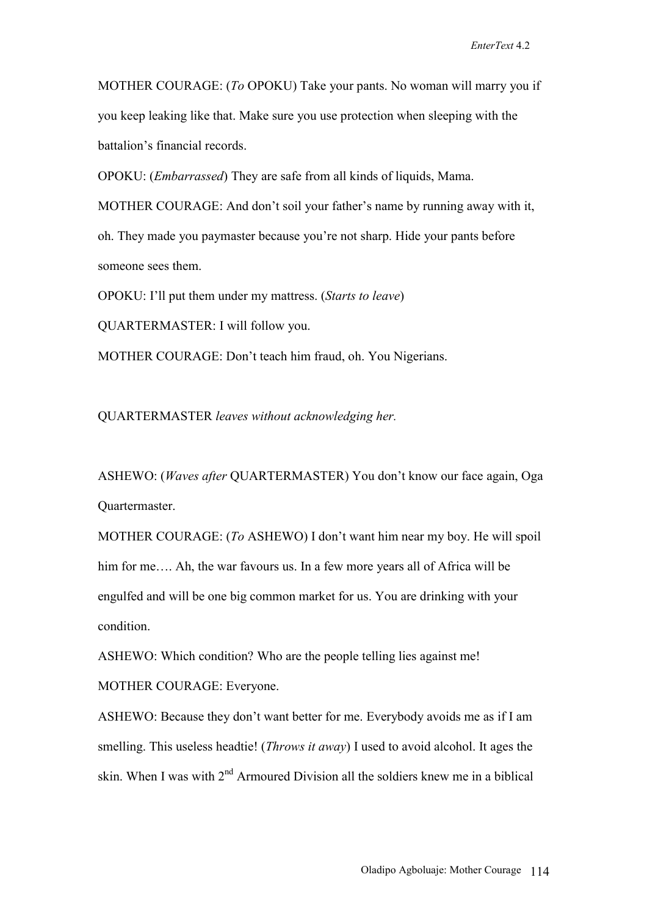MOTHER COURAGE: (*To* OPOKU) Take your pants. No woman will marry you if you keep leaking like that. Make sure you use protection when sleeping with the battalion's financial records.

OPOKU: (*Embarrassed*) They are safe from all kinds of liquids, Mama.

MOTHER COURAGE: And don't soil your father's name by running away with it, oh. They made you paymaster because you're not sharp. Hide your pants before someone sees them.

OPOKU: I'll put them under my mattress. (*Starts to leave*)

QUARTERMASTER: I will follow you.

MOTHER COURAGE: Don't teach him fraud, oh. You Nigerians.

QUARTERMASTER *leaves without acknowledging her.*

ASHEWO: (*Waves after* QUARTERMASTER) You don't know our face again, Oga Quartermaster.

MOTHER COURAGE: (*To* ASHEWO) I don't want him near my boy. He will spoil him for me…. Ah, the war favours us. In a few more years all of Africa will be engulfed and will be one big common market for us. You are drinking with your condition.

ASHEWO: Which condition? Who are the people telling lies against me!

MOTHER COURAGE: Everyone.

ASHEWO: Because they don't want better for me. Everybody avoids me as if I am smelling. This useless headtie! (*Throws it away*) I used to avoid alcohol. It ages the skin. When I was with 2nd Armoured Division all the soldiers knew me in a biblical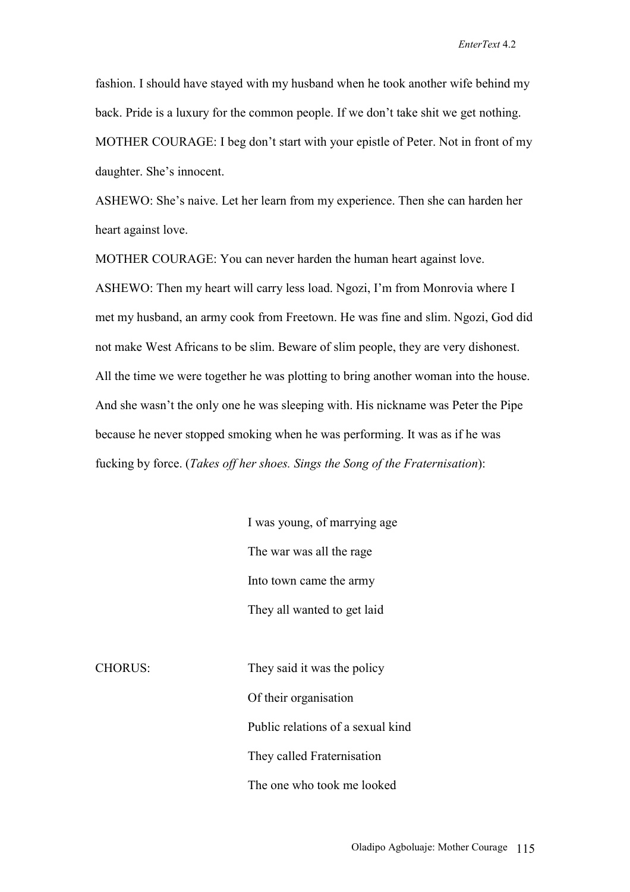fashion. I should have stayed with my husband when he took another wife behind my back. Pride is a luxury for the common people. If we don't take shit we get nothing.

MOTHER COURAGE: I beg don't start with your epistle of Peter. Not in front of my daughter. She's innocent.

ASHEWO: She's naive. Let her learn from my experience. Then she can harden her heart against love.

MOTHER COURAGE: You can never harden the human heart against love.

ASHEWO: Then my heart will carry less load. Ngozi, I'm from Monrovia where I met my husband, an army cook from Freetown. He was fine and slim. Ngozi, God did not make West Africans to be slim. Beware of slim people, they are very dishonest. All the time we were together he was plotting to bring another woman into the house. And she wasn't the only one he was sleeping with. His nickname was Peter the Pipe because he never stopped smoking when he was performing. It was as if he was fucking by force. (*Takes off her shoes. Sings the Song of the Fraternisation*):

I was young, of marrying age
The war was all the rage
Into town came the army
They all wanted to get laid

CHORUS: They said it was the policy
Of their organisation
Public relations of a sexual kind
They called Fraternisation
The one who took me looked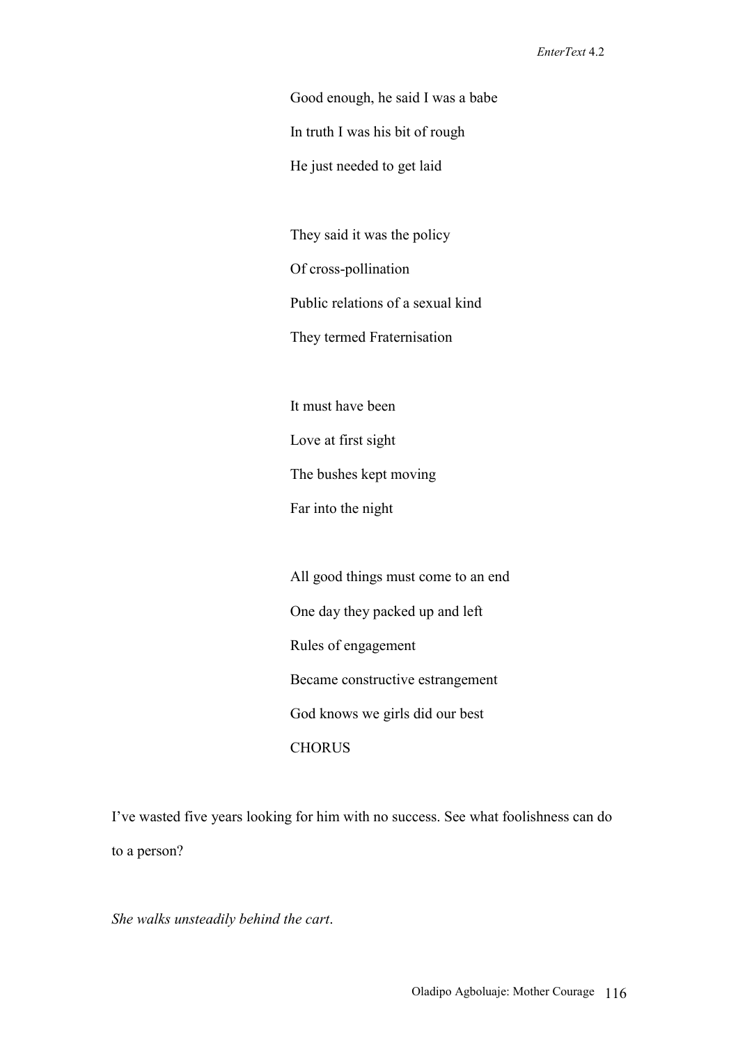Good enough, he said I was a babe

In truth I was his bit of rough

He just needed to get laid

They said it was the policy

Of cross-pollination

Public relations of a sexual kind

They termed Fraternisation

It must have been

Love at first sight

The bushes kept moving

Far into the night

All good things must come to an end

One day they packed up and left

Rules of engagement

Became constructive estrangement

God knows we girls did our best

CHORUS

I've wasted five years looking for him with no success. See what foolishness can do to a person?

*She walks unsteadily behind the cart.*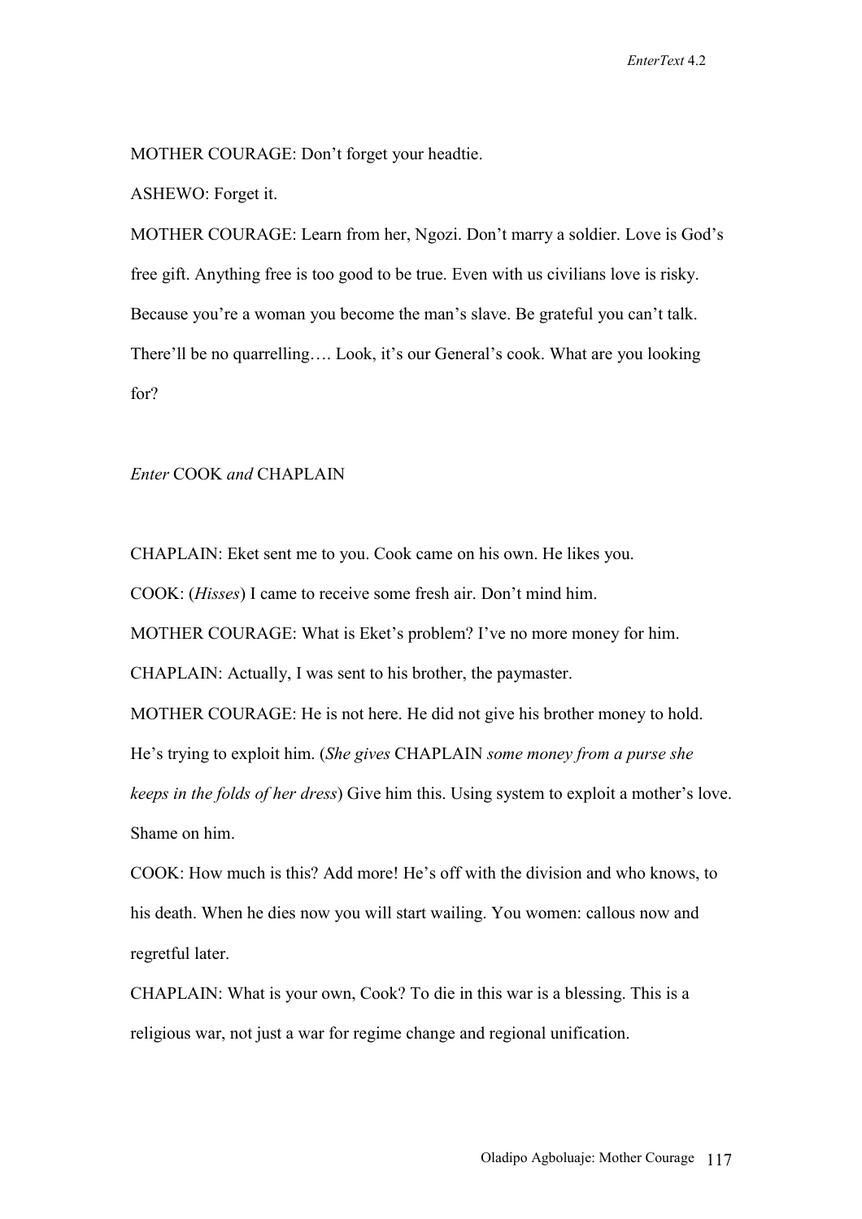MOTHER COURAGE: Don't forget your headtie.

ASHEWO: Forget it.

MOTHER COURAGE: Learn from her, Ngozi. Don't marry a soldier. Love is God's free gift. Anything free is too good to be true. Even with us civilians love is risky. Because you're a woman you become the man's slave. Be grateful you can't talk. There'll be no quarrelling…. Look, it's our General's cook. What are you looking for?

*Enter* COOK *and* CHAPLAIN

CHAPLAIN: Eket sent me to you. Cook came on his own. He likes you.

COOK: (*Hisses*) I came to receive some fresh air. Don't mind him.

MOTHER COURAGE: What is Eket's problem? I've no more money for him.

CHAPLAIN: Actually, I was sent to his brother, the paymaster.

MOTHER COURAGE: He is not here. He did not give his brother money to hold. He's trying to exploit him. (*She gives* CHAPLAIN *some money from a purse she keeps in the folds of her dress*) Give him this. Using system to exploit a mother's love. Shame on him.

COOK: How much is this? Add more! He's off with the division and who knows, to his death. When he dies now you will start wailing. You women: callous now and regretful later.

CHAPLAIN: What is your own, Cook? To die in this war is a blessing. This is a religious war, not just a war for regime change and regional unification.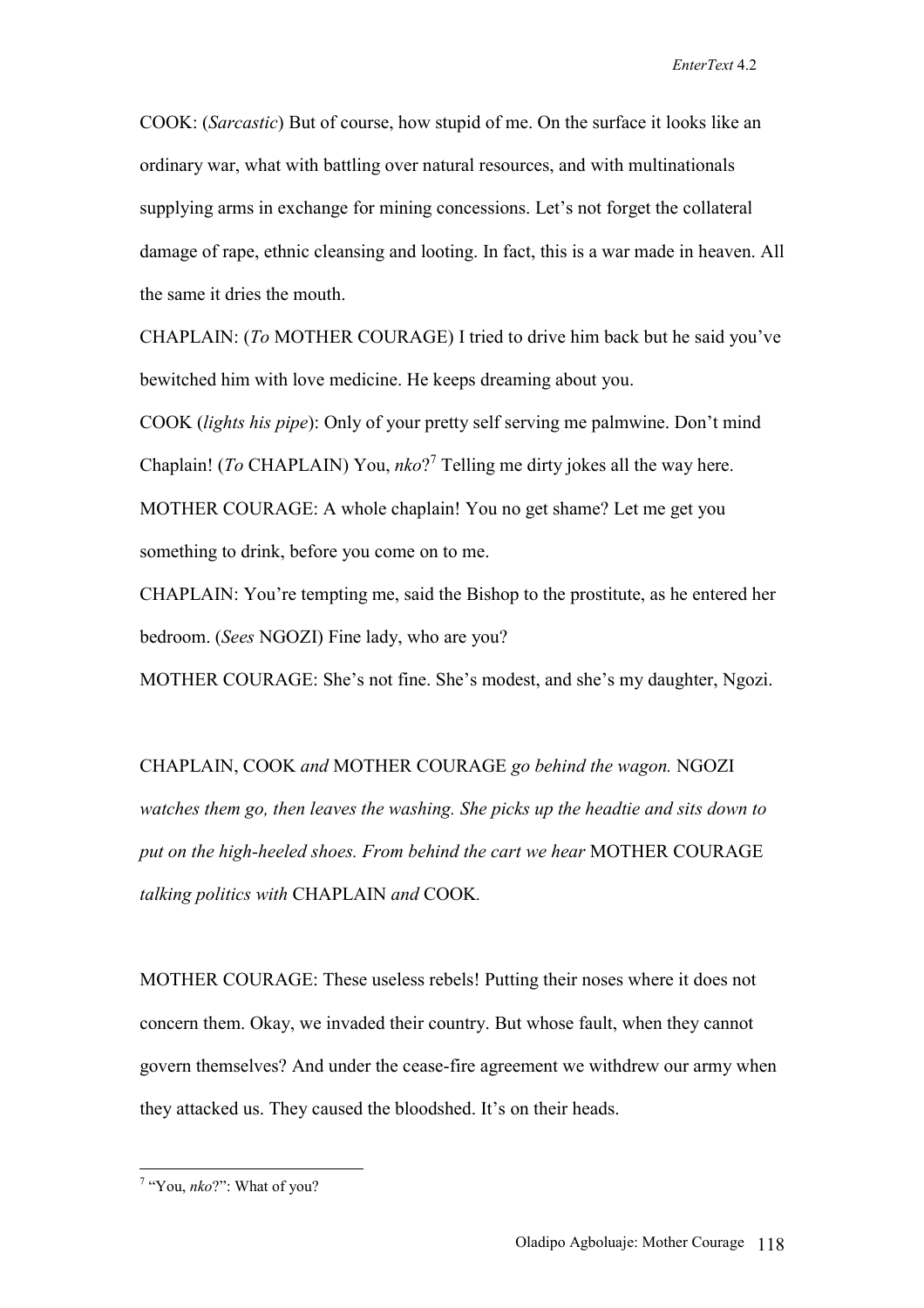COOK: (*Sarcastic*) But of course, how stupid of me. On the surface it looks like an ordinary war, what with battling over natural resources, and with multinationals supplying arms in exchange for mining concessions. Let's not forget the collateral damage of rape, ethnic cleansing and looting. In fact, this is a war made in heaven. All the same it dries the mouth.

CHAPLAIN: (*To* MOTHER COURAGE) I tried to drive him back but he said you've bewitched him with love medicine. He keeps dreaming about you.

COOK (*lights his pipe*): Only of your pretty self serving me palmwine. Don't mind Chaplain! (*To* CHAPLAIN) You, *nko*?[7] Telling me dirty jokes all the way here.

MOTHER COURAGE: A whole chaplain! You no get shame? Let me get you something to drink, before you come on to me.

CHAPLAIN: You're tempting me, said the Bishop to the prostitute, as he entered her bedroom. (*Sees* NGOZI) Fine lady, who are you?

MOTHER COURAGE: She's not fine. She's modest, and she's my daughter, Ngozi.

CHAPLAIN, COOK *and* MOTHER COURAGE *go behind the wagon.* NGOZI *watches them go, then leaves the washing. She picks up the headtie and sits down to put on the high-heeled shoes. From behind the cart we hear* MOTHER COURAGE *talking politics with* CHAPLAIN *and* COOK*.*

MOTHER COURAGE: These useless rebels! Putting their noses where it does not concern them. Okay, we invaded their country. But whose fault, when they cannot govern themselves? And under the cease-fire agreement we withdrew our army when they attacked us. They caused the bloodshed. It's on their heads.

[7] "You, *nko*?": What of you?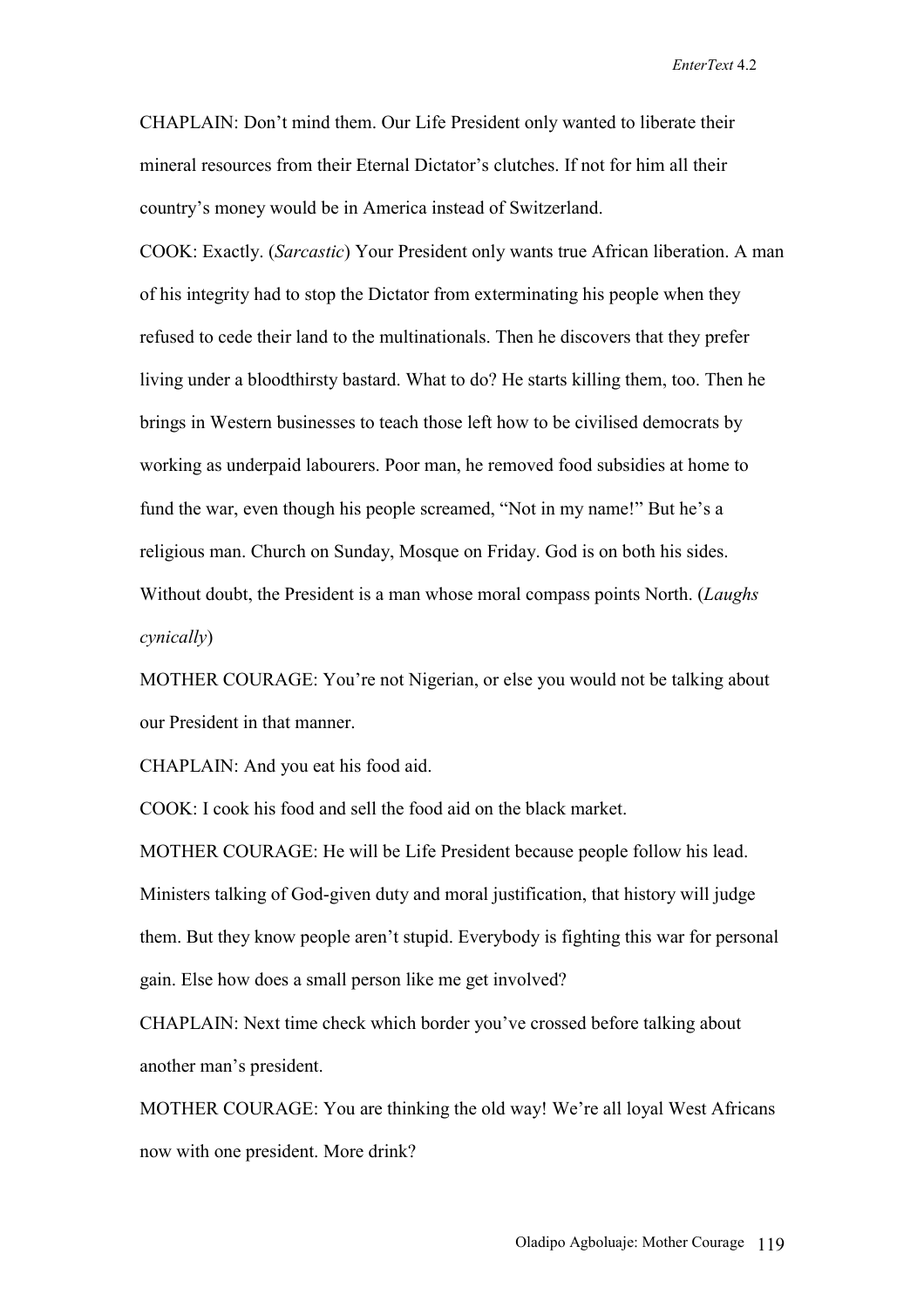CHAPLAIN: Don't mind them. Our Life President only wanted to liberate their mineral resources from their Eternal Dictator's clutches. If not for him all their country's money would be in America instead of Switzerland.

COOK: Exactly. (*Sarcastic*) Your President only wants true African liberation. A man of his integrity had to stop the Dictator from exterminating his people when they refused to cede their land to the multinationals. Then he discovers that they prefer living under a bloodthirsty bastard. What to do? He starts killing them, too. Then he brings in Western businesses to teach those left how to be civilised democrats by working as underpaid labourers. Poor man, he removed food subsidies at home to fund the war, even though his people screamed, "Not in my name!" But he's a religious man. Church on Sunday, Mosque on Friday. God is on both his sides. Without doubt, the President is a man whose moral compass points North. (*Laughs cynically*)

MOTHER COURAGE: You're not Nigerian, or else you would not be talking about our President in that manner.

CHAPLAIN: And you eat his food aid.

COOK: I cook his food and sell the food aid on the black market.

MOTHER COURAGE: He will be Life President because people follow his lead. Ministers talking of God-given duty and moral justification, that history will judge them. But they know people aren't stupid. Everybody is fighting this war for personal gain. Else how does a small person like me get involved?

CHAPLAIN: Next time check which border you've crossed before talking about another man's president.

MOTHER COURAGE: You are thinking the old way! We're all loyal West Africans now with one president. More drink?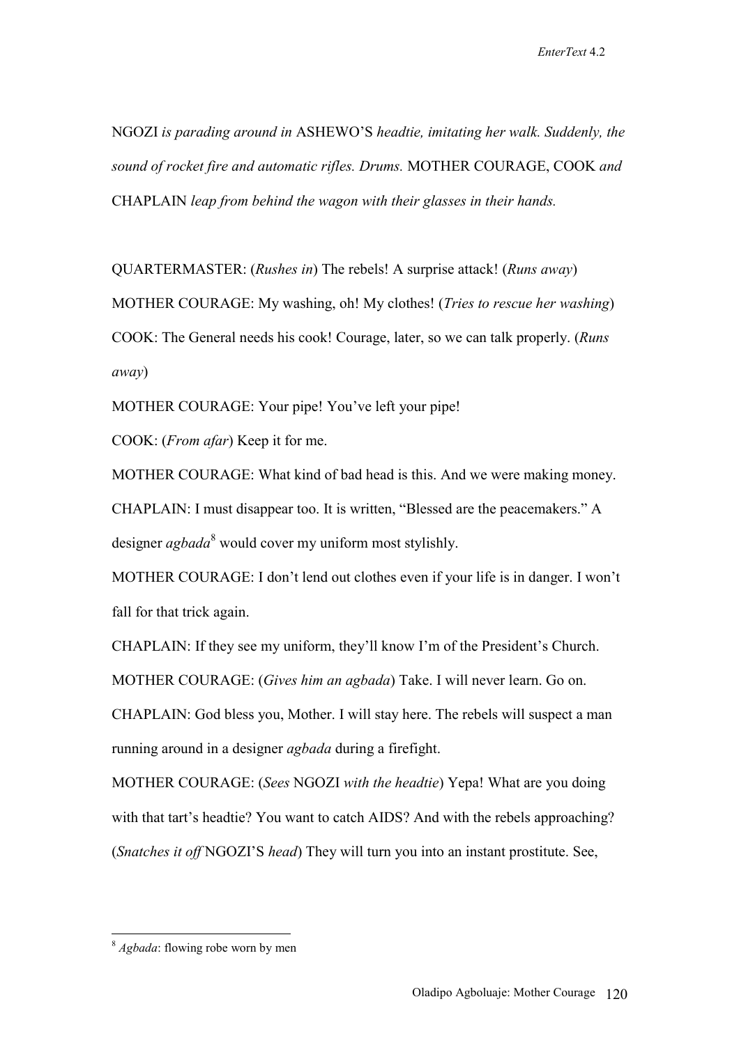NGOZI *is parading around in* ASHEWO'S *headtie, imitating her walk. Suddenly, the sound of rocket fire and automatic rifles. Drums.* MOTHER COURAGE, COOK *and* CHAPLAIN *leap from behind the wagon with their glasses in their hands.*

QUARTERMASTER: (*Rushes in*) The rebels! A surprise attack! (*Runs away*)

MOTHER COURAGE: My washing, oh! My clothes! (*Tries to rescue her washing*)

COOK: The General needs his cook! Courage, later, so we can talk properly. (*Runs away*)

MOTHER COURAGE: Your pipe! You've left your pipe!

COOK: (*From afar*) Keep it for me.

MOTHER COURAGE: What kind of bad head is this. And we were making money.

CHAPLAIN: I must disappear too. It is written, "Blessed are the peacemakers." A designer *agbada*[8] would cover my uniform most stylishly.

MOTHER COURAGE: I don't lend out clothes even if your life is in danger. I won't fall for that trick again.

CHAPLAIN: If they see my uniform, they'll know I'm of the President's Church.

MOTHER COURAGE: (*Gives him an agbada*) Take. I will never learn. Go on.

CHAPLAIN: God bless you, Mother. I will stay here. The rebels will suspect a man running around in a designer *agbada* during a firefight.

MOTHER COURAGE: (*Sees* NGOZI *with the headtie*) Yepa! What are you doing with that tart's headtie? You want to catch AIDS? And with the rebels approaching? (*Snatches it off* NGOZI'S *head*) They will turn you into an instant prostitute. See,

---

[8] *Agbada*: flowing robe worn by men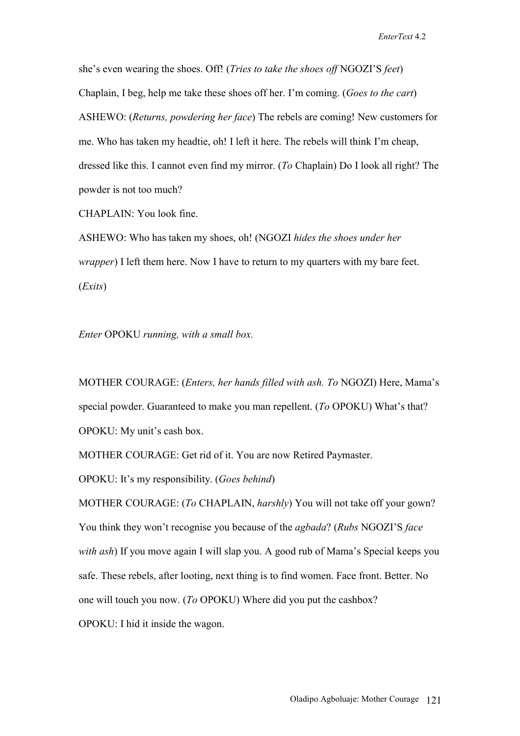she's even wearing the shoes. Off! (*Tries to take the shoes off* NGOZI'S *feet*) Chaplain, I beg, help me take these shoes off her. I'm coming. (*Goes to the cart*)

ASHEWO: (*Returns, powdering her face*) The rebels are coming! New customers for me. Who has taken my headtie, oh! I left it here. The rebels will think I'm cheap, dressed like this. I cannot even find my mirror. (*To* Chaplain) Do I look all right? The powder is not too much?

CHAPLAIN: You look fine.

ASHEWO: Who has taken my shoes, oh! (NGOZI *hides the shoes under her wrapper*) I left them here. Now I have to return to my quarters with my bare feet. (*Exits*)

*Enter* OPOKU *running, with a small box.*

MOTHER COURAGE: (*Enters, her hands filled with ash. To* NGOZI) Here, Mama's special powder. Guaranteed to make you man repellent. (*To* OPOKU) What's that?

OPOKU: My unit's cash box.

MOTHER COURAGE: Get rid of it. You are now Retired Paymaster.

OPOKU: It's my responsibility. (*Goes behind*)

MOTHER COURAGE: (*To* CHAPLAIN, *harshly*) You will not take off your gown? You think they won't recognise you because of the *agbada*? (*Rubs* NGOZI'S *face with ash*) If you move again I will slap you. A good rub of Mama's Special keeps you safe. These rebels, after looting, next thing is to find women. Face front. Better. No one will touch you now. (*To* OPOKU) Where did you put the cashbox?

OPOKU: I hid it inside the wagon.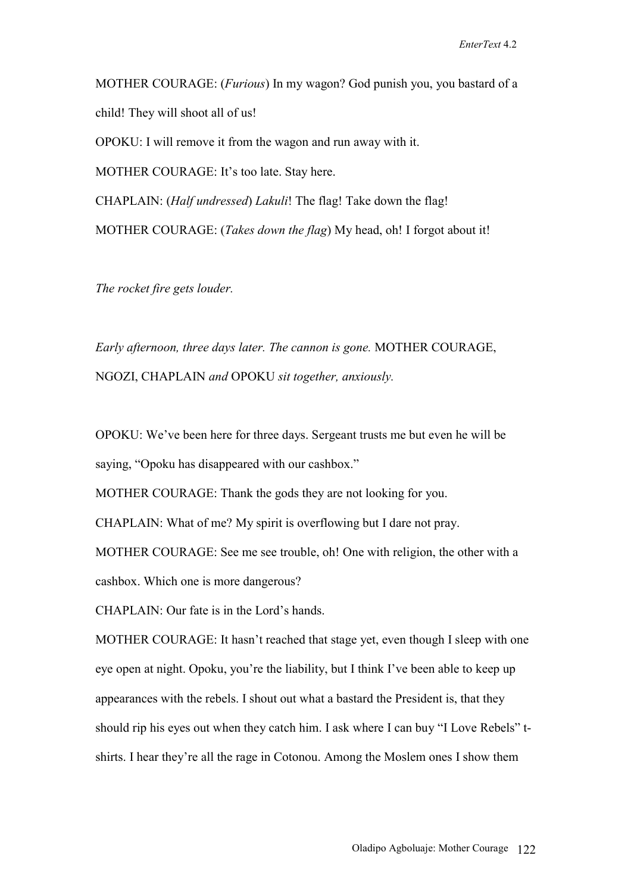MOTHER COURAGE: (*Furious*) In my wagon? God punish you, you bastard of a child! They will shoot all of us!

OPOKU: I will remove it from the wagon and run away with it.

MOTHER COURAGE: It's too late. Stay here.

CHAPLAIN: (*Half undressed*) *Lakuli*! The flag! Take down the flag!

MOTHER COURAGE: (*Takes down the flag*) My head, oh! I forgot about it!

*The rocket fire gets louder.*

*Early afternoon, three days later. The cannon is gone.* MOTHER COURAGE, NGOZI, CHAPLAIN *and* OPOKU *sit together, anxiously.*

OPOKU: We've been here for three days. Sergeant trusts me but even he will be saying, "Opoku has disappeared with our cashbox."

MOTHER COURAGE: Thank the gods they are not looking for you.

CHAPLAIN: What of me? My spirit is overflowing but I dare not pray.

MOTHER COURAGE: See me see trouble, oh! One with religion, the other with a cashbox. Which one is more dangerous?

CHAPLAIN: Our fate is in the Lord's hands.

MOTHER COURAGE: It hasn't reached that stage yet, even though I sleep with one eye open at night. Opoku, you're the liability, but I think I've been able to keep up appearances with the rebels. I shout out what a bastard the President is, that they should rip his eyes out when they catch him. I ask where I can buy "I Love Rebels" t-shirts. I hear they're all the rage in Cotonou. Among the Moslem ones I show them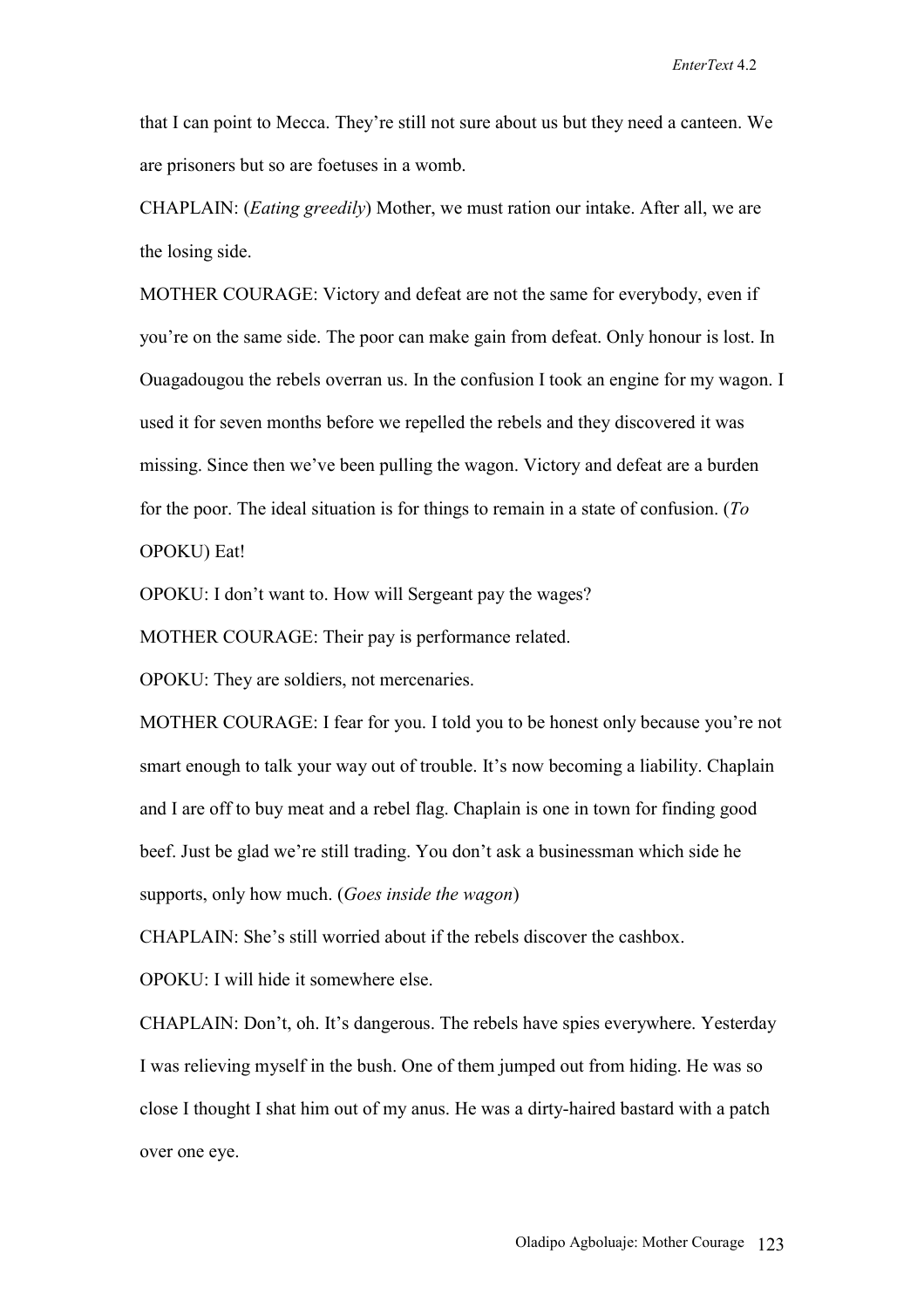that I can point to Mecca. They're still not sure about us but they need a canteen. We are prisoners but so are foetuses in a womb.

CHAPLAIN: (*Eating greedily*) Mother, we must ration our intake. After all, we are the losing side.

MOTHER COURAGE: Victory and defeat are not the same for everybody, even if you're on the same side. The poor can make gain from defeat. Only honour is lost. In Ouagadougou the rebels overran us. In the confusion I took an engine for my wagon. I used it for seven months before we repelled the rebels and they discovered it was missing. Since then we've been pulling the wagon. Victory and defeat are a burden for the poor. The ideal situation is for things to remain in a state of confusion. (*To* OPOKU) Eat!

OPOKU: I don't want to. How will Sergeant pay the wages?

MOTHER COURAGE: Their pay is performance related.

OPOKU: They are soldiers, not mercenaries.

MOTHER COURAGE: I fear for you. I told you to be honest only because you're not smart enough to talk your way out of trouble. It's now becoming a liability. Chaplain and I are off to buy meat and a rebel flag. Chaplain is one in town for finding good beef. Just be glad we're still trading. You don't ask a businessman which side he supports, only how much. (*Goes inside the wagon*)

CHAPLAIN: She's still worried about if the rebels discover the cashbox.

OPOKU: I will hide it somewhere else.

CHAPLAIN: Don't, oh. It's dangerous. The rebels have spies everywhere. Yesterday I was relieving myself in the bush. One of them jumped out from hiding. He was so close I thought I shat him out of my anus. He was a dirty-haired bastard with a patch over one eye.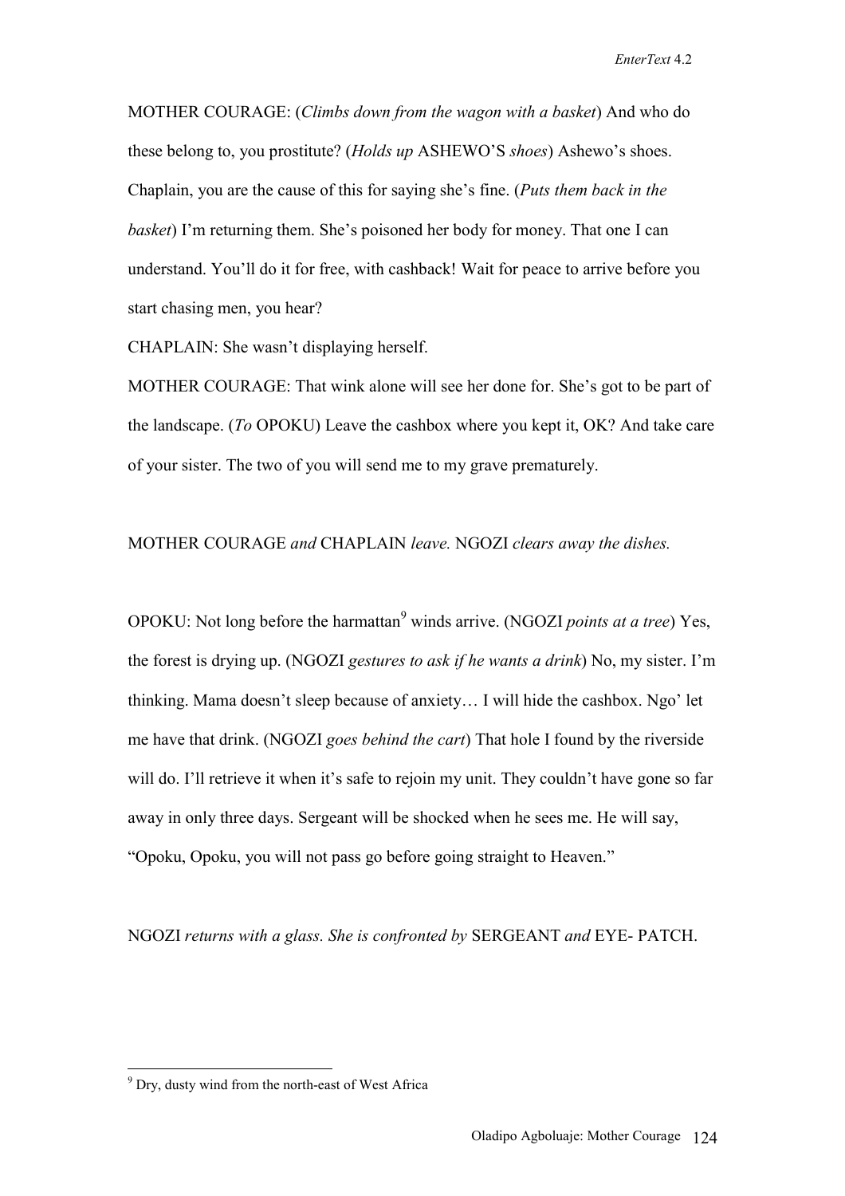MOTHER COURAGE: (*Climbs down from the wagon with a basket*) And who do these belong to, you prostitute? (*Holds up* ASHEWO'S *shoes*) Ashewo's shoes. Chaplain, you are the cause of this for saying she's fine. (*Puts them back in the basket*) I'm returning them. She's poisoned her body for money. That one I can understand. You'll do it for free, with cashback! Wait for peace to arrive before you start chasing men, you hear?

CHAPLAIN: She wasn't displaying herself.

MOTHER COURAGE: That wink alone will see her done for. She's got to be part of the landscape. (*To* OPOKU) Leave the cashbox where you kept it, OK? And take care of your sister. The two of you will send me to my grave prematurely.

MOTHER COURAGE *and* CHAPLAIN *leave.* NGOZI *clears away the dishes.*

OPOKU: Not long before the harmattan[9] winds arrive. (NGOZI *points at a tree*) Yes, the forest is drying up. (NGOZI *gestures to ask if he wants a drink*) No, my sister. I'm thinking. Mama doesn't sleep because of anxiety… I will hide the cashbox. Ngo' let me have that drink. (NGOZI *goes behind the cart*) That hole I found by the riverside will do. I'll retrieve it when it's safe to rejoin my unit. They couldn't have gone so far away in only three days. Sergeant will be shocked when he sees me. He will say, "Opoku, Opoku, you will not pass go before going straight to Heaven."

NGOZI *returns with a glass. She is confronted by* SERGEANT *and* EYE- PATCH.

---

[9] Dry, dusty wind from the north-east of West Africa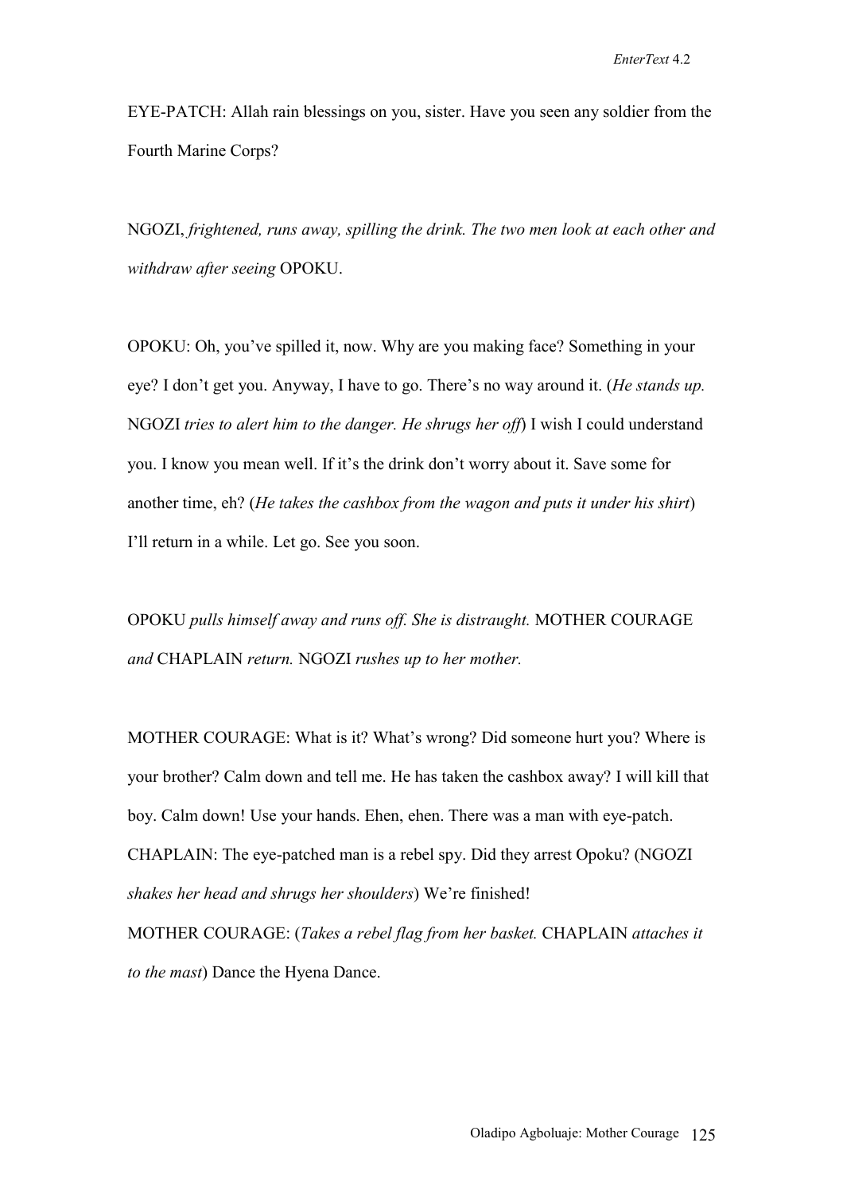EYE-PATCH: Allah rain blessings on you, sister. Have you seen any soldier from the Fourth Marine Corps?

NGOZI, *frightened, runs away, spilling the drink. The two men look at each other and withdraw after seeing* OPOKU.

OPOKU: Oh, you've spilled it, now. Why are you making face? Something in your eye? I don't get you. Anyway, I have to go. There's no way around it. (*He stands up.* NGOZI *tries to alert him to the danger. He shrugs her off*) I wish I could understand you. I know you mean well. If it's the drink don't worry about it. Save some for another time, eh? (*He takes the cashbox from the wagon and puts it under his shirt*) I'll return in a while. Let go. See you soon.

OPOKU *pulls himself away and runs off. She is distraught.* MOTHER COURAGE *and* CHAPLAIN *return.* NGOZI *rushes up to her mother.*

MOTHER COURAGE: What is it? What's wrong? Did someone hurt you? Where is your brother? Calm down and tell me. He has taken the cashbox away? I will kill that boy. Calm down! Use your hands. Ehen, ehen. There was a man with eye-patch.
CHAPLAIN: The eye-patched man is a rebel spy. Did they arrest Opoku? (NGOZI *shakes her head and shrugs her shoulders*) We're finished!
MOTHER COURAGE: (*Takes a rebel flag from her basket.* CHAPLAIN *attaches it to the mast*) Dance the Hyena Dance.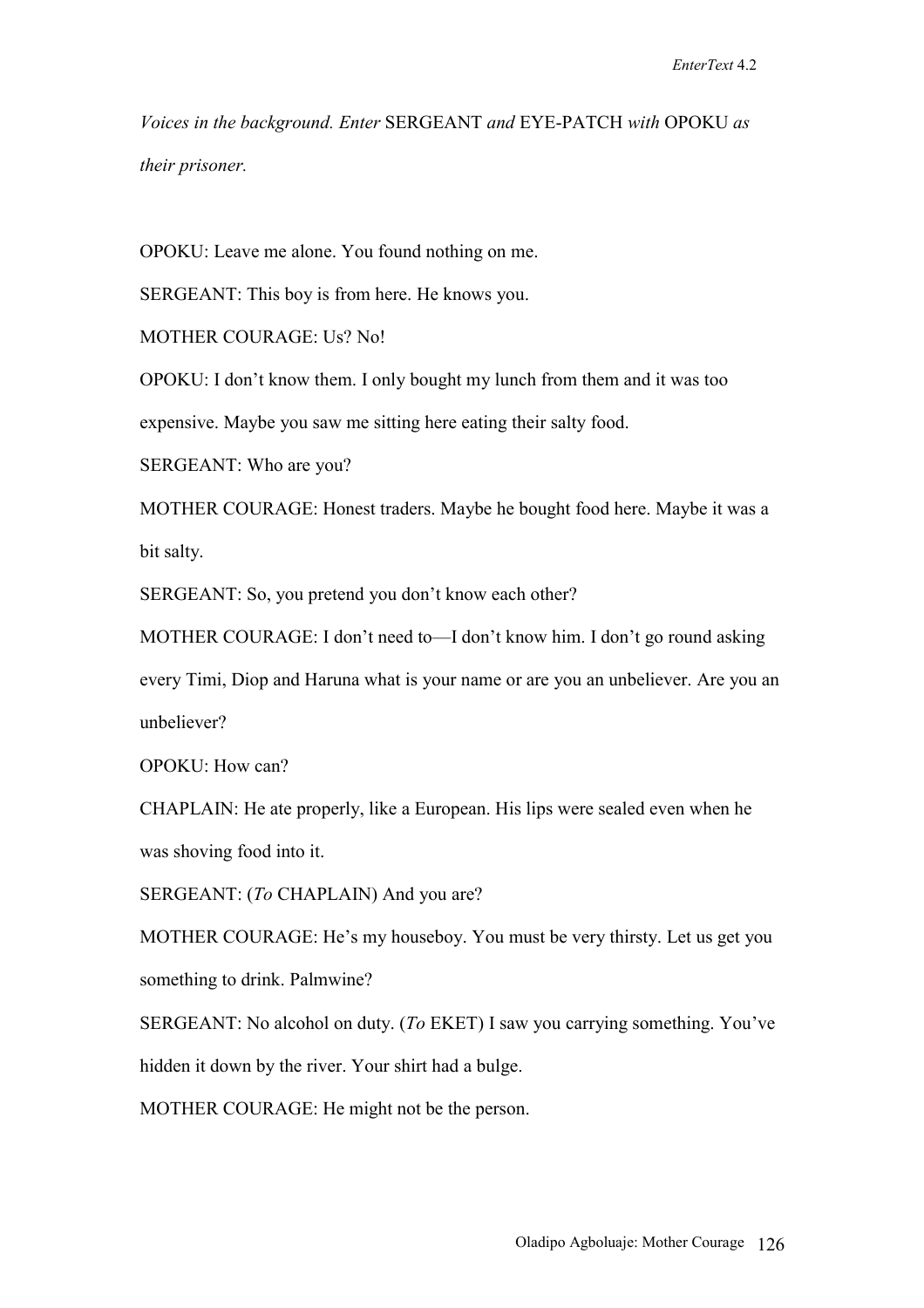*Voices in the background. Enter* SERGEANT *and* EYE-PATCH *with* OPOKU *as their prisoner.*

OPOKU: Leave me alone. You found nothing on me.

SERGEANT: This boy is from here. He knows you.

MOTHER COURAGE: Us? No!

OPOKU: I don't know them. I only bought my lunch from them and it was too expensive. Maybe you saw me sitting here eating their salty food.

SERGEANT: Who are you?

MOTHER COURAGE: Honest traders. Maybe he bought food here. Maybe it was a bit salty.

SERGEANT: So, you pretend you don't know each other?

MOTHER COURAGE: I don't need to—I don't know him. I don't go round asking every Timi, Diop and Haruna what is your name or are you an unbeliever. Are you an unbeliever?

OPOKU: How can?

CHAPLAIN: He ate properly, like a European. His lips were sealed even when he was shoving food into it.

SERGEANT: (*To* CHAPLAIN) And you are?

MOTHER COURAGE: He's my houseboy. You must be very thirsty. Let us get you something to drink. Palmwine?

SERGEANT: No alcohol on duty. (*To* EKET) I saw you carrying something. You've hidden it down by the river. Your shirt had a bulge.

MOTHER COURAGE: He might not be the person.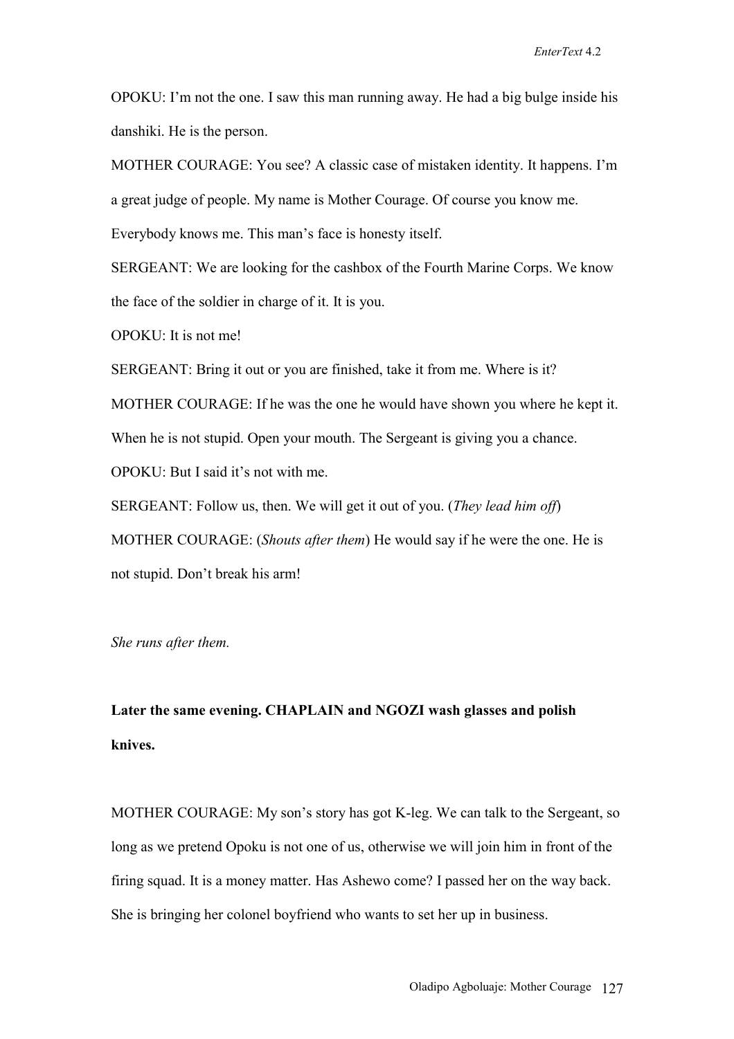OPOKU: I'm not the one. I saw this man running away. He had a big bulge inside his danshiki. He is the person.

MOTHER COURAGE: You see? A classic case of mistaken identity. It happens. I'm a great judge of people. My name is Mother Courage. Of course you know me. Everybody knows me. This man's face is honesty itself.

SERGEANT: We are looking for the cashbox of the Fourth Marine Corps. We know the face of the soldier in charge of it. It is you.

OPOKU: It is not me!

SERGEANT: Bring it out or you are finished, take it from me. Where is it?

MOTHER COURAGE: If he was the one he would have shown you where he kept it. When he is not stupid. Open your mouth. The Sergeant is giving you a chance.

OPOKU: But I said it's not with me.

SERGEANT: Follow us, then. We will get it out of you. (*They lead him off*)

MOTHER COURAGE: (*Shouts after them*) He would say if he were the one. He is not stupid. Don't break his arm!

*She runs after them.*

**Later the same evening. CHAPLAIN and NGOZI wash glasses and polish knives.**

MOTHER COURAGE: My son's story has got K-leg. We can talk to the Sergeant, so long as we pretend Opoku is not one of us, otherwise we will join him in front of the firing squad. It is a money matter. Has Ashewo come? I passed her on the way back. She is bringing her colonel boyfriend who wants to set her up in business.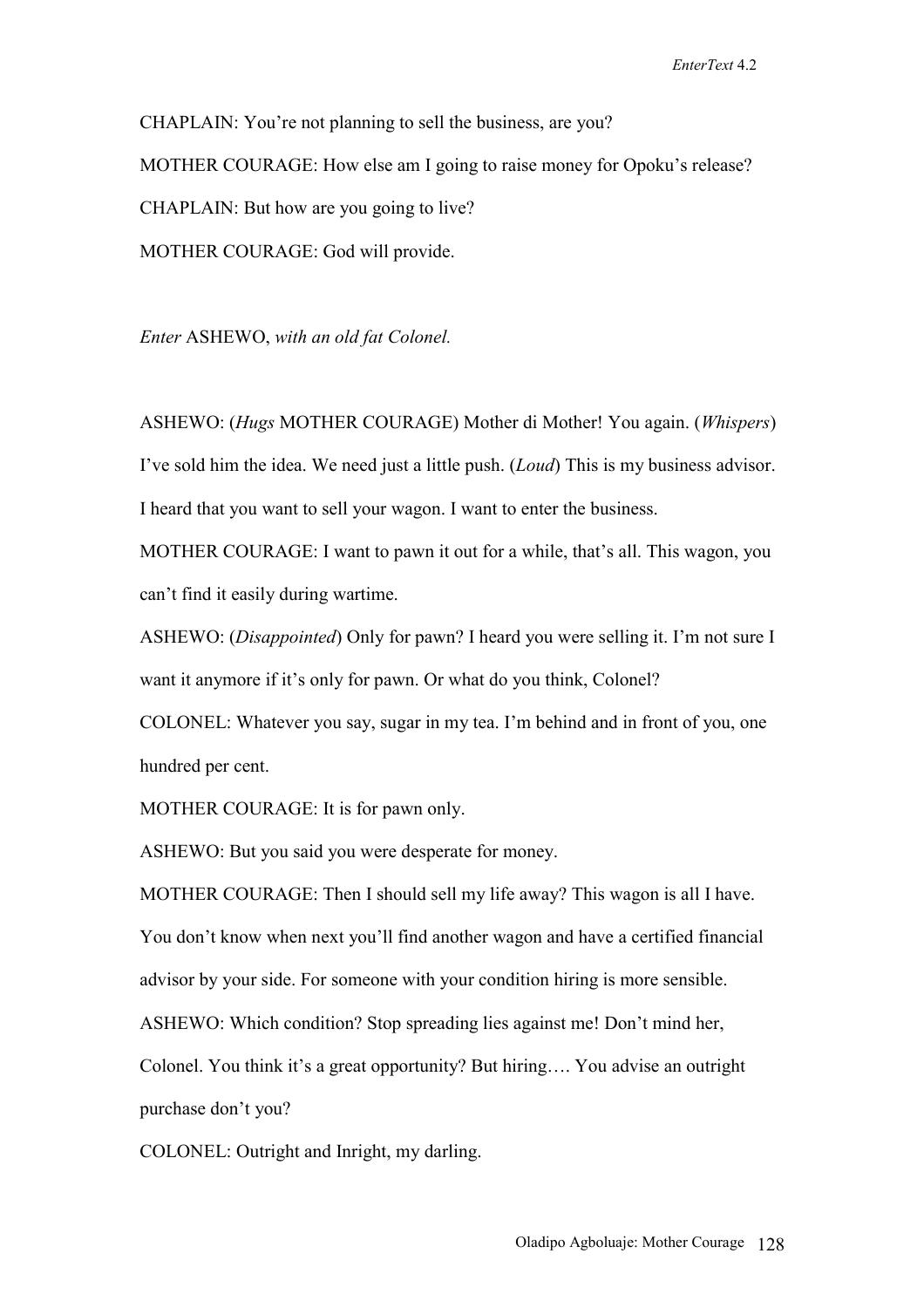CHAPLAIN: You're not planning to sell the business, are you?

MOTHER COURAGE: How else am I going to raise money for Opoku's release?

CHAPLAIN: But how are you going to live?

MOTHER COURAGE: God will provide.

*Enter* ASHEWO, *with an old fat Colonel.*

ASHEWO: (*Hugs* MOTHER COURAGE) Mother di Mother! You again. (*Whispers*) I've sold him the idea. We need just a little push. (*Loud*) This is my business advisor. I heard that you want to sell your wagon. I want to enter the business.

MOTHER COURAGE: I want to pawn it out for a while, that's all. This wagon, you can't find it easily during wartime.

ASHEWO: (*Disappointed*) Only for pawn? I heard you were selling it. I'm not sure I want it anymore if it's only for pawn. Or what do you think, Colonel?

COLONEL: Whatever you say, sugar in my tea. I'm behind and in front of you, one hundred per cent.

MOTHER COURAGE: It is for pawn only.

ASHEWO: But you said you were desperate for money.

MOTHER COURAGE: Then I should sell my life away? This wagon is all I have. You don't know when next you'll find another wagon and have a certified financial advisor by your side. For someone with your condition hiring is more sensible.

ASHEWO: Which condition? Stop spreading lies against me! Don't mind her, Colonel. You think it's a great opportunity? But hiring…. You advise an outright purchase don't you?

COLONEL: Outright and Inright, my darling.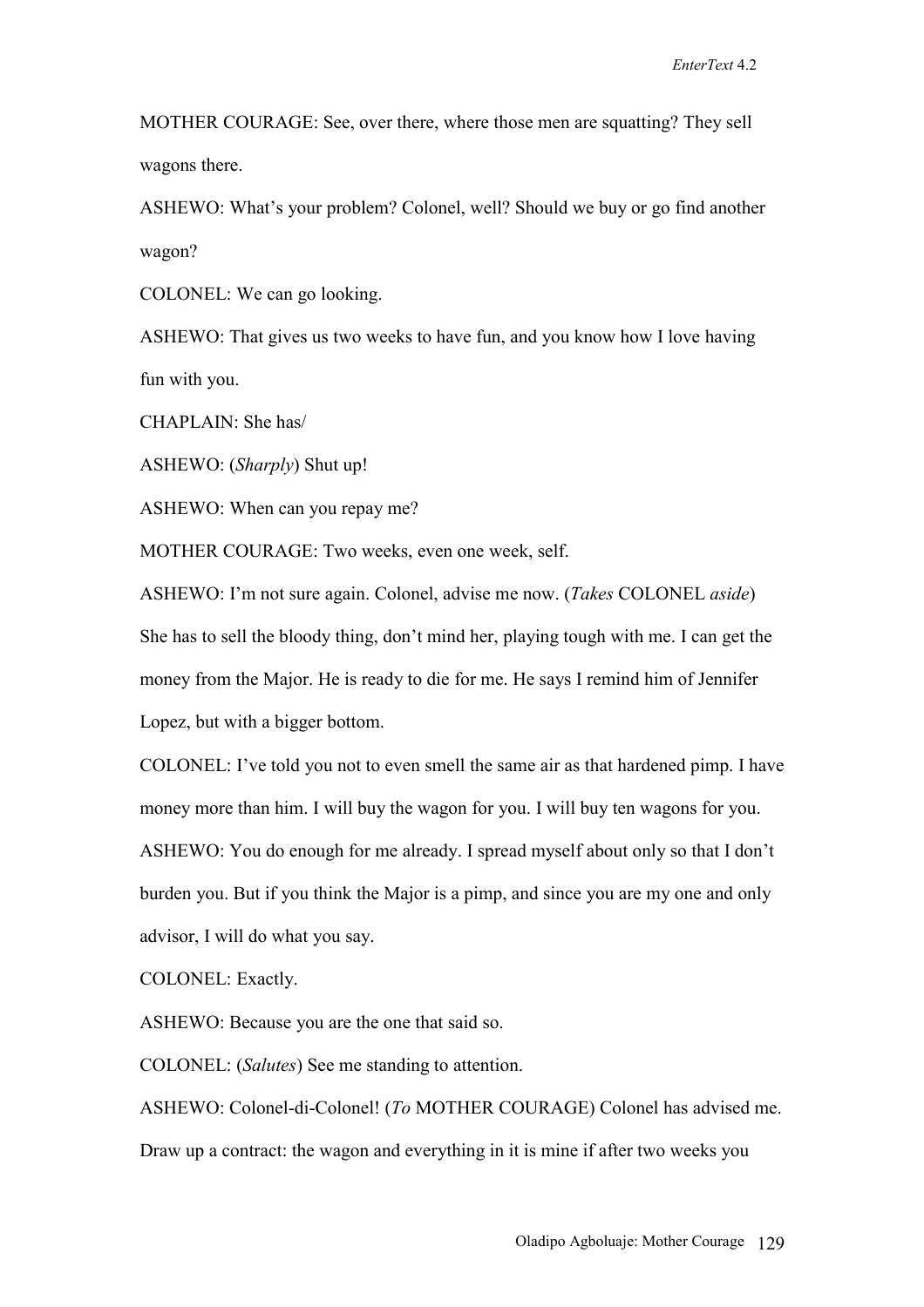MOTHER COURAGE: See, over there, where those men are squatting? They sell wagons there.

ASHEWO: What's your problem? Colonel, well? Should we buy or go find another wagon?

COLONEL: We can go looking.

ASHEWO: That gives us two weeks to have fun, and you know how I love having fun with you.

CHAPLAIN: She has/

ASHEWO: (*Sharply*) Shut up!

ASHEWO: When can you repay me?

MOTHER COURAGE: Two weeks, even one week, self.

ASHEWO: I'm not sure again. Colonel, advise me now. (*Takes* COLONEL *aside*) She has to sell the bloody thing, don't mind her, playing tough with me. I can get the money from the Major. He is ready to die for me. He says I remind him of Jennifer Lopez, but with a bigger bottom.

COLONEL: I've told you not to even smell the same air as that hardened pimp. I have money more than him. I will buy the wagon for you. I will buy ten wagons for you.

ASHEWO: You do enough for me already. I spread myself about only so that I don't burden you. But if you think the Major is a pimp, and since you are my one and only advisor, I will do what you say.

COLONEL: Exactly.

ASHEWO: Because you are the one that said so.

COLONEL: (*Salutes*) See me standing to attention.

ASHEWO: Colonel-di-Colonel! (*To* MOTHER COURAGE) Colonel has advised me. Draw up a contract: the wagon and everything in it is mine if after two weeks you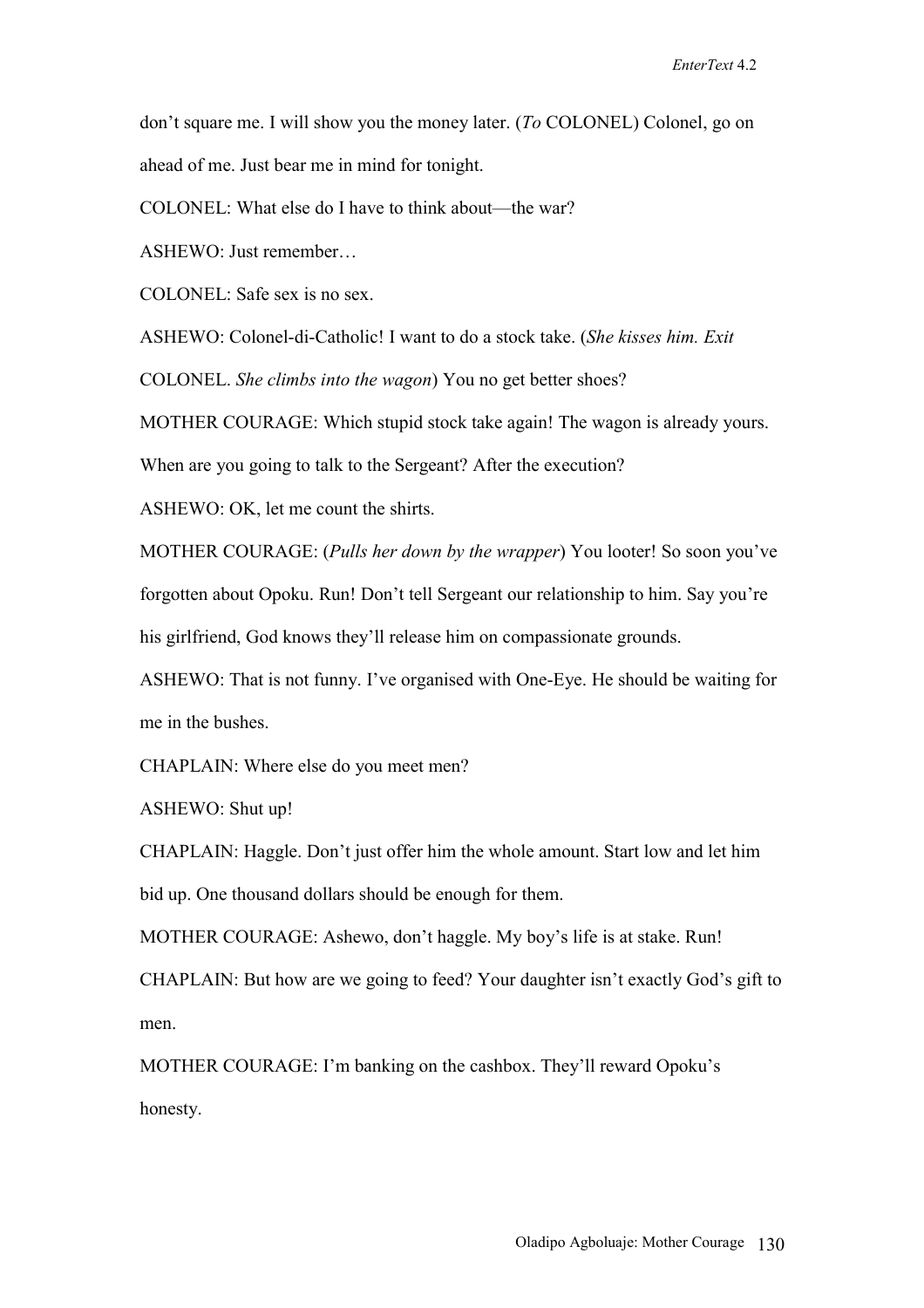don't square me. I will show you the money later. (*To* COLONEL) Colonel, go on ahead of me. Just bear me in mind for tonight.

COLONEL: What else do I have to think about—the war?

ASHEWO: Just remember…

COLONEL: Safe sex is no sex.

ASHEWO: Colonel-di-Catholic! I want to do a stock take. (*She kisses him. Exit* COLONEL. *She climbs into the wagon*) You no get better shoes?

MOTHER COURAGE: Which stupid stock take again! The wagon is already yours. When are you going to talk to the Sergeant? After the execution?

ASHEWO: OK, let me count the shirts.

MOTHER COURAGE: (*Pulls her down by the wrapper*) You looter! So soon you've forgotten about Opoku. Run! Don't tell Sergeant our relationship to him. Say you're his girlfriend, God knows they'll release him on compassionate grounds.

ASHEWO: That is not funny. I've organised with One-Eye. He should be waiting for me in the bushes.

CHAPLAIN: Where else do you meet men?

ASHEWO: Shut up!

CHAPLAIN: Haggle. Don't just offer him the whole amount. Start low and let him bid up. One thousand dollars should be enough for them.

MOTHER COURAGE: Ashewo, don't haggle. My boy's life is at stake. Run!

CHAPLAIN: But how are we going to feed? Your daughter isn't exactly God's gift to men.

MOTHER COURAGE: I'm banking on the cashbox. They'll reward Opoku's honesty.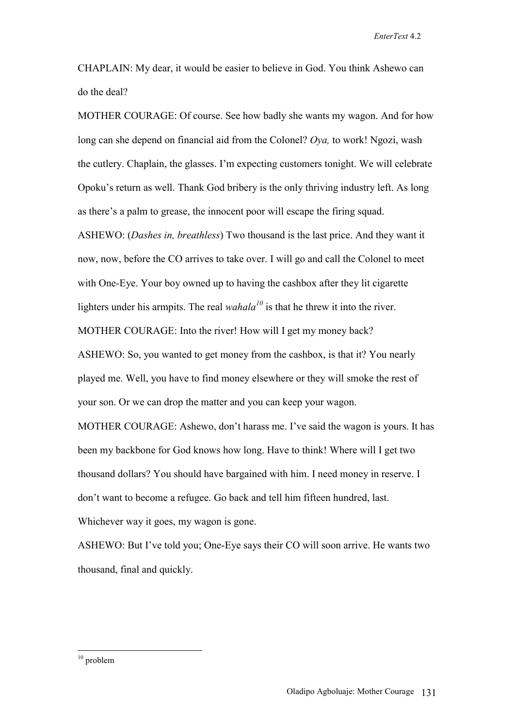CHAPLAIN: My dear, it would be easier to believe in God. You think Ashewo can do the deal?

MOTHER COURAGE: Of course. See how badly she wants my wagon. And for how long can she depend on financial aid from the Colonel? *Oya,* to work! Ngozi, wash the cutlery. Chaplain, the glasses. I'm expecting customers tonight. We will celebrate Opoku's return as well. Thank God bribery is the only thriving industry left. As long as there's a palm to grease, the innocent poor will escape the firing squad.

ASHEWO: (*Dashes in, breathless*) Two thousand is the last price. And they want it now, now, before the CO arrives to take over. I will go and call the Colonel to meet with One-Eye. Your boy owned up to having the cashbox after they lit cigarette lighters under his armpits. The real *wahala*[10] is that he threw it into the river.

MOTHER COURAGE: Into the river! How will I get my money back?

ASHEWO: So, you wanted to get money from the cashbox, is that it? You nearly played me. Well, you have to find money elsewhere or they will smoke the rest of your son. Or we can drop the matter and you can keep your wagon.

MOTHER COURAGE: Ashewo, don't harass me. I've said the wagon is yours. It has been my backbone for God knows how long. Have to think! Where will I get two thousand dollars? You should have bargained with him. I need money in reserve. I don't want to become a refugee. Go back and tell him fifteen hundred, last. Whichever way it goes, my wagon is gone.

ASHEWO: But I've told you; One-Eye says their CO will soon arrive. He wants two thousand, final and quickly.

[10] problem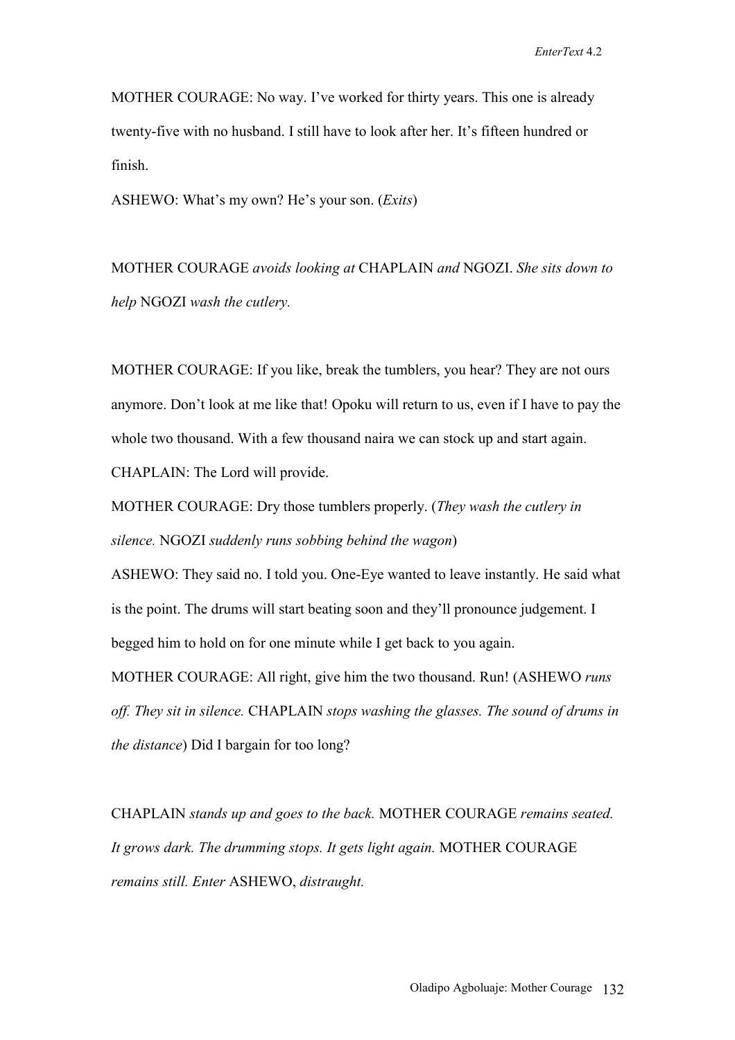MOTHER COURAGE: No way. I've worked for thirty years. This one is already twenty-five with no husband. I still have to look after her. It's fifteen hundred or finish.

ASHEWO: What's my own? He's your son. (*Exits*)

MOTHER COURAGE *avoids looking at* CHAPLAIN *and* NGOZI. *She sits down to help* NGOZI *wash the cutlery.*

MOTHER COURAGE: If you like, break the tumblers, you hear? They are not ours anymore. Don't look at me like that! Opoku will return to us, even if I have to pay the whole two thousand. With a few thousand naira we can stock up and start again.

CHAPLAIN: The Lord will provide.

MOTHER COURAGE: Dry those tumblers properly. (*They wash the cutlery in silence.* NGOZI *suddenly runs sobbing behind the wagon*)

ASHEWO: They said no. I told you. One-Eye wanted to leave instantly. He said what is the point. The drums will start beating soon and they'll pronounce judgement. I begged him to hold on for one minute while I get back to you again.

MOTHER COURAGE: All right, give him the two thousand. Run! (ASHEWO *runs off. They sit in silence.* CHAPLAIN *stops washing the glasses. The sound of drums in the distance*) Did I bargain for too long?

CHAPLAIN *stands up and goes to the back.* MOTHER COURAGE *remains seated. It grows dark. The drumming stops. It gets light again.* MOTHER COURAGE *remains still. Enter* ASHEWO, *distraught.*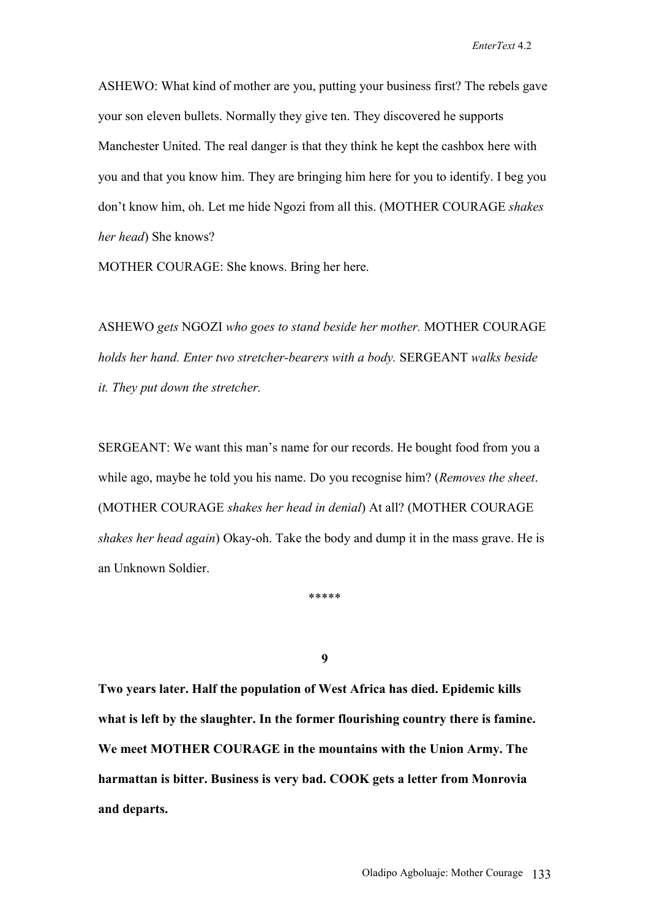ASHEWO: What kind of mother are you, putting your business first? The rebels gave your son eleven bullets. Normally they give ten. They discovered he supports Manchester United. The real danger is that they think he kept the cashbox here with you and that you know him. They are bringing him here for you to identify. I beg you don't know him, oh. Let me hide Ngozi from all this. (MOTHER COURAGE *shakes her head*) She knows?

MOTHER COURAGE: She knows. Bring her here.

ASHEWO *gets* NGOZI *who goes to stand beside her mother.* MOTHER COURAGE *holds her hand. Enter two stretcher-bearers with a body.* SERGEANT *walks beside it. They put down the stretcher.*

SERGEANT: We want this man's name for our records. He bought food from you a while ago, maybe he told you his name. Do you recognise him? (*Removes the sheet*. (MOTHER COURAGE *shakes her head in denial*) At all? (MOTHER COURAGE *shakes her head again*) Okay-oh. Take the body and dump it in the mass grave. He is an Unknown Soldier.

*****

**9**

**Two years later. Half the population of West Africa has died. Epidemic kills what is left by the slaughter. In the former flourishing country there is famine. We meet MOTHER COURAGE in the mountains with the Union Army. The harmattan is bitter. Business is very bad. COOK gets a letter from Monrovia and departs.**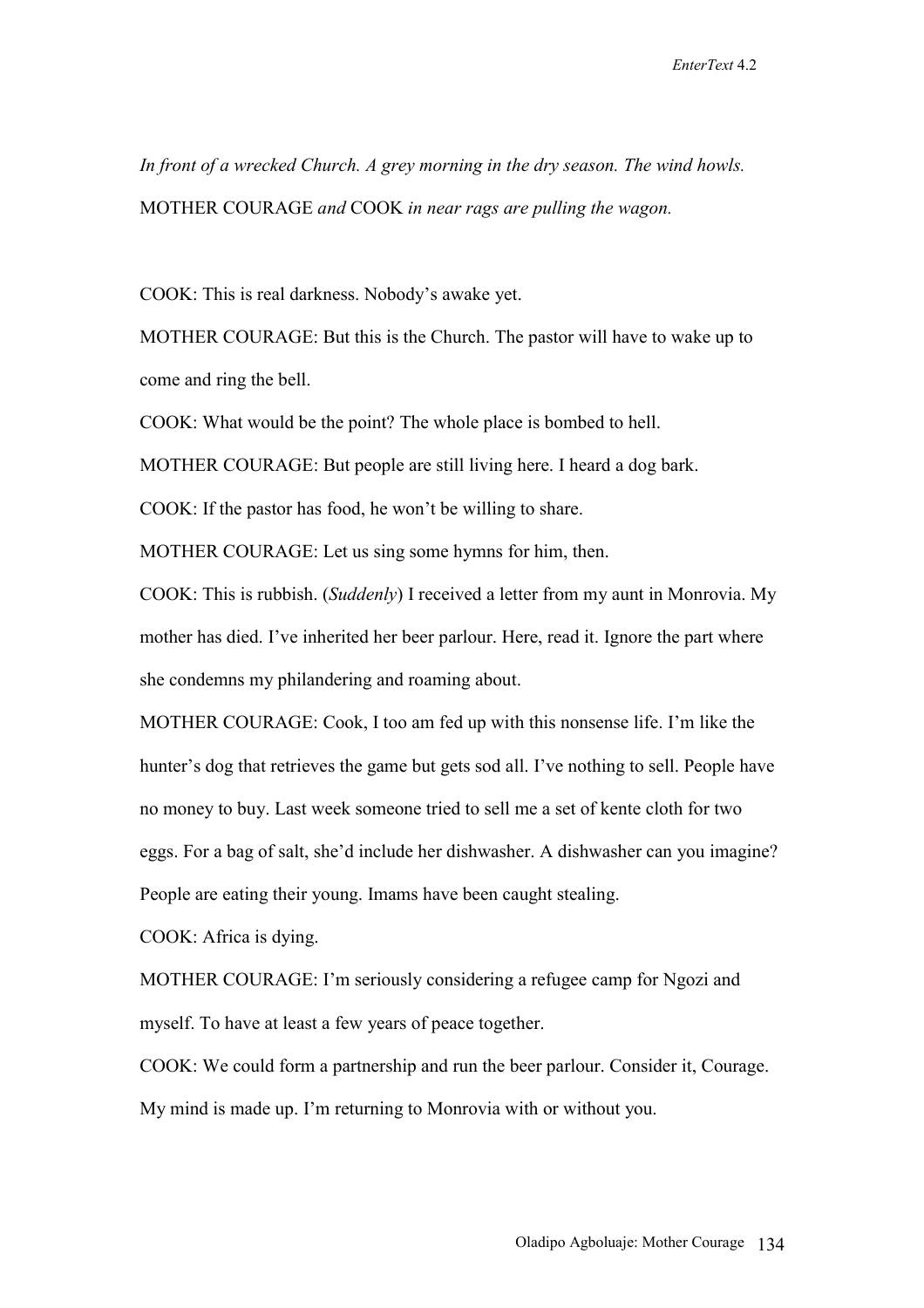*In front of a wrecked Church. A grey morning in the dry season. The wind howls.* MOTHER COURAGE *and* COOK *in near rags are pulling the wagon.*

COOK: This is real darkness. Nobody's awake yet.

MOTHER COURAGE: But this is the Church. The pastor will have to wake up to come and ring the bell.

COOK: What would be the point? The whole place is bombed to hell.

MOTHER COURAGE: But people are still living here. I heard a dog bark.

COOK: If the pastor has food, he won't be willing to share.

MOTHER COURAGE: Let us sing some hymns for him, then.

COOK: This is rubbish. (*Suddenly*) I received a letter from my aunt in Monrovia. My mother has died. I've inherited her beer parlour. Here, read it. Ignore the part where she condemns my philandering and roaming about.

MOTHER COURAGE: Cook, I too am fed up with this nonsense life. I'm like the hunter's dog that retrieves the game but gets sod all. I've nothing to sell. People have no money to buy. Last week someone tried to sell me a set of kente cloth for two eggs. For a bag of salt, she'd include her dishwasher. A dishwasher can you imagine? People are eating their young. Imams have been caught stealing.

COOK: Africa is dying.

MOTHER COURAGE: I'm seriously considering a refugee camp for Ngozi and myself. To have at least a few years of peace together.

COOK: We could form a partnership and run the beer parlour. Consider it, Courage. My mind is made up. I'm returning to Monrovia with or without you.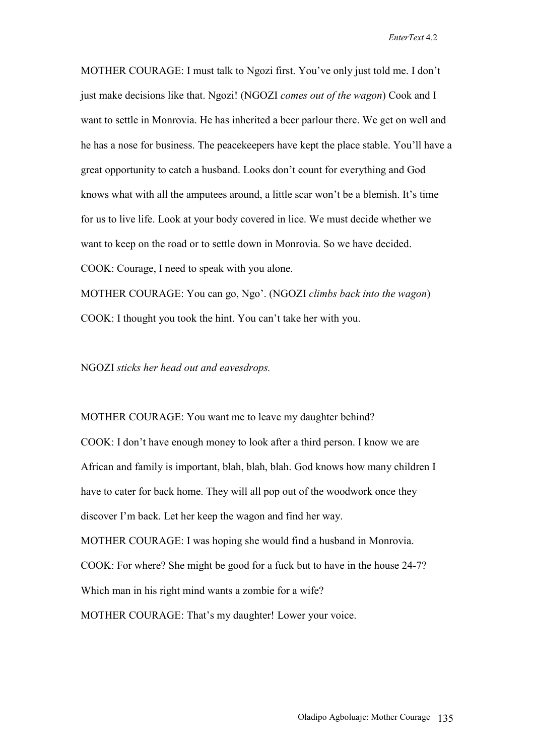MOTHER COURAGE: I must talk to Ngozi first. You've only just told me. I don't just make decisions like that. Ngozi! (NGOZI *comes out of the wagon*) Cook and I want to settle in Monrovia. He has inherited a beer parlour there. We get on well and he has a nose for business. The peacekeepers have kept the place stable. You'll have a great opportunity to catch a husband. Looks don't count for everything and God knows what with all the amputees around, a little scar won't be a blemish. It's time for us to live life. Look at your body covered in lice. We must decide whether we want to keep on the road or to settle down in Monrovia. So we have decided.

COOK: Courage, I need to speak with you alone.

MOTHER COURAGE: You can go, Ngo'. (NGOZI *climbs back into the wagon*)

COOK: I thought you took the hint. You can't take her with you.

NGOZI *sticks her head out and eavesdrops.*

MOTHER COURAGE: You want me to leave my daughter behind?

COOK: I don't have enough money to look after a third person. I know we are African and family is important, blah, blah, blah. God knows how many children I have to cater for back home. They will all pop out of the woodwork once they discover I'm back. Let her keep the wagon and find her way.

MOTHER COURAGE: I was hoping she would find a husband in Monrovia.

COOK: For where? She might be good for a fuck but to have in the house 24-7? Which man in his right mind wants a zombie for a wife?

MOTHER COURAGE: That's my daughter! Lower your voice.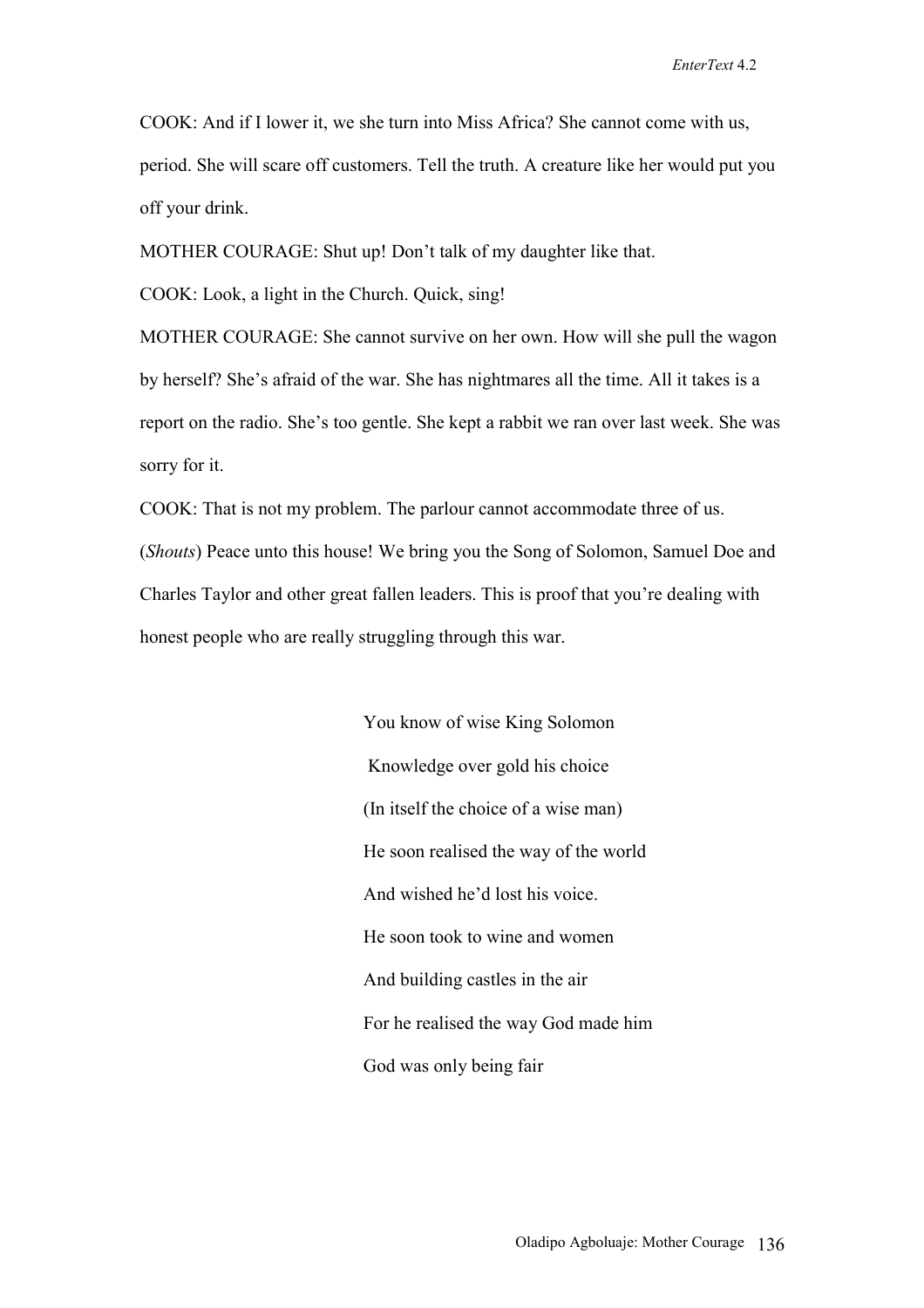COOK: And if I lower it, we she turn into Miss Africa? She cannot come with us, period. She will scare off customers. Tell the truth. A creature like her would put you off your drink.

MOTHER COURAGE: Shut up! Don't talk of my daughter like that.

COOK: Look, a light in the Church. Quick, sing!

MOTHER COURAGE: She cannot survive on her own. How will she pull the wagon by herself? She's afraid of the war. She has nightmares all the time. All it takes is a report on the radio. She's too gentle. She kept a rabbit we ran over last week. She was sorry for it.

COOK: That is not my problem. The parlour cannot accommodate three of us. (*Shouts*) Peace unto this house! We bring you the Song of Solomon, Samuel Doe and Charles Taylor and other great fallen leaders. This is proof that you're dealing with honest people who are really struggling through this war.

> You know of wise King Solomon
> Knowledge over gold his choice
> (In itself the choice of a wise man)
> He soon realised the way of the world
> And wished he'd lost his voice.
> He soon took to wine and women
> And building castles in the air
> For he realised the way God made him
> God was only being fair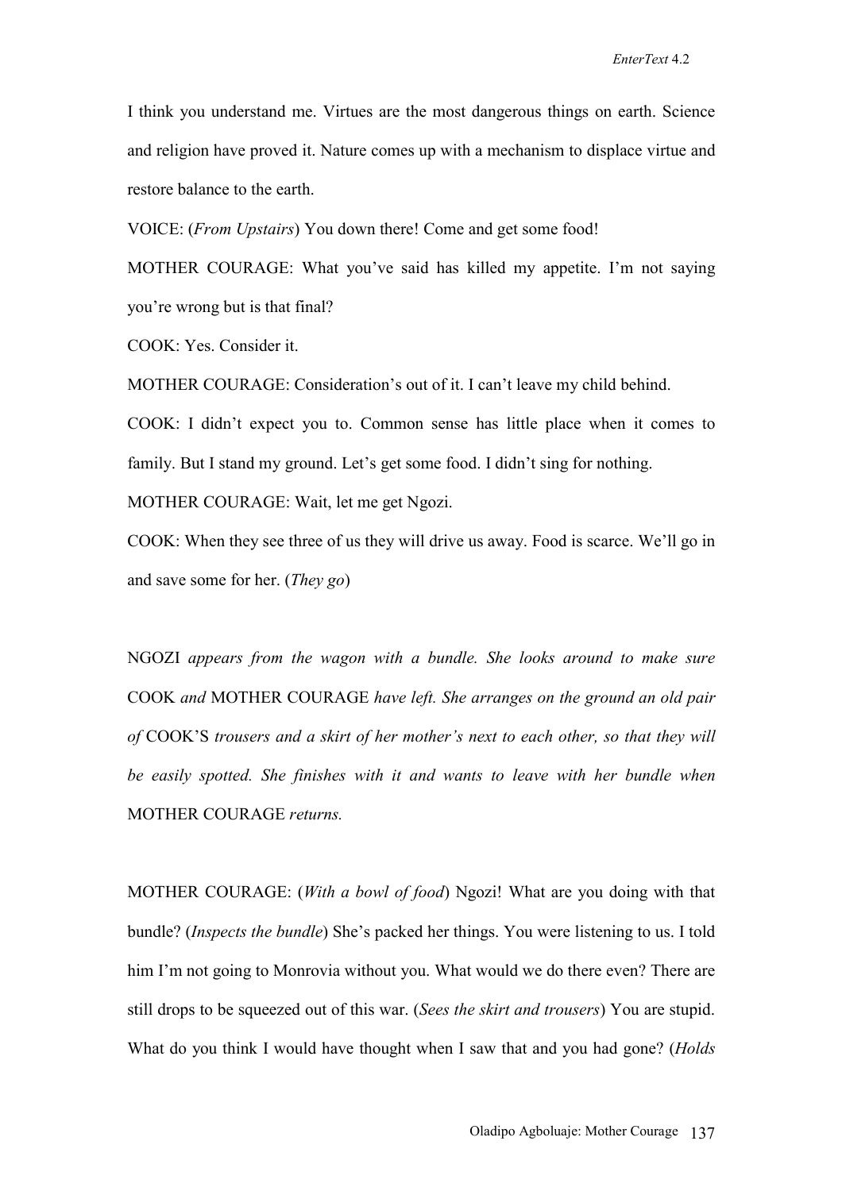I think you understand me. Virtues are the most dangerous things on earth. Science and religion have proved it. Nature comes up with a mechanism to displace virtue and restore balance to the earth.

VOICE: (*From Upstairs*) You down there! Come and get some food!

MOTHER COURAGE: What you've said has killed my appetite. I'm not saying you're wrong but is that final?

COOK: Yes. Consider it.

MOTHER COURAGE: Consideration's out of it. I can't leave my child behind.

COOK: I didn't expect you to. Common sense has little place when it comes to family. But I stand my ground. Let's get some food. I didn't sing for nothing.

MOTHER COURAGE: Wait, let me get Ngozi.

COOK: When they see three of us they will drive us away. Food is scarce. We'll go in and save some for her. (*They go*)

NGOZI *appears from the wagon with a bundle. She looks around to make sure* COOK *and* MOTHER COURAGE *have left. She arranges on the ground an old pair of* COOK'S *trousers and a skirt of her mother's next to each other, so that they will be easily spotted. She finishes with it and wants to leave with her bundle when* MOTHER COURAGE *returns.*

MOTHER COURAGE: (*With a bowl of food*) Ngozi! What are you doing with that bundle? (*Inspects the bundle*) She's packed her things. You were listening to us. I told him I'm not going to Monrovia without you. What would we do there even? There are still drops to be squeezed out of this war. (*Sees the skirt and trousers*) You are stupid. What do you think I would have thought when I saw that and you had gone? (*Holds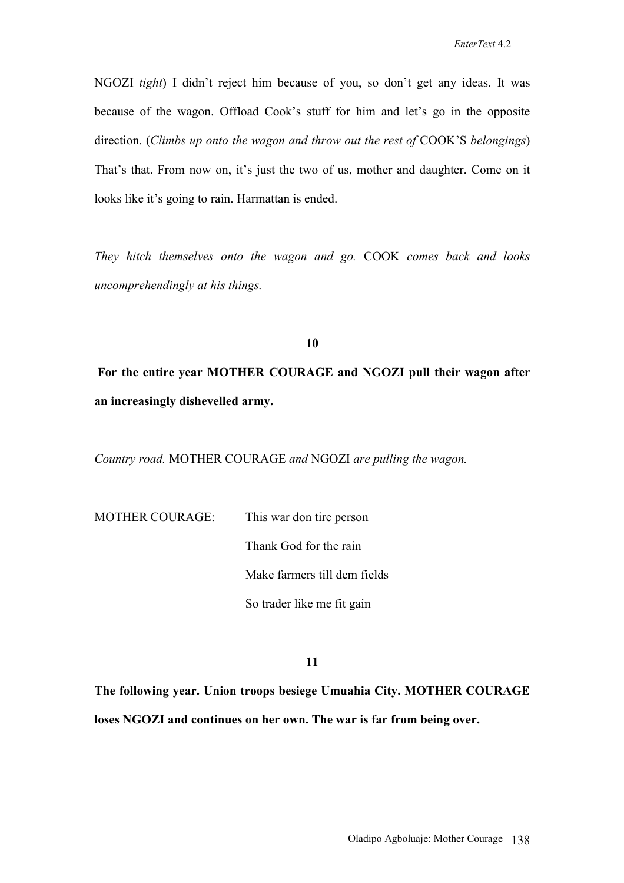NGOZI *tight*) I didn't reject him because of you, so don't get any ideas. It was because of the wagon. Offload Cook's stuff for him and let's go in the opposite direction. (*Climbs up onto the wagon and throw out the rest of* COOK'S *belongings*) That's that. From now on, it's just the two of us, mother and daughter. Come on it looks like it's going to rain. Harmattan is ended.

*They hitch themselves onto the wagon and go.* COOK *comes back and looks uncomprehendingly at his things.*

**10**

**For the entire year MOTHER COURAGE and NGOZI pull their wagon after an increasingly dishevelled army.**

*Country road.* MOTHER COURAGE *and* NGOZI *are pulling the wagon.*

MOTHER COURAGE: This war don tire person
Thank God for the rain
Make farmers till dem fields
So trader like me fit gain

**11**

**The following year. Union troops besiege Umuahia City. MOTHER COURAGE loses NGOZI and continues on her own. The war is far from being over.**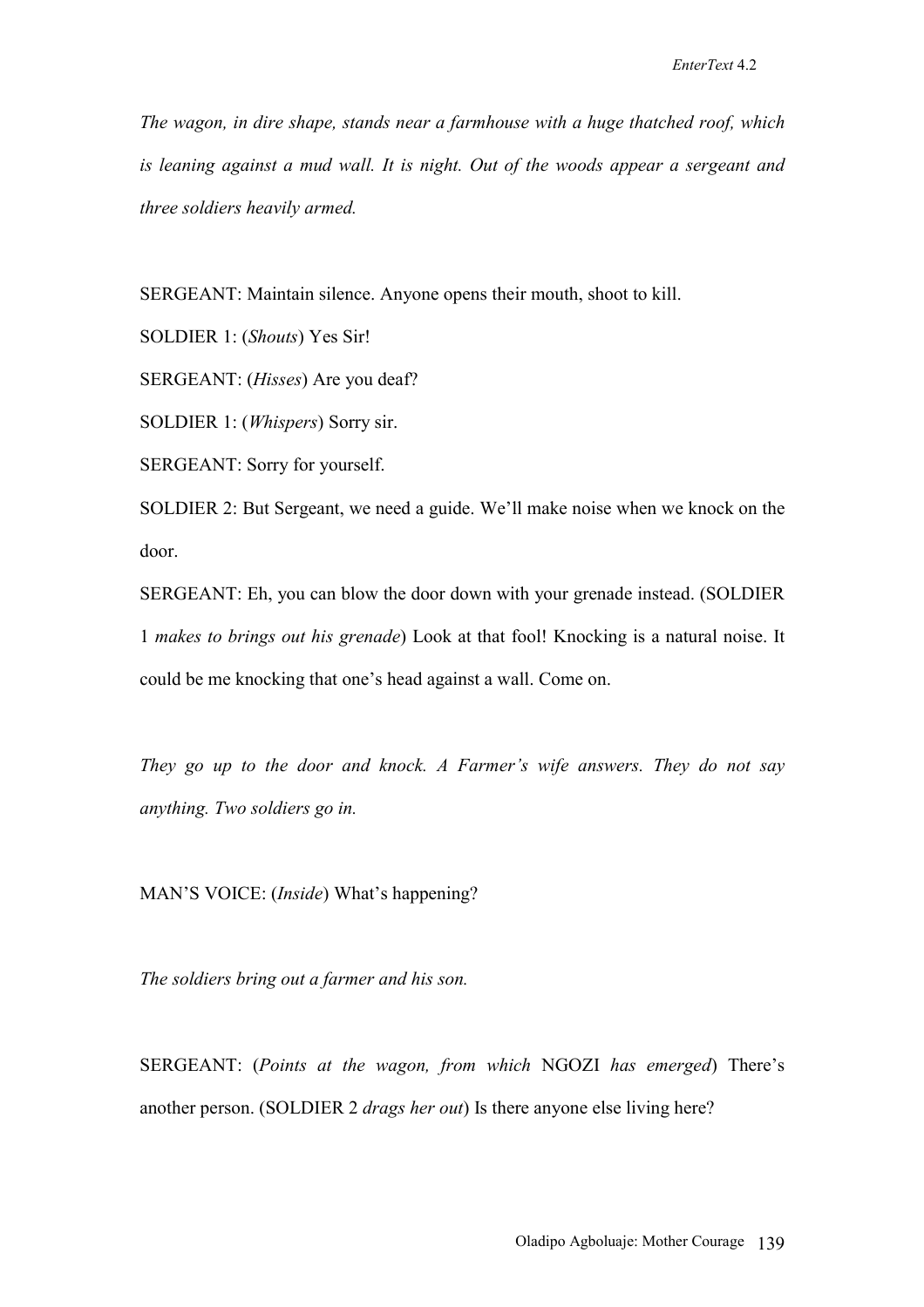*The wagon, in dire shape, stands near a farmhouse with a huge thatched roof, which is leaning against a mud wall. It is night. Out of the woods appear a sergeant and three soldiers heavily armed.*

SERGEANT: Maintain silence. Anyone opens their mouth, shoot to kill.

SOLDIER 1: (*Shouts*) Yes Sir!

SERGEANT: (*Hisses*) Are you deaf?

SOLDIER 1: (*Whispers*) Sorry sir.

SERGEANT: Sorry for yourself.

SOLDIER 2: But Sergeant, we need a guide. We'll make noise when we knock on the door.

SERGEANT: Eh, you can blow the door down with your grenade instead. (SOLDIER 1 *makes to brings out his grenade*) Look at that fool! Knocking is a natural noise. It could be me knocking that one's head against a wall. Come on.

*They go up to the door and knock. A Farmer's wife answers. They do not say anything. Two soldiers go in.*

MAN'S VOICE: (*Inside*) What's happening?

*The soldiers bring out a farmer and his son.*

SERGEANT: (*Points at the wagon, from which* NGOZI *has emerged*) There's another person. (SOLDIER 2 *drags her out*) Is there anyone else living here?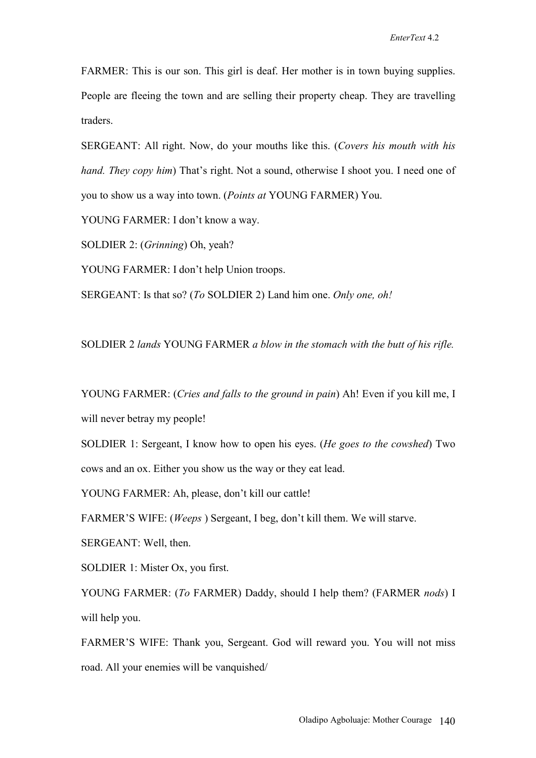FARMER: This is our son. This girl is deaf. Her mother is in town buying supplies. People are fleeing the town and are selling their property cheap. They are travelling traders.

SERGEANT: All right. Now, do your mouths like this. (*Covers his mouth with his hand. They copy him*) That's right. Not a sound, otherwise I shoot you. I need one of you to show us a way into town. (*Points at* YOUNG FARMER) You.

YOUNG FARMER: I don't know a way.

SOLDIER 2: (*Grinning*) Oh, yeah?

YOUNG FARMER: I don't help Union troops.

SERGEANT: Is that so? (*To* SOLDIER 2) Land him one. *Only one, oh!*

SOLDIER 2 *lands* YOUNG FARMER *a blow in the stomach with the butt of his rifle.*

YOUNG FARMER: (*Cries and falls to the ground in pain*) Ah! Even if you kill me, I will never betray my people!

SOLDIER 1: Sergeant, I know how to open his eyes. (*He goes to the cowshed*) Two cows and an ox. Either you show us the way or they eat lead.

YOUNG FARMER: Ah, please, don't kill our cattle!

FARMER'S WIFE: (*Weeps* ) Sergeant, I beg, don't kill them. We will starve.

SERGEANT: Well, then.

SOLDIER 1: Mister Ox, you first.

YOUNG FARMER: (*To* FARMER) Daddy, should I help them? (FARMER *nods*) I will help you.

FARMER'S WIFE: Thank you, Sergeant. God will reward you. You will not miss road. All your enemies will be vanquished/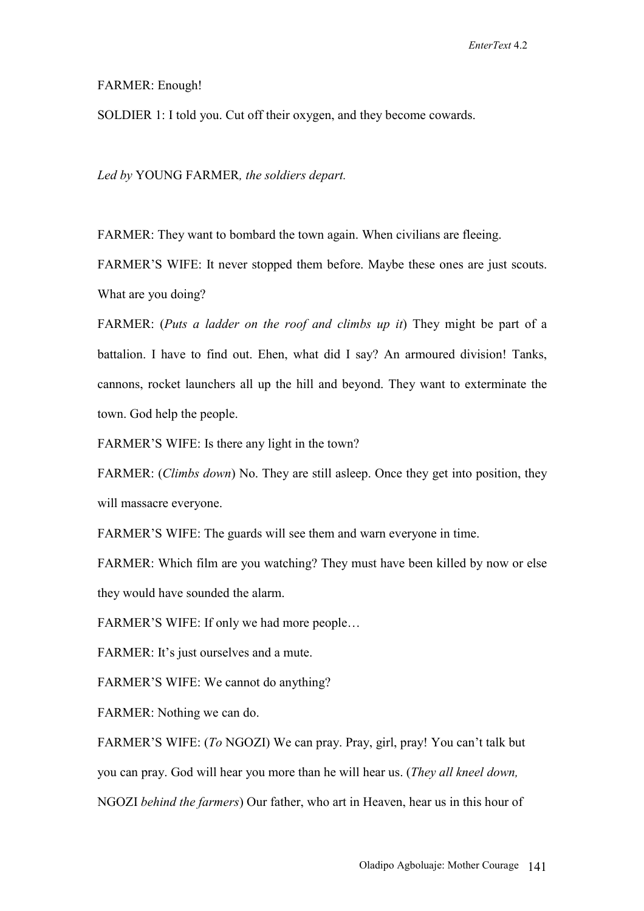FARMER: Enough!

SOLDIER 1: I told you. Cut off their oxygen, and they become cowards.

*Led by* YOUNG FARMER*, the soldiers depart.*

FARMER: They want to bombard the town again. When civilians are fleeing.

FARMER'S WIFE: It never stopped them before. Maybe these ones are just scouts. What are you doing?

FARMER: (*Puts a ladder on the roof and climbs up it*) They might be part of a battalion. I have to find out. Ehen, what did I say? An armoured division! Tanks, cannons, rocket launchers all up the hill and beyond. They want to exterminate the town. God help the people.

FARMER'S WIFE: Is there any light in the town?

FARMER: (*Climbs down*) No. They are still asleep. Once they get into position, they will massacre everyone.

FARMER'S WIFE: The guards will see them and warn everyone in time.

FARMER: Which film are you watching? They must have been killed by now or else they would have sounded the alarm.

FARMER'S WIFE: If only we had more people…

FARMER: It's just ourselves and a mute.

FARMER'S WIFE: We cannot do anything?

FARMER: Nothing we can do.

FARMER'S WIFE: (*To* NGOZI) We can pray. Pray, girl, pray! You can't talk but you can pray. God will hear you more than he will hear us. (*They all kneel down,* NGOZI *behind the farmers*) Our father, who art in Heaven, hear us in this hour of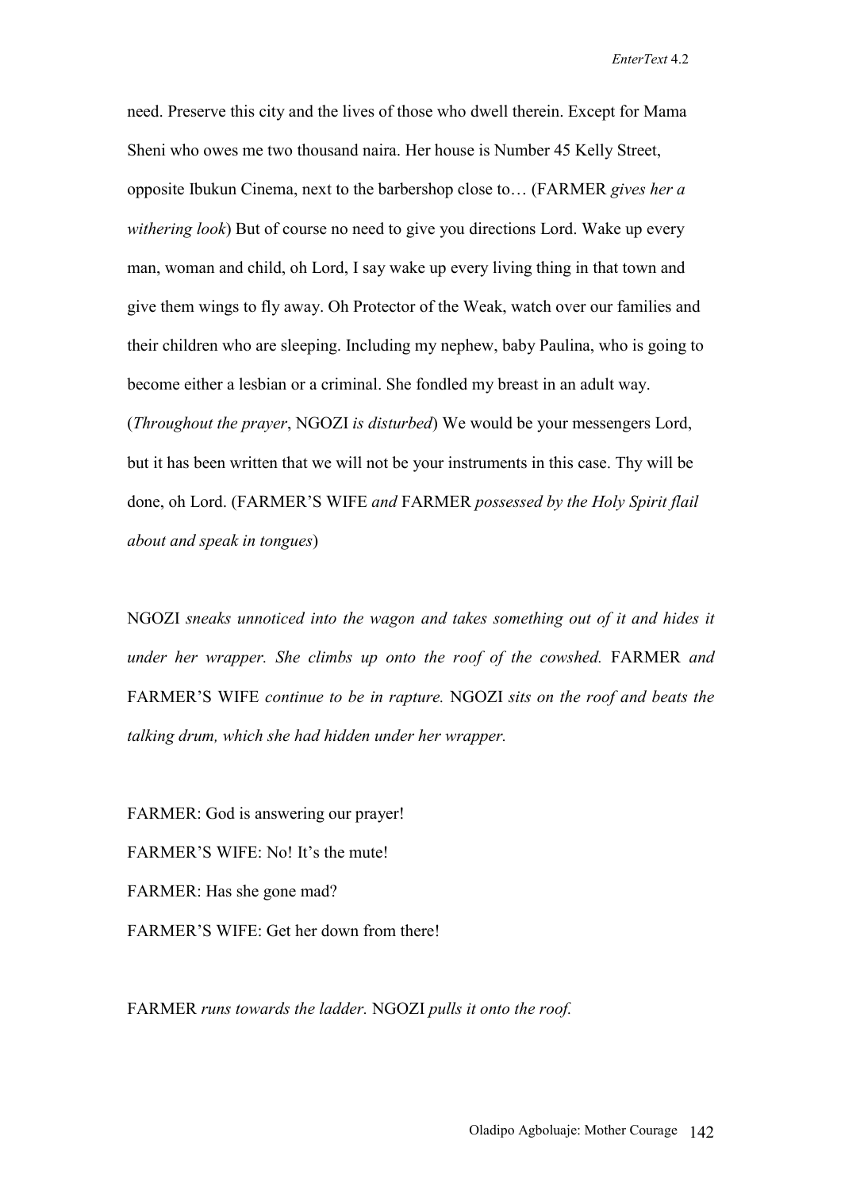need. Preserve this city and the lives of those who dwell therein. Except for Mama Sheni who owes me two thousand naira. Her house is Number 45 Kelly Street, opposite Ibukun Cinema, next to the barbershop close to… (FARMER *gives her a withering look*) But of course no need to give you directions Lord. Wake up every man, woman and child, oh Lord, I say wake up every living thing in that town and give them wings to fly away. Oh Protector of the Weak, watch over our families and their children who are sleeping. Including my nephew, baby Paulina, who is going to become either a lesbian or a criminal. She fondled my breast in an adult way. (*Throughout the prayer*, NGOZI *is disturbed*) We would be your messengers Lord, but it has been written that we will not be your instruments in this case. Thy will be done, oh Lord. (FARMER'S WIFE *and* FARMER *possessed by the Holy Spirit flail about and speak in tongues*)

NGOZI *sneaks unnoticed into the wagon and takes something out of it and hides it under her wrapper. She climbs up onto the roof of the cowshed.* FARMER *and* FARMER'S WIFE *continue to be in rapture.* NGOZI *sits on the roof and beats the talking drum, which she had hidden under her wrapper.*

FARMER: God is answering our prayer!

FARMER'S WIFE: No! It's the mute!

FARMER: Has she gone mad?

FARMER'S WIFE: Get her down from there!

FARMER *runs towards the ladder.* NGOZI *pulls it onto the roof.*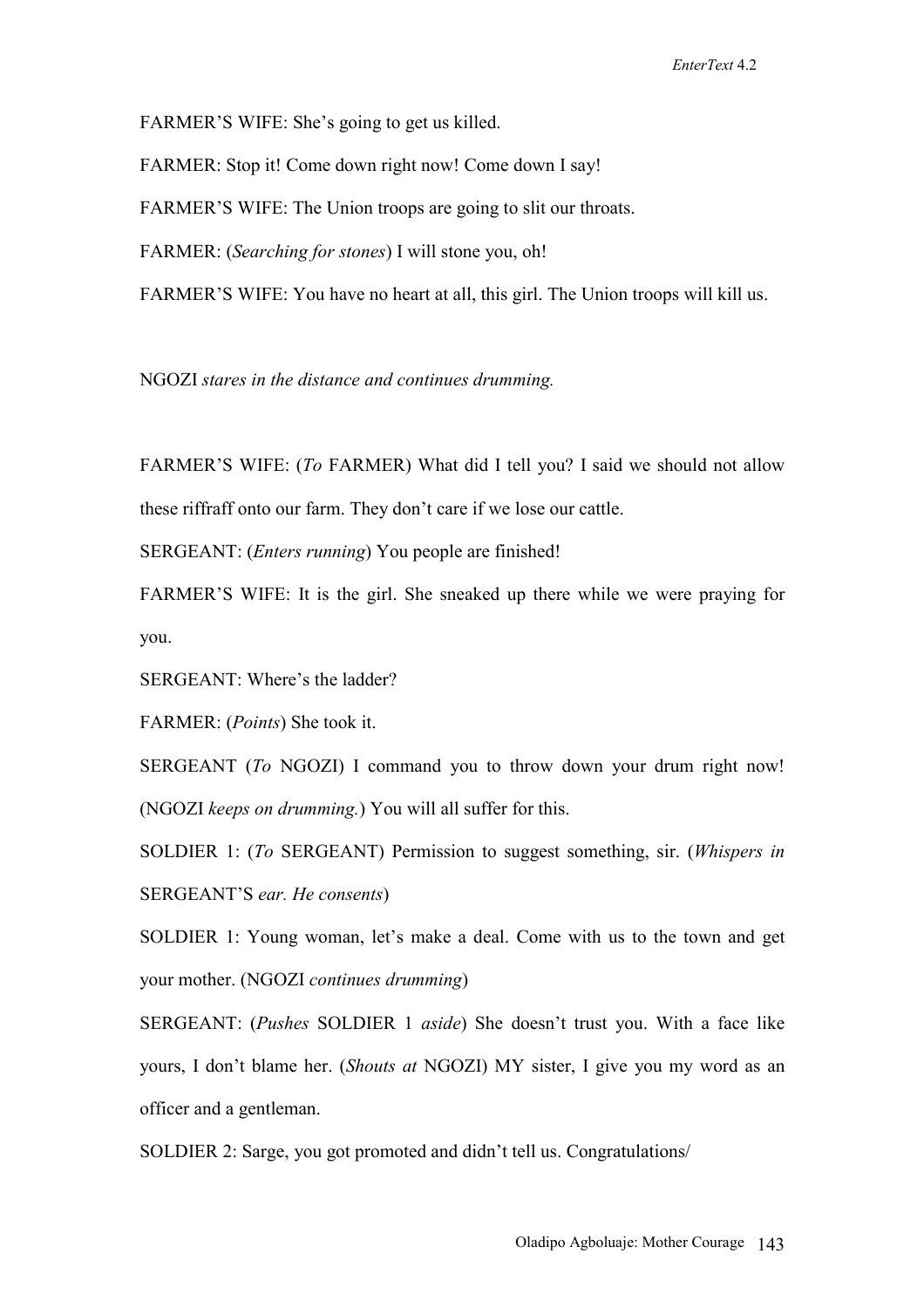FARMER'S WIFE: She's going to get us killed.

FARMER: Stop it! Come down right now! Come down I say!

FARMER'S WIFE: The Union troops are going to slit our throats.

FARMER: (*Searching for stones*) I will stone you, oh!

FARMER'S WIFE: You have no heart at all, this girl. The Union troops will kill us.

NGOZI *stares in the distance and continues drumming.*

FARMER'S WIFE: (*To* FARMER) What did I tell you? I said we should not allow these riffraff onto our farm. They don't care if we lose our cattle.

SERGEANT: (*Enters running*) You people are finished!

FARMER'S WIFE: It is the girl. She sneaked up there while we were praying for you.

SERGEANT: Where's the ladder?

FARMER: (*Points*) She took it.

SERGEANT (*To* NGOZI) I command you to throw down your drum right now! (NGOZI *keeps on drumming.*) You will all suffer for this.

SOLDIER 1: (*To* SERGEANT) Permission to suggest something, sir. (*Whispers in* SERGEANT'S *ear. He consents*)

SOLDIER 1: Young woman, let's make a deal. Come with us to the town and get your mother. (NGOZI *continues drumming*)

SERGEANT: (*Pushes* SOLDIER 1 *aside*) She doesn't trust you. With a face like yours, I don't blame her. (*Shouts at* NGOZI) MY sister, I give you my word as an officer and a gentleman.

SOLDIER 2: Sarge, you got promoted and didn't tell us. Congratulations/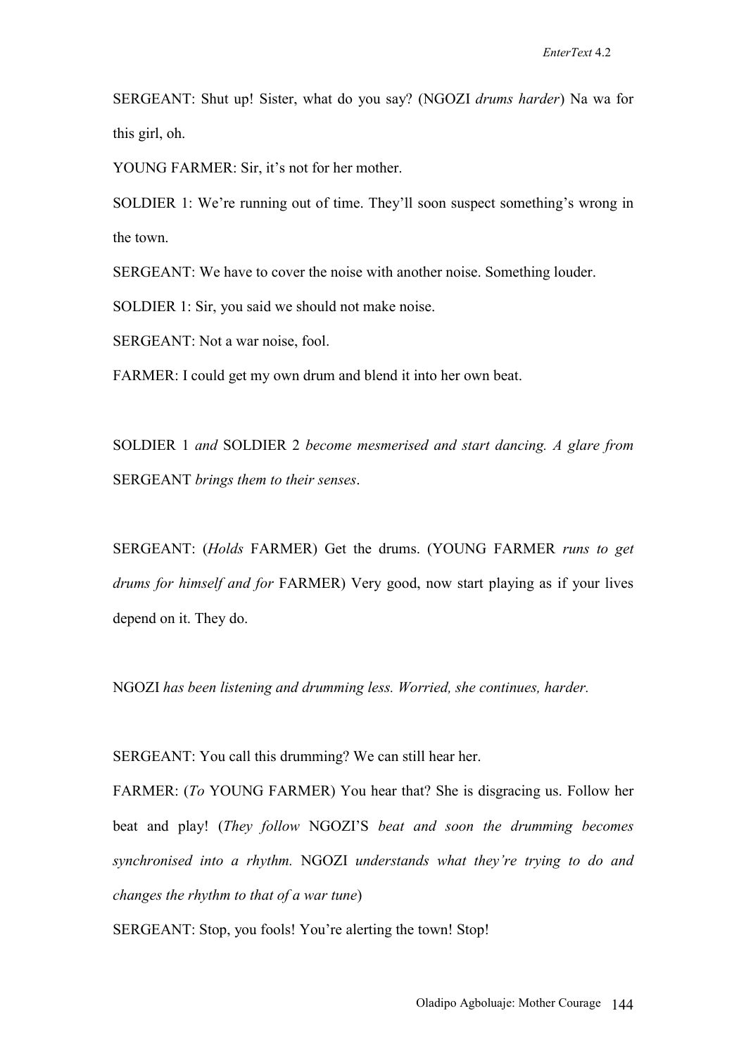SERGEANT: Shut up! Sister, what do you say? (NGOZI *drums harder*) Na wa for this girl, oh.

YOUNG FARMER: Sir, it's not for her mother.

SOLDIER 1: We're running out of time. They'll soon suspect something's wrong in the town.

SERGEANT: We have to cover the noise with another noise. Something louder.

SOLDIER 1: Sir, you said we should not make noise.

SERGEANT: Not a war noise, fool.

FARMER: I could get my own drum and blend it into her own beat.

SOLDIER 1 *and* SOLDIER 2 *become mesmerised and start dancing. A glare from* SERGEANT *brings them to their senses*.

SERGEANT: (*Holds* FARMER) Get the drums. (YOUNG FARMER *runs to get drums for himself and for* FARMER) Very good, now start playing as if your lives depend on it. They do.

NGOZI *has been listening and drumming less. Worried, she continues, harder.*

SERGEANT: You call this drumming? We can still hear her.

FARMER: (*To* YOUNG FARMER) You hear that? She is disgracing us. Follow her beat and play! (*They follow* NGOZI'S *beat and soon the drumming becomes synchronised into a rhythm.* NGOZI *understands what they're trying to do and changes the rhythm to that of a war tune*)

SERGEANT: Stop, you fools! You're alerting the town! Stop!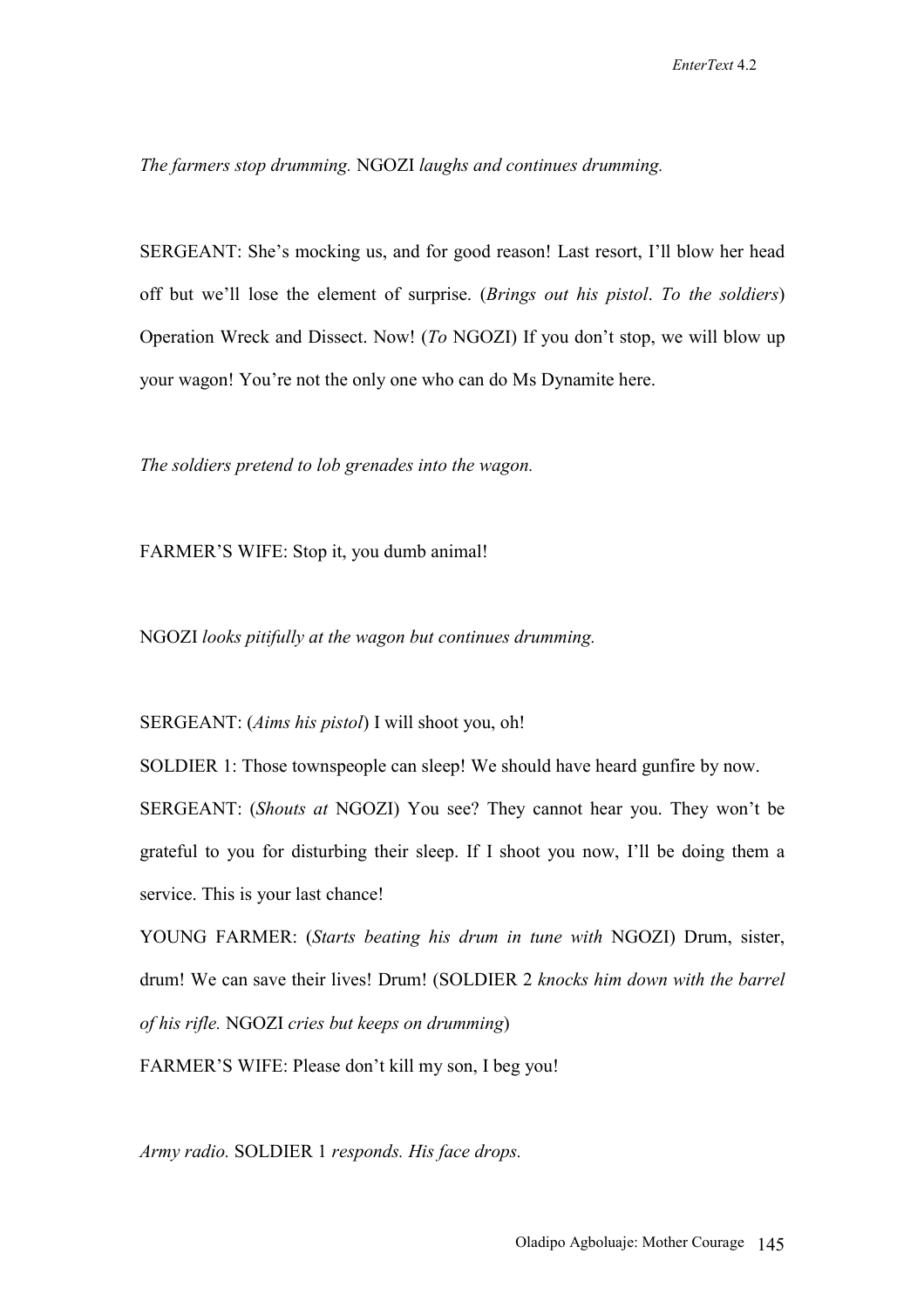*The farmers stop drumming.* NGOZI *laughs and continues drumming.*

SERGEANT: She's mocking us, and for good reason! Last resort, I'll blow her head off but we'll lose the element of surprise. (*Brings out his pistol*. *To the soldiers*) Operation Wreck and Dissect. Now! (*To* NGOZI) If you don't stop, we will blow up your wagon! You're not the only one who can do Ms Dynamite here.

*The soldiers pretend to lob grenades into the wagon.*

FARMER'S WIFE: Stop it, you dumb animal!

NGOZI *looks pitifully at the wagon but continues drumming.*

SERGEANT: (*Aims his pistol*) I will shoot you, oh!

SOLDIER 1: Those townspeople can sleep! We should have heard gunfire by now.

SERGEANT: (*Shouts at* NGOZI) You see? They cannot hear you. They won't be grateful to you for disturbing their sleep. If I shoot you now, I'll be doing them a service. This is your last chance!

YOUNG FARMER: (*Starts beating his drum in tune with* NGOZI) Drum, sister, drum! We can save their lives! Drum! (SOLDIER 2 *knocks him down with the barrel of his rifle.* NGOZI *cries but keeps on drumming*)

FARMER'S WIFE: Please don't kill my son, I beg you!

*Army radio.* SOLDIER 1 *responds. His face drops.*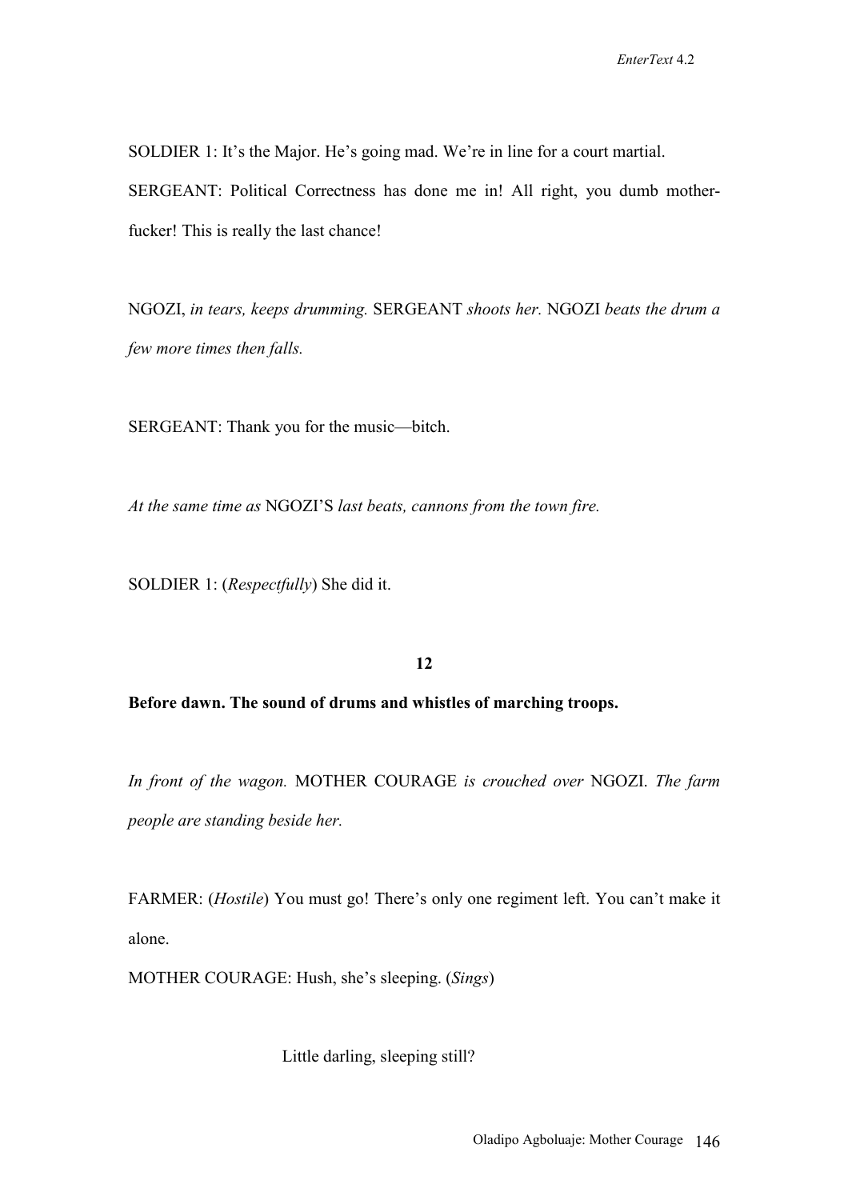SOLDIER 1: It's the Major. He's going mad. We're in line for a court martial.

SERGEANT: Political Correctness has done me in! All right, you dumb mother-fucker! This is really the last chance!

NGOZI, *in tears, keeps drumming.* SERGEANT *shoots her.* NGOZI *beats the drum a few more times then falls.*

SERGEANT: Thank you for the music—bitch.

*At the same time as* NGOZI'S *last beats, cannons from the town fire.*

SOLDIER 1: (*Respectfully*) She did it.

**12**

**Before dawn. The sound of drums and whistles of marching troops.**

*In front of the wagon.* MOTHER COURAGE *is crouched over* NGOZI. *The farm people are standing beside her.*

FARMER: (*Hostile*) You must go! There's only one regiment left. You can't make it alone.

MOTHER COURAGE: Hush, she's sleeping. (*Sings*)

Little darling, sleeping still?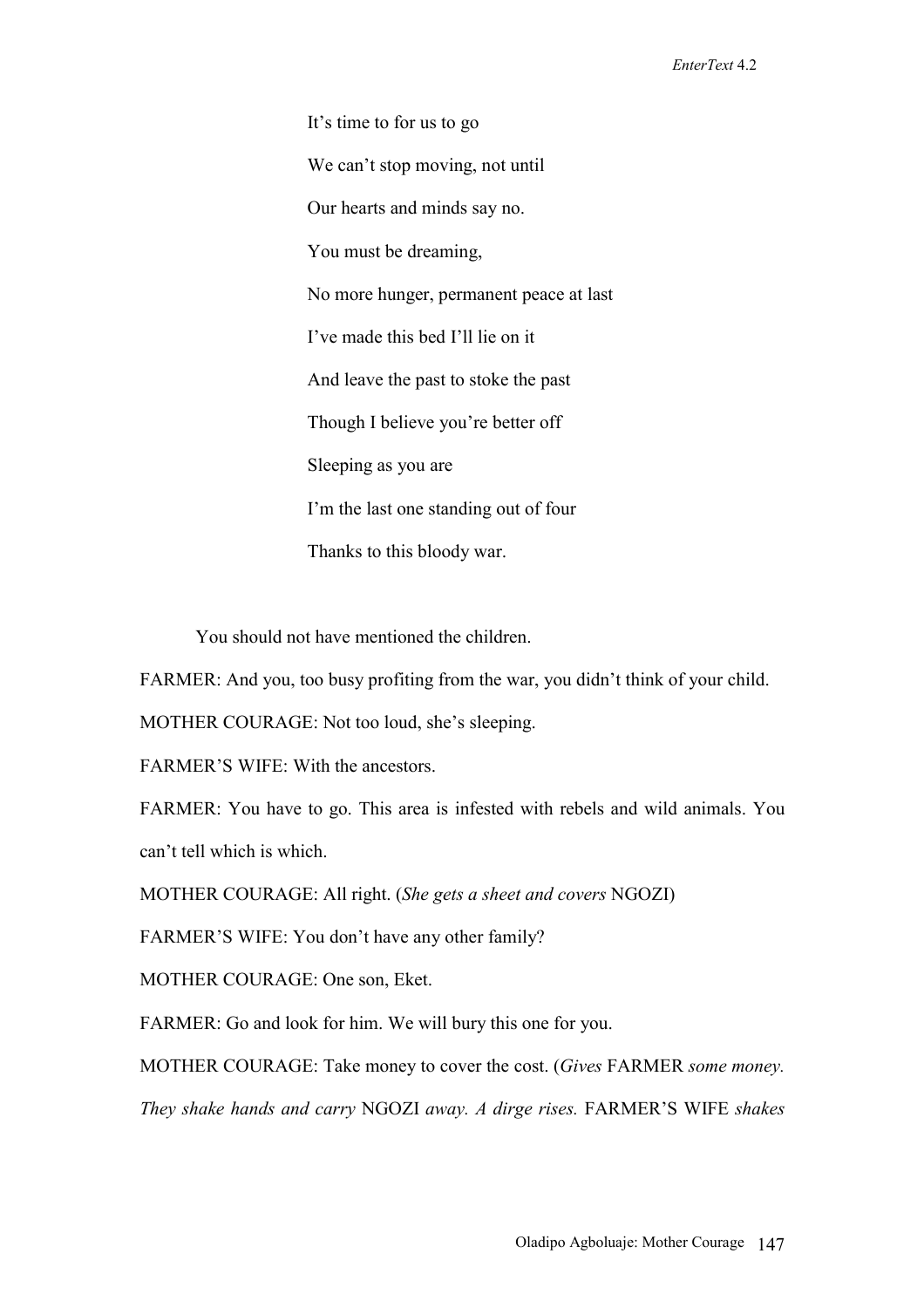It's time to for us to go

We can't stop moving, not until

Our hearts and minds say no.

You must be dreaming,

No more hunger, permanent peace at last

I've made this bed I'll lie on it

And leave the past to stoke the past

Though I believe you're better off

Sleeping as you are

I'm the last one standing out of four

Thanks to this bloody war.

You should not have mentioned the children.

FARMER: And you, too busy profiting from the war, you didn't think of your child.

MOTHER COURAGE: Not too loud, she's sleeping.

FARMER'S WIFE: With the ancestors.

FARMER: You have to go. This area is infested with rebels and wild animals. You can't tell which is which.

MOTHER COURAGE: All right. (*She gets a sheet and covers* NGOZI)

FARMER'S WIFE: You don't have any other family?

MOTHER COURAGE: One son, Eket.

FARMER: Go and look for him. We will bury this one for you.

MOTHER COURAGE: Take money to cover the cost. (*Gives* FARMER *some money. They shake hands and carry* NGOZI *away. A dirge rises.* FARMER'S WIFE *shakes*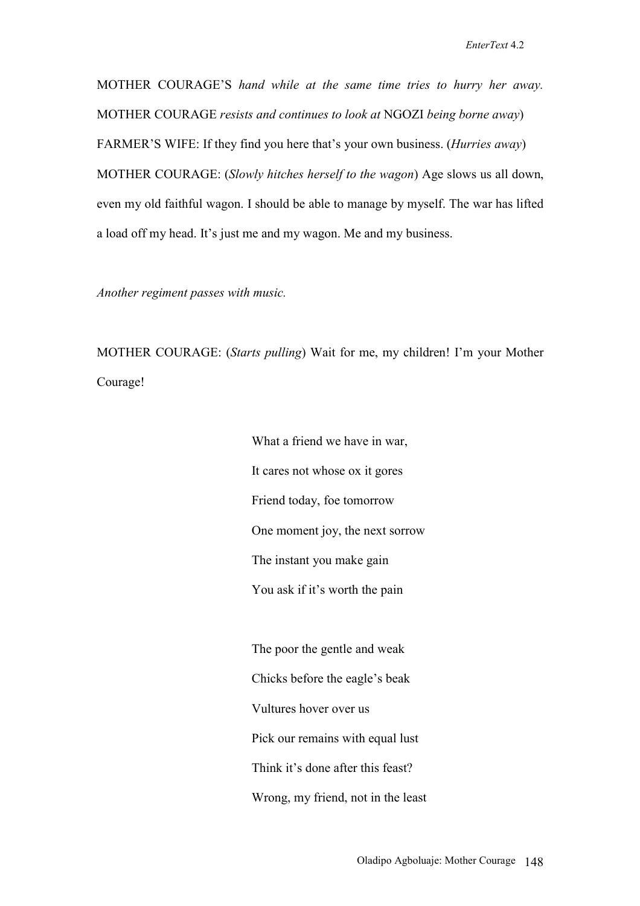MOTHER COURAGE'S *hand while at the same time tries to hurry her away.* MOTHER COURAGE *resists and continues to look at* NGOZI *being borne away*)

FARMER'S WIFE: If they find you here that's your own business. (*Hurries away*)

MOTHER COURAGE: (*Slowly hitches herself to the wagon*) Age slows us all down, even my old faithful wagon. I should be able to manage by myself. The war has lifted a load off my head. It's just me and my wagon. Me and my business.

*Another regiment passes with music.*

MOTHER COURAGE: (*Starts pulling*) Wait for me, my children! I'm your Mother Courage!

> What a friend we have in war,
> It cares not whose ox it gores
> Friend today, foe tomorrow
> One moment joy, the next sorrow
> The instant you make gain
> You ask if it's worth the pain
>
> The poor the gentle and weak
> Chicks before the eagle's beak
> Vultures hover over us
> Pick our remains with equal lust
> Think it's done after this feast?
> Wrong, my friend, not in the least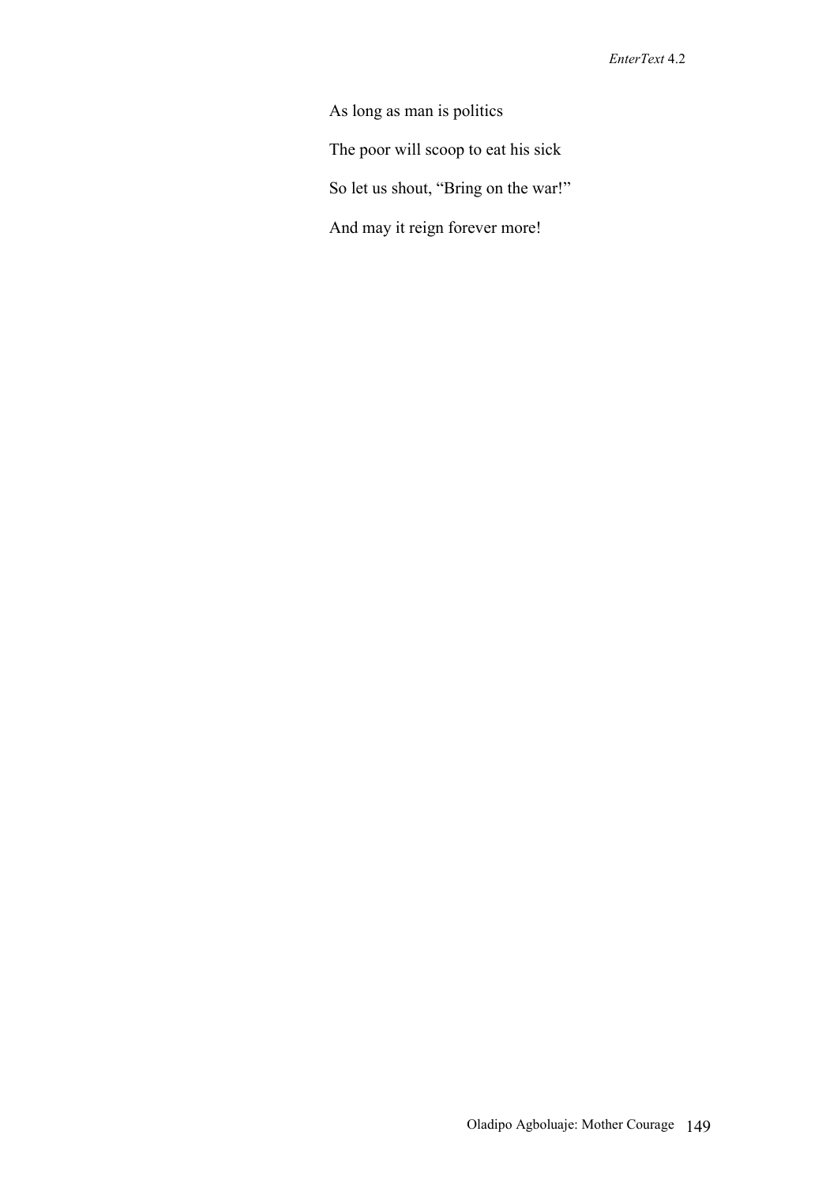As long as man is politics

The poor will scoop to eat his sick

So let us shout, “Bring on the war!”

And may it reign forever more!